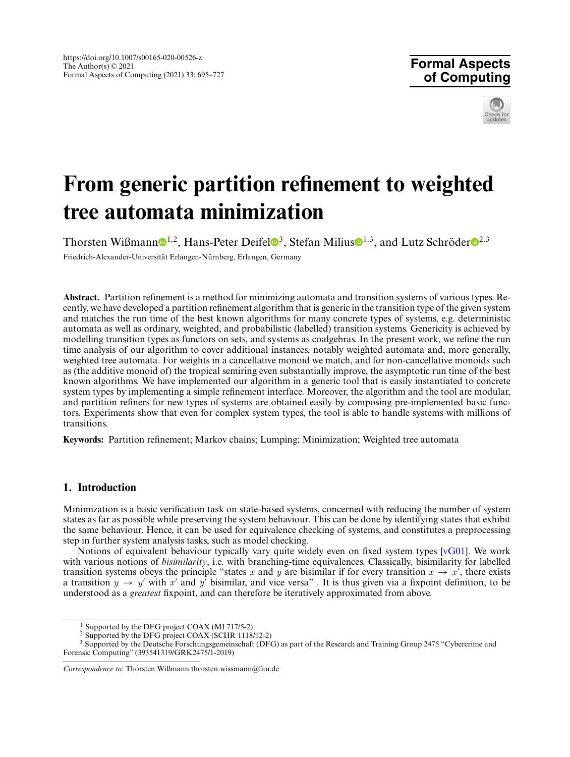https://doi.org/10.1007/s00165-020-00526-z
The Author(s) © 2021
Formal Aspects of Computing (2021) 33: 695–727

**Formal Aspects of Computing**

# From generic partition refinement to weighted tree automata minimization

Thorsten Wißmann[1,2], Hans-Peter Deifel[3], Stefan Milius[1,3], and Lutz Schröder[2,3]

Friedrich-Alexander-Universität Erlangen-Nürnberg, Erlangen, Germany

**Abstract.** Partition refinement is a method for minimizing automata and transition systems of various types. Recently, we have developed a partition refinement algorithm that is generic in the transition type of the given system and matches the run time of the best known algorithms for many concrete types of systems, e.g. deterministic automata as well as ordinary, weighted, and probabilistic (labelled) transition systems. Genericity is achieved by modelling transition types as functors on sets, and systems as coalgebras. In the present work, we refine the run time analysis of our algorithm to cover additional instances, notably weighted automata and, more generally, weighted tree automata. For weights in a cancellative monoid we match, and for non-cancellative monoids such as (the additive monoid of) the tropical semiring even substantially improve, the asymptotic run time of the best known algorithms. We have implemented our algorithm in a generic tool that is easily instantiated to concrete system types by implementing a simple refinement interface. Moreover, the algorithm and the tool are modular, and partition refiners for new types of systems are obtained easily by composing pre-implemented basic functors. Experiments show that even for complex system types, the tool is able to handle systems with millions of transitions.

**Keywords:** Partition refinement; Markov chains; Lumping; Minimization; Weighted tree automata

## 1. Introduction

Minimization is a basic verification task on state-based systems, concerned with reducing the number of system states as far as possible while preserving the system behaviour. This can be done by identifying states that exhibit the same behaviour. Hence, it can be used for equivalence checking of systems, and constitutes a preprocessing step in further system analysis tasks, such as model checking.

Notions of equivalent behaviour typically vary quite widely even on fixed system types [vG01]. We work with various notions of *bisimilarity*, i.e. with branching-time equivalences. Classically, bisimilarity for labelled transition systems obeys the principle "states $x$ and $y$ are bisimilar if for every transition $x \to x'$, there exists a transition $y \to y'$ with $x'$ and $y'$ bisimilar, and vice versa" . It is thus given via a fixpoint definition, to be understood as a *greatest* fixpoint, and can therefore be iteratively approximated from above.

[1] Supported by the DFG project COAX (MI 717/5-2)
[2] Supported by the DFG project COAX (SCHR 1118/12-2)
[3] Supported by the Deutsche Forschungsgemeinschaft (DFG) as part of the Research and Training Group 2475 "Cybercrime and Forensic Computing" (393541319/GRK2475/1-2019)

*Correspondence to*: Thorsten Wißmann thorsten.wissmann@fau.de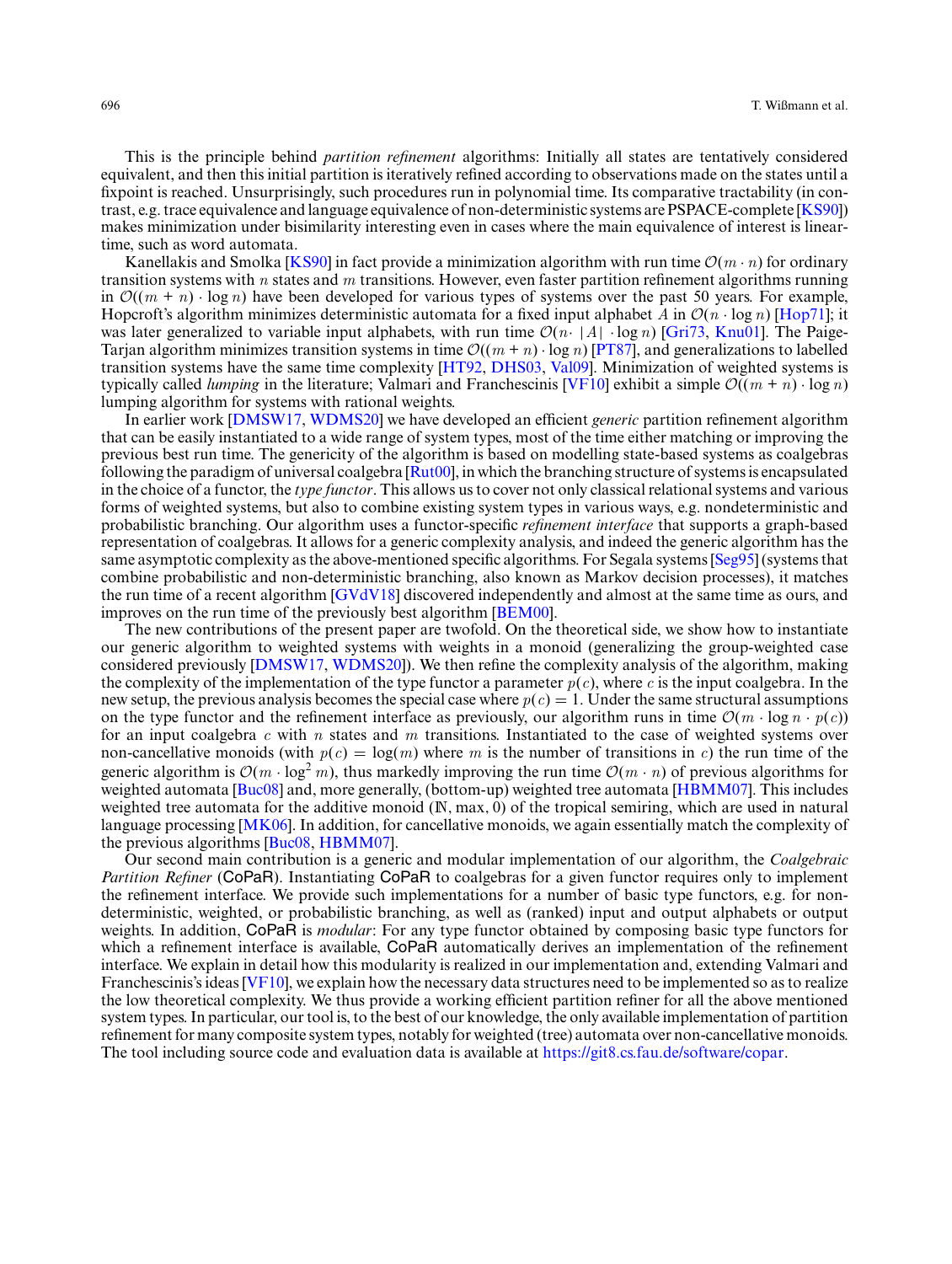This is the principle behind *partition refinement* algorithms: Initially all states are tentatively considered equivalent, and then this initial partition is iteratively refined according to observations made on the states until a fixpoint is reached. Unsurprisingly, such procedures run in polynomial time. Its comparative tractability (in contrast, e.g. trace equivalence and language equivalence of non-deterministic systems are PSPACE-complete [KS90]) makes minimization under bisimilarity interesting even in cases where the main equivalence of interest is linear-time, such as word automata.

Kanellakis and Smolka [KS90] in fact provide a minimization algorithm with run time $\mathcal{O}(m \cdot n)$ for ordinary transition systems with $n$ states and $m$ transitions. However, even faster partition refinement algorithms running in $\mathcal{O}((m + n) \cdot \log n)$ have been developed for various types of systems over the past 50 years. For example, Hopcroft's algorithm minimizes deterministic automata for a fixed input alphabet $A$ in $\mathcal{O}(n \cdot \log n)$ [Hop71]; it was later generalized to variable input alphabets, with run time $\mathcal{O}(n \cdot |A| \cdot \log n)$ [Gri73, Knu01]. The Paige-Tarjan algorithm minimizes transition systems in time $\mathcal{O}((m + n) \cdot \log n)$ [PT87], and generalizations to labelled transition systems have the same time complexity [HT92, DHS03, Val09]. Minimization of weighted systems is typically called *lumping* in the literature; Valmari and Franchescinis [VF10] exhibit a simple $\mathcal{O}((m + n) \cdot \log n)$ lumping algorithm for systems with rational weights.

In earlier work [DMSW17, WDMS20] we have developed an efficient *generic* partition refinement algorithm that can be easily instantiated to a wide range of system types, most of the time either matching or improving the previous best run time. The genericity of the algorithm is based on modelling state-based systems as coalgebras following the paradigm of universal coalgebra [Rut00], in which the branching structure of systems is encapsulated in the choice of a functor, the *type functor*. This allows us to cover not only classical relational systems and various forms of weighted systems, but also to combine existing system types in various ways, e.g. nondeterministic and probabilistic branching. Our algorithm uses a functor-specific *refinement interface* that supports a graph-based representation of coalgebras. It allows for a generic complexity analysis, and indeed the generic algorithm has the same asymptotic complexity as the above-mentioned specific algorithms. For Segala systems [Seg95] (systems that combine probabilistic and non-deterministic branching, also known as Markov decision processes), it matches the run time of a recent algorithm [GVdV18] discovered independently and almost at the same time as ours, and improves on the run time of the previously best algorithm [BEM00].

The new contributions of the present paper are twofold. On the theoretical side, we show how to instantiate our generic algorithm to weighted systems with weights in a monoid (generalizing the group-weighted case considered previously [DMSW17, WDMS20]). We then refine the complexity analysis of the algorithm, making the complexity of the implementation of the type functor a parameter $p(c)$, where $c$ is the input coalgebra. In the new setup, the previous analysis becomes the special case where $p(c) = 1$. Under the same structural assumptions on the type functor and the refinement interface as previously, our algorithm runs in time $\mathcal{O}(m \cdot \log n \cdot p(c))$ for an input coalgebra $c$ with $n$ states and $m$ transitions. Instantiated to the case of weighted systems over non-cancellative monoids (with $p(c) = \log(m)$ where $m$ is the number of transitions in $c$) the run time of the generic algorithm is $\mathcal{O}(m \cdot \log^2 m)$, thus markedly improving the run time $\mathcal{O}(m \cdot n)$ of previous algorithms for weighted automata [Buc08] and, more generally, (bottom-up) weighted tree automata [HBMM07]. This includes weighted tree automata for the additive monoid $(\mathbb{N}, \max, 0)$ of the tropical semiring, which are used in natural language processing [MK06]. In addition, for cancellative monoids, we again essentially match the complexity of the previous algorithms [Buc08, HBMM07].

Our second main contribution is a generic and modular implementation of our algorithm, the *Coalgebraic Partition Refiner* (CoPaR). Instantiating CoPaR to coalgebras for a given functor requires only to implement the refinement interface. We provide such implementations for a number of basic type functors, e.g. for non-deterministic, weighted, or probabilistic branching, as well as (ranked) input and output alphabets or output weights. In addition, CoPaR is *modular*: For any type functor obtained by composing basic type functors for which a refinement interface is available, CoPaR automatically derives an implementation of the refinement interface. We explain in detail how this modularity is realized in our implementation and, extending Valmari and Franchescinis's ideas [VF10], we explain how the necessary data structures need to be implemented so as to realize the low theoretical complexity. We thus provide a working efficient partition refiner for all the above mentioned system types. In particular, our tool is, to the best of our knowledge, the only available implementation of partition refinement for many composite system types, notably for weighted (tree) automata over non-cancellative monoids. The tool including source code and evaluation data is available at https://git8.cs.fau.de/software/copar.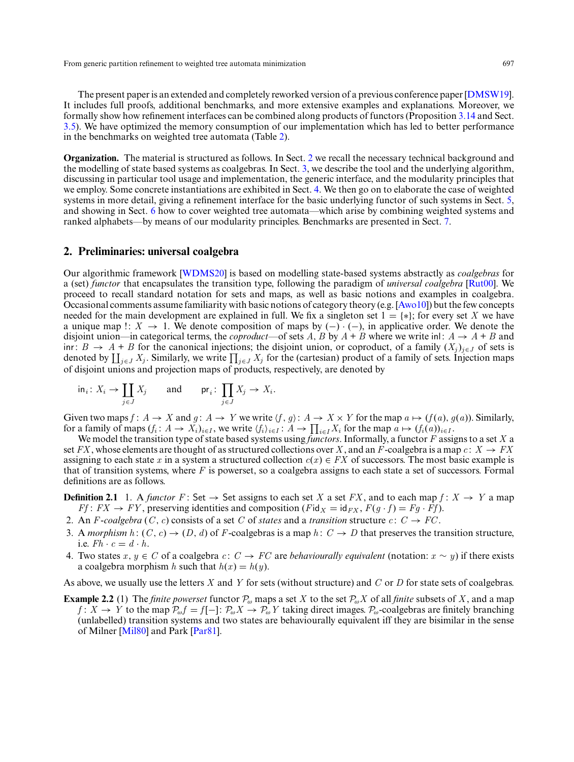The present paper is an extended and completely reworked version of a previous conference paper [DMSW19]. It includes full proofs, additional benchmarks, and more extensive examples and explanations. Moreover, we formally show how refinement interfaces can be combined along products of functors (Proposition 3.14 and Sect. 3.5). We have optimized the memory consumption of our implementation which has led to better performance in the benchmarks on weighted tree automata (Table 2).

**Organization.** The material is structured as follows. In Sect. 2 we recall the necessary technical background and the modelling of state based systems as coalgebras. In Sect. 3, we describe the tool and the underlying algorithm, discussing in particular tool usage and implementation, the generic interface, and the modularity principles that we employ. Some concrete instantiations are exhibited in Sect. 4. We then go on to elaborate the case of weighted systems in more detail, giving a refinement interface for the basic underlying functor of such systems in Sect. 5, and showing in Sect. 6 how to cover weighted tree automata—which arise by combining weighted systems and ranked alphabets—by means of our modularity principles. Benchmarks are presented in Sect. 7.

## 2. Preliminaries: universal coalgebra

Our algorithmic framework [WDMS20] is based on modelling state-based systems abstractly as *coalgebras* for a (set) *functor* that encapsulates the transition type, following the paradigm of *universal coalgebra* [Rut00]. We proceed to recall standard notation for sets and maps, as well as basic notions and examples in coalgebra. Occasional comments assume familiarity with basic notions of category theory (e.g. [Awo10]) but the few concepts needed for the main development are explained in full. We fix a singleton set $1 = \{*\}$; for every set $X$ we have a unique map $!\colon X \to 1$. We denote composition of maps by $(-)\cdot(-)$, in applicative order. We denote the disjoint union—in categorical terms, the *coproduct*—of sets $A$, $B$ by $A + B$ where we write $\mathsf{inl}\colon A \to A + B$ and $\mathsf{inr}\colon B \to A + B$ for the canonical injections; the disjoint union, or coproduct, of a family $(X_j)_{j\in J}$ of sets is denoted by $\coprod_{j\in J} X_j$. Similarly, we write $\prod_{j\in J} X_j$ for the (cartesian) product of a family of sets. Injection maps of disjoint unions and projection maps of products, respectively, are denoted by

$$\mathsf{in}_i\colon X_i \to \coprod_{j\in J} X_j \qquad \text{and} \qquad \mathsf{pr}_i\colon \prod_{j\in J} X_j \to X_i.$$

Given two maps $f\colon A \to X$ and $g\colon A \to Y$ we write $\langle f, g\rangle\colon A \to X \times Y$ for the map $a \mapsto (f(a), g(a))$. Similarly, for a family of maps $(f_i\colon A \to X_i)_{i\in I}$, we write $\langle f_i\rangle_{i\in I}\colon A \to \prod_{i\in I} X_i$ for the map $a \mapsto (f_i(a))_{i\in I}$.

We model the transition type of state based systems using *functors*. Informally, a functor $F$ assigns to a set $X$ a set $FX$, whose elements are thought of as structured collections over $X$, and an $F$-coalgebra is a map $c\colon X \to FX$ assigning to each state $x$ in a system a structured collection $c(x) \in FX$ of successors. The most basic example is that of transition systems, where $F$ is powerset, so a coalgebra assigns to each state a set of successors. Formal definitions are as follows.

**Definition 2.1** 1. A *functor* $F\colon \mathsf{Set} \to \mathsf{Set}$ assigns to each set $X$ a set $FX$, and to each map $f\colon X \to Y$ a map $Ff\colon FX \to FY$, preserving identities and composition ($F\mathsf{id}_X = \mathsf{id}_{FX}$, $F(g\cdot f) = Fg \cdot Ff$).

2. An $F$-*coalgebra* $(C, c)$ consists of a set $C$ of *states* and a *transition* structure $c\colon C \to FC$.
3. A *morphism* $h\colon (C, c) \to (D, d)$ of $F$-coalgebras is a map $h\colon C \to D$ that preserves the transition structure, i.e. $Fh \cdot c = d \cdot h$.
4. Two states $x, y \in C$ of a coalgebra $c\colon C \to FC$ are *behaviourally equivalent* (notation: $x \sim y$) if there exists a coalgebra morphism $h$ such that $h(x) = h(y)$.

As above, we usually use the letters $X$ and $Y$ for sets (without structure) and $C$ or $D$ for state sets of coalgebras.

**Example 2.2** (1) The *finite powerset* functor $\mathcal{P}_\omega$ maps a set $X$ to the set $\mathcal{P}_\omega X$ of all *finite* subsets of $X$, and a map $f\colon X \to Y$ to the map $\mathcal{P}_\omega f = f[-]\colon \mathcal{P}_\omega X \to \mathcal{P}_\omega Y$ taking direct images. $\mathcal{P}_\omega$-coalgebras are finitely branching (unlabelled) transition systems and two states are behaviourally equivalent iff they are bisimilar in the sense of Milner [Mil80] and Park [Par81].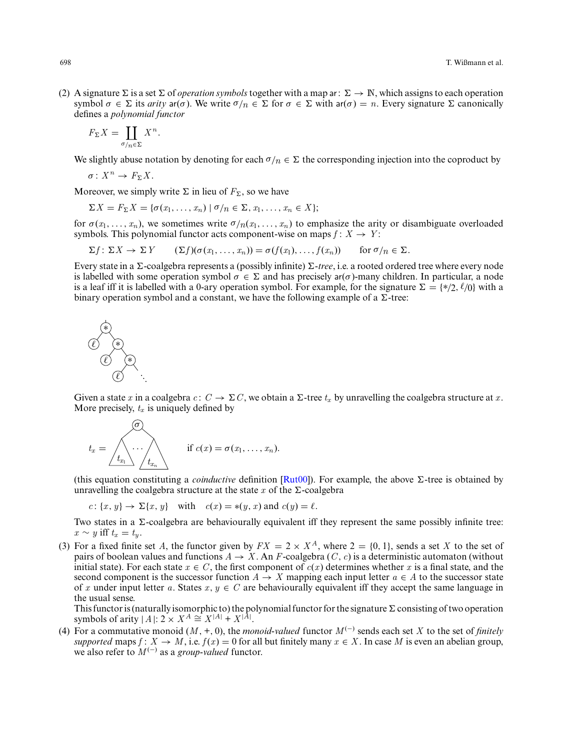(2) A signature $\Sigma$ is a set $\Sigma$ of *operation symbols* together with a map $\mathsf{ar}\colon \Sigma \to \mathbb{N}$, which assigns to each operation symbol $\sigma \in \Sigma$ its *arity* $\mathsf{ar}(\sigma)$. We write $\sigma/n \in \Sigma$ for $\sigma \in \Sigma$ with $\mathsf{ar}(\sigma) = n$. Every signature $\Sigma$ canonically defines a *polynomial functor*

$$F_\Sigma X = \coprod_{\sigma/n \in \Sigma} X^n.$$

We slightly abuse notation by denoting for each $\sigma/n \in \Sigma$ the corresponding injection into the coproduct by

$$\sigma\colon X^n \to F_\Sigma X.$$

Moreover, we simply write $\Sigma$ in lieu of $F_\Sigma$, so we have

$$\Sigma X = F_\Sigma X = \{\sigma(x_1, \ldots, x_n) \mid \sigma/n \in \Sigma, x_1, \ldots, x_n \in X\};$$

for $\sigma(x_1, \ldots, x_n)$, we sometimes write $\sigma/n(x_1, \ldots, x_n)$ to emphasize the arity or disambiguate overloaded symbols. This polynomial functor acts component-wise on maps $f\colon X \to Y$:

$$\Sigma f\colon \Sigma X \to \Sigma Y \qquad (\Sigma f)(\sigma(x_1, \ldots, x_n)) = \sigma(f(x_1), \ldots, f(x_n)) \qquad \text{for } \sigma/n \in \Sigma.$$

Every state in a $\Sigma$-coalgebra represents a (possibly infinite) $\Sigma$-*tree*, i.e. a rooted ordered tree where every node is labelled with some operation symbol $\sigma \in \Sigma$ and has precisely $\mathsf{ar}(\sigma)$-many children. In particular, a node is a leaf iff it is labelled with a 0-ary operation symbol. For example, for the signature $\Sigma = \{*/2, \ell/0\}$ with a binary operation symbol and a constant, we have the following example of a $\Sigma$-tree:

Given a state $x$ in a coalgebra $c\colon C \to \Sigma C$, we obtain a $\Sigma$-tree $t_x$ by unravelling the coalgebra structure at $x$. More precisely, $t_x$ is uniquely defined by

$$t_x = \sigma(t_{x_1}, \ldots, t_{x_n}) \qquad \text{if } c(x) = \sigma(x_1, \ldots, x_n).$$

(this equation constituting a *coinductive* definition [Rut00]). For example, the above $\Sigma$-tree is obtained by unravelling the coalgebra structure at the state $x$ of the $\Sigma$-coalgebra

$$c\colon \{x, y\} \to \Sigma\{x, y\} \quad \text{with} \quad c(x) = *(y, x) \text{ and } c(y) = \ell.$$

Two states in a $\Sigma$-coalgebra are behaviourally equivalent iff they represent the same possibly infinite tree: $x \sim y$ iff $t_x = t_y$.

(3) For a fixed finite set $A$, the functor given by $FX = 2 \times X^A$, where $2 = \{0, 1\}$, sends a set $X$ to the set of pairs of boolean values and functions $A \to X$. An $F$-coalgebra $(C, c)$ is a deterministic automaton (without initial state). For each state $x \in C$, the first component of $c(x)$ determines whether $x$ is a final state, and the second component is the successor function $A \to X$ mapping each input letter $a \in A$ to the successor state of $x$ under input letter $a$. States $x, y \in C$ are behaviourally equivalent iff they accept the same language in the usual sense.

This functor is (naturally isomorphic to) the polynomial functor for the signature $\Sigma$ consisting of two operation symbols of arity $|A|$: $2 \times X^A \cong X^{|A|} + X^{|A|}$.

(4) For a commutative monoid $(M, +, 0)$, the *monoid-valued* functor $M^{(-)}$ sends each set $X$ to the set of *finitely supported* maps $f\colon X \to M$, i.e. $f(x) = 0$ for all but finitely many $x \in X$. In case $M$ is even an abelian group, we also refer to $M^{(-)}$ as a *group-valued* functor.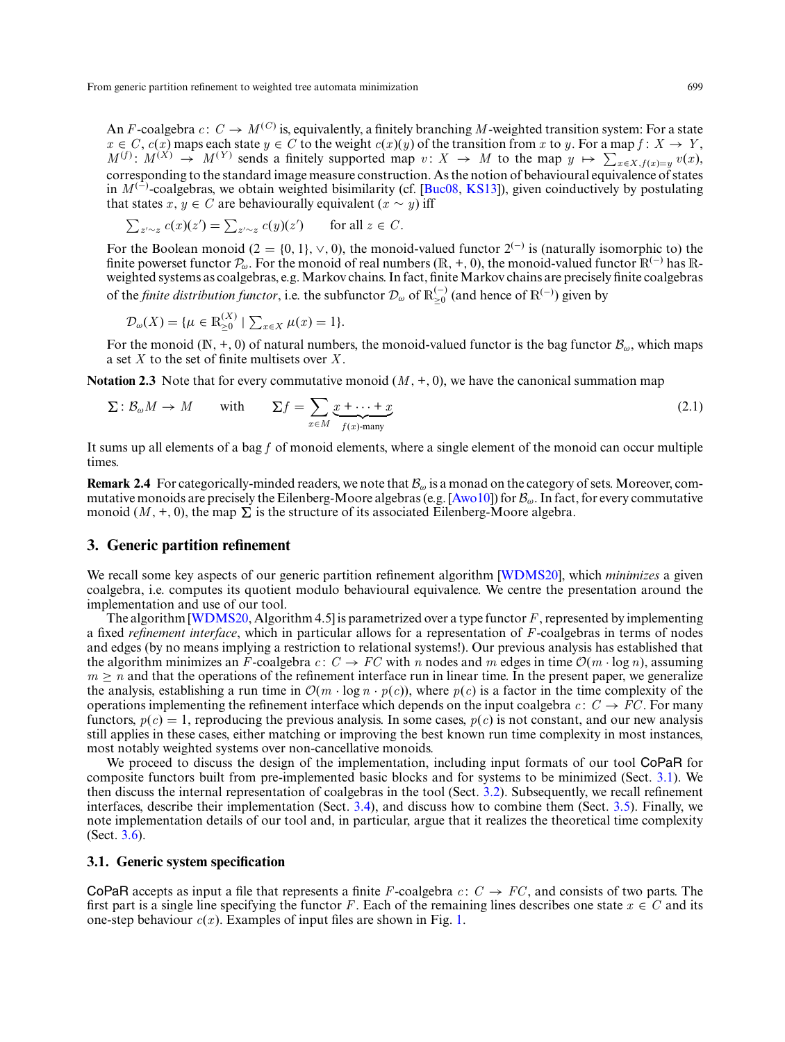An $F$-coalgebra $c\colon C \to M^{(C)}$ is, equivalently, a finitely branching $M$-weighted transition system: For a state $x \in C$, $c(x)$ maps each state $y \in C$ to the weight $c(x)(y)$ of the transition from $x$ to $y$. For a map $f\colon X \to Y$, $M^{(f)}\colon M^{(X)} \to M^{(Y)}$ sends a finitely supported map $v\colon X \to M$ to the map $y \mapsto \sum_{x\in X, f(x)=y} v(x)$, corresponding to the standard image measure construction. As the notion of behavioural equivalence of states in $M^{(-)}$-coalgebras, we obtain weighted bisimilarity (cf. [Buc08, KS13]), given coinductively by postulating that states $x, y \in C$ are behaviourally equivalent ($x \sim y$) iff

$$\textstyle\sum_{z'\sim z} c(x)(z') = \sum_{z'\sim z} c(y)(z') \qquad \text{for all } z \in C.$$

For the Boolean monoid $(2 = \{0, 1\}, \vee, 0)$, the monoid-valued functor $2^{(-)}$ is (naturally isomorphic to) the finite powerset functor $\mathcal{P}_\omega$. For the monoid of real numbers $(\mathbb{R}, +, 0)$, the monoid-valued functor $\mathbb{R}^{(-)}$ has $\mathbb{R}$-weighted systems as coalgebras, e.g. Markov chains. In fact, finite Markov chains are precisely finite coalgebras of the *finite distribution functor*, i.e. the subfunctor $\mathcal{D}_\omega$ of $\mathbb{R}^{(-)}_{\geq 0}$ (and hence of $\mathbb{R}^{(-)}$) given by

$$\mathcal{D}_\omega(X) = \{\mu \in \mathbb{R}^{(X)}_{\geq 0} \mid \textstyle\sum_{x\in X} \mu(x) = 1\}.$$

For the monoid $(\mathbb{N}, +, 0)$ of natural numbers, the monoid-valued functor is the bag functor $\mathcal{B}_\omega$, which maps a set $X$ to the set of finite multisets over $X$.

**Notation 2.3** Note that for every commutative monoid $(M, +, 0)$, we have the canonical summation map

$$\Sigma\colon \mathcal{B}_\omega M \to M \qquad \text{with} \qquad \Sigma f = \sum_{x\in M} \underbrace{x + \cdots + x}_{f(x)\text{-many}} \tag{2.1}$$

It sums up all elements of a bag $f$ of monoid elements, where a single element of the monoid can occur multiple times.

**Remark 2.4** For categorically-minded readers, we note that $\mathcal{B}_\omega$ is a monad on the category of sets. Moreover, commutative monoids are precisely the Eilenberg-Moore algebras (e.g. [Awo10]) for $\mathcal{B}_\omega$. In fact, for every commutative monoid $(M, +, 0)$, the map $\Sigma$ is the structure of its associated Eilenberg-Moore algebra.

## 3. Generic partition refinement

We recall some key aspects of our generic partition refinement algorithm [WDMS20], which *minimizes* a given coalgebra, i.e. computes its quotient modulo behavioural equivalence. We centre the presentation around the implementation and use of our tool.

The algorithm [WDMS20, Algorithm 4.5] is parametrized over a type functor $F$, represented by implementing a fixed *refinement interface*, which in particular allows for a representation of $F$-coalgebras in terms of nodes and edges (by no means implying a restriction to relational systems!). Our previous analysis has established that the algorithm minimizes an $F$-coalgebra $c\colon C \to FC$ with $n$ nodes and $m$ edges in time $\mathcal{O}(m \cdot \log n)$, assuming $m \geq n$ and that the operations of the refinement interface run in linear time. In the present paper, we generalize the analysis, establishing a run time in $\mathcal{O}(m \cdot \log n \cdot p(c))$, where $p(c)$ is a factor in the time complexity of the operations implementing the refinement interface which depends on the input coalgebra $c\colon C \to FC$. For many functors, $p(c) = 1$, reproducing the previous analysis. In some cases, $p(c)$ is not constant, and our new analysis still applies in these cases, either matching or improving the best known run time complexity in most instances, most notably weighted systems over non-cancellative monoids.

We proceed to discuss the design of the implementation, including input formats of our tool CoPaR for composite functors built from pre-implemented basic blocks and for systems to be minimized (Sect. 3.1). We then discuss the internal representation of coalgebras in the tool (Sect. 3.2). Subsequently, we recall refinement interfaces, describe their implementation (Sect. 3.4), and discuss how to combine them (Sect. 3.5). Finally, we note implementation details of our tool and, in particular, argue that it realizes the theoretical time complexity (Sect. 3.6).

### 3.1. Generic system specification

CoPaR accepts as input a file that represents a finite $F$-coalgebra $c\colon C \to FC$, and consists of two parts. The first part is a single line specifying the functor $F$. Each of the remaining lines describes one state $x \in C$ and its one-step behaviour $c(x)$. Examples of input files are shown in Fig. 1.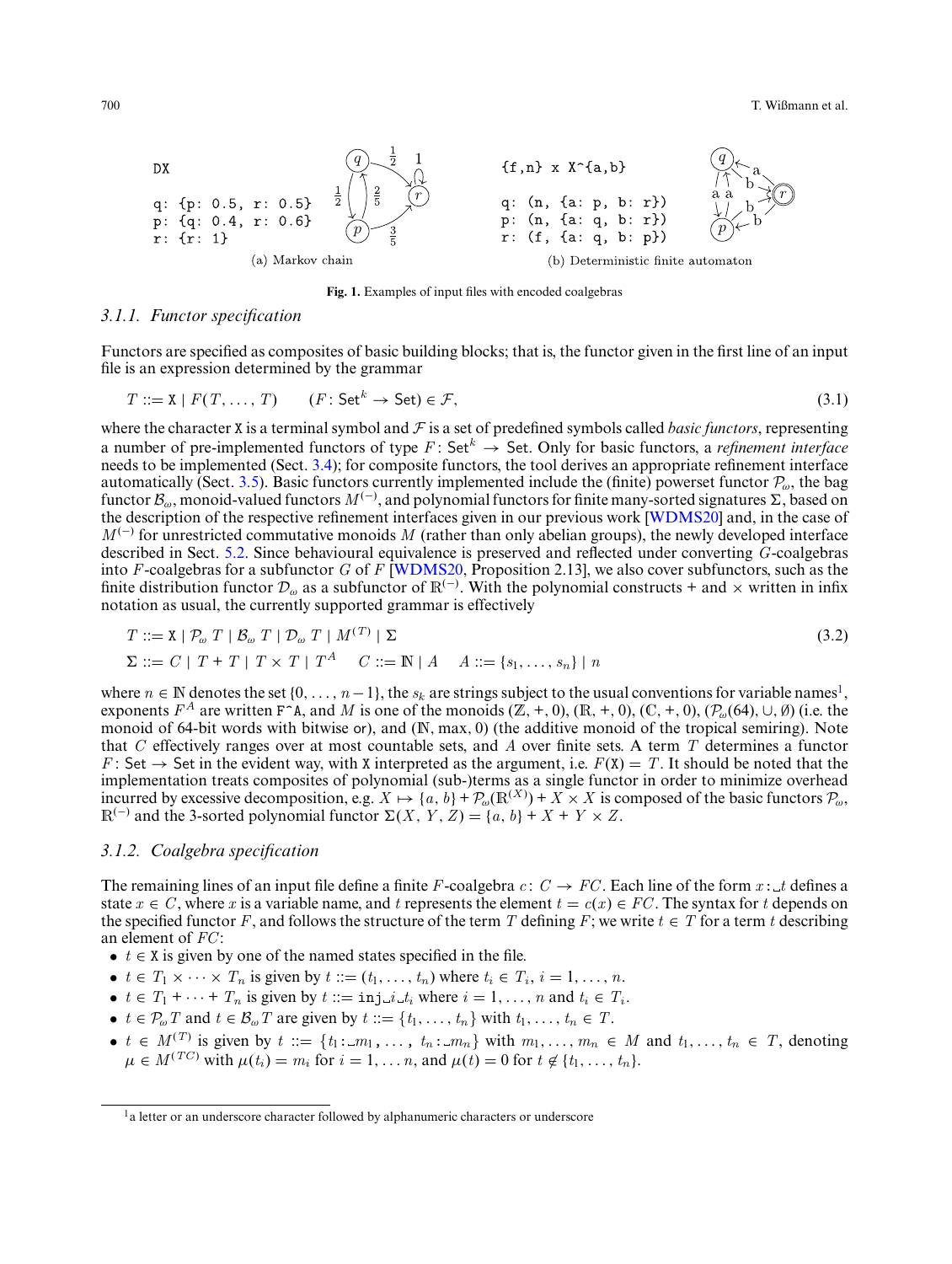```
DX

q: {p: 0.5, r: 0.5}
p: {q: 0.4, r: 0.6}
r: {r: 1}
```

(a) Markov chain

```
{f,n} x X^{a,b}

q: (n, {a: p, b: r})
p: (n, {a: q, b: r})
r: (f, {a: q, b: p})
```

(b) Deterministic finite automaton

**Fig. 1.** Examples of input files with encoded coalgebras

### 3.1.1. Functor specification

Functors are specified as composites of basic building blocks; that is, the functor given in the first line of an input file is an expression determined by the grammar

$$T ::= \mathtt{X} \mid F(T, \ldots, T) \qquad (F\colon \mathsf{Set}^k \to \mathsf{Set}) \in \mathcal{F}, \tag{3.1}$$

where the character X is a terminal symbol and $\mathcal{F}$ is a set of predefined symbols called *basic functors*, representing a number of pre-implemented functors of type $F\colon \mathsf{Set}^k \to \mathsf{Set}$. Only for basic functors, a *refinement interface* needs to be implemented (Sect. 3.4); for composite functors, the tool derives an appropriate refinement interface automatically (Sect. 3.5). Basic functors currently implemented include the (finite) powerset functor $\mathcal{P}_\omega$, the bag functor $\mathcal{B}_\omega$, monoid-valued functors $M^{(-)}$, and polynomial functors for finite many-sorted signatures $\Sigma$, based on the description of the respective refinement interfaces given in our previous work [WDMS20] and, in the case of $M^{(-)}$ for unrestricted commutative monoids $M$ (rather than only abelian groups), the newly developed interface described in Sect. 5.2. Since behavioural equivalence is preserved and reflected under converting $G$-coalgebras into $F$-coalgebras for a subfunctor $G$ of $F$ [WDMS20, Proposition 2.13], we also cover subfunctors, such as the finite distribution functor $\mathcal{D}_\omega$ as a subfunctor of $\mathbb{R}^{(-)}$. With the polynomial constructs + and × written in infix notation as usual, the currently supported grammar is effectively

$$\begin{aligned} &T ::= \mathtt{X} \mid \mathcal{P}_\omega\, T \mid \mathcal{B}_\omega\, T \mid \mathcal{D}_\omega\, T \mid M^{(T)} \mid \Sigma \\ &\Sigma ::= C \mid T + T \mid T \times T \mid T^A \qquad C ::= \mathbb{N} \mid A \qquad A ::= \{s_1, \ldots, s_n\} \mid n \end{aligned} \tag{3.2}$$

where $n \in \mathbb{N}$ denotes the set $\{0, \ldots, n-1\}$, the $s_k$ are strings subject to the usual conventions for variable names[1], exponents $F^A$ are written F^A, and $M$ is one of the monoids $(\mathbb{Z}, +, 0)$, $(\mathbb{R}, +, 0)$, $(\mathbb{C}, +, 0)$, $(\mathcal{P}_\omega(64), \cup, \emptyset)$ (i.e. the monoid of 64-bit words with bitwise or), and $(\mathbb{N}, \max, 0)$ (the additive monoid of the tropical semiring). Note that $C$ effectively ranges over at most countable sets, and $A$ over finite sets. A term $T$ determines a functor $F\colon \mathsf{Set} \to \mathsf{Set}$ in the evident way, with X interpreted as the argument, i.e. $F(\mathtt{X}) = T$. It should be noted that the implementation treats composites of polynomial (sub-)terms as a single functor in order to minimize overhead incurred by excessive decomposition, e.g. $X \mapsto \{a, b\} + \mathcal{P}_\omega(\mathbb{R}^{(X)}) + X \times X$ is composed of the basic functors $\mathcal{P}_\omega$, $\mathbb{R}^{(-)}$ and the 3-sorted polynomial functor $\Sigma(X, Y, Z) = \{a, b\} + X + Y \times Z$.

### 3.1.2. Coalgebra specification

The remaining lines of an input file define a finite $F$-coalgebra $c\colon C \to FC$. Each line of the form $x$ : ␣$t$ defines a state $x \in C$, where $x$ is a variable name, and $t$ represents the element $t = c(x) \in FC$. The syntax for $t$ depends on the specified functor $F$, and follows the structure of the term $T$ defining $F$; we write $t \in T$ for a term $t$ describing an element of $FC$:

- $t \in \mathtt{X}$ is given by one of the named states specified in the file.
- $t \in T_1 \times \cdots \times T_n$ is given by $t ::= (t_1, \ldots, t_n)$ where $t_i \in T_i$, $i = 1, \ldots, n$.
- $t \in T_1 + \cdots + T_n$ is given by $t ::=$ inj␣$i$␣$t_i$ where $i = 1, \ldots, n$ and $t_i \in T_i$.
- $t \in \mathcal{P}_\omega T$ and $t \in \mathcal{B}_\omega T$ are given by $t ::= \{t_1, \ldots, t_n\}$ with $t_1, \ldots, t_n \in T$.
- $t \in M^{(T)}$ is given by $t ::= \{t_1$:␣$m_1$, … , $t_n$:␣$m_n\}$ with $m_1, \ldots, m_n \in M$ and $t_1, \ldots, t_n \in T$, denoting $\mu \in M^{(TC)}$ with $\mu(t_i) = m_i$ for $i = 1, \ldots n$, and $\mu(t) = 0$ for $t \notin \{t_1, \ldots, t_n\}$.

[1] a letter or an underscore character followed by alphanumeric characters or underscore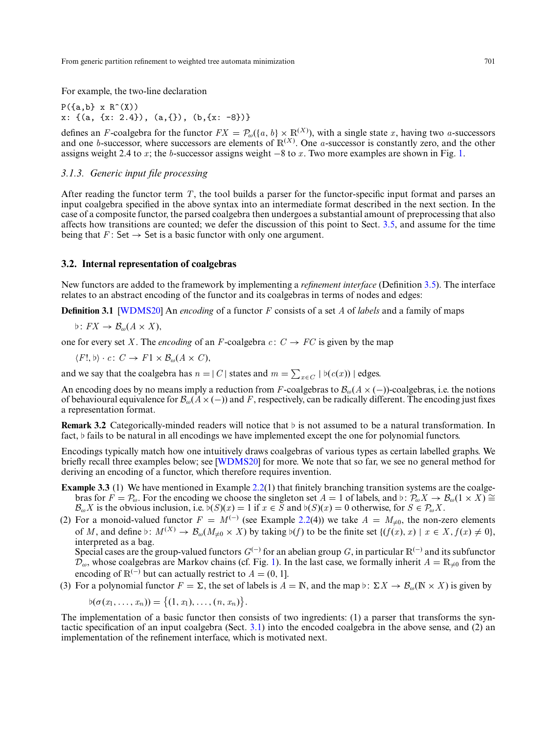For example, the two-line declaration

```
P({a,b} x R^(X))
x: {(a, {x: 2.4}), (a,{}), (b,{x: -8})}
```

defines an $F$-coalgebra for the functor $FX = \mathcal{P}_\omega(\{a, b\} \times \mathbb{R}^{(X)})$, with a single state $x$, having two $a$-successors and one $b$-successor, where successors are elements of $\mathbb{R}^{(X)}$. One $a$-successor is constantly zero, and the other assigns weight 2.4 to $x$; the $b$-successor assigns weight $-8$ to $x$. Two more examples are shown in Fig. 1.

### 3.1.3. Generic input file processing

After reading the functor term $T$, the tool builds a parser for the functor-specific input format and parses an input coalgebra specified in the above syntax into an intermediate format described in the next section. In the case of a composite functor, the parsed coalgebra then undergoes a substantial amount of preprocessing that also affects how transitions are counted; we defer the discussion of this point to Sect. 3.5, and assume for the time being that $F\colon \mathsf{Set} \to \mathsf{Set}$ is a basic functor with only one argument.

## 3.2. Internal representation of coalgebras

New functors are added to the framework by implementing a *refinement interface* (Definition 3.5). The interface relates to an abstract encoding of the functor and its coalgebras in terms of nodes and edges:

**Definition 3.1** [WDMS20] An *encoding* of a functor $F$ consists of a set $A$ of *labels* and a family of maps

$$\flat\colon FX \to \mathcal{B}_\omega(A \times X),$$

one for every set $X$. The *encoding* of an $F$-coalgebra $c\colon C \to FC$ is given by the map

$$\langle F!, \flat \rangle \cdot c\colon C \to F1 \times \mathcal{B}_\omega(A \times C),$$

and we say that the coalgebra has $n = |\,C\,|$ states and $m = \sum_{x \in C} |\,\flat(c(x))\,|$ edges.

An encoding does by no means imply a reduction from $F$-coalgebras to $\mathcal{B}_\omega(A \times (-))$-coalgebras, i.e. the notions of behavioural equivalence for $\mathcal{B}_\omega(A \times (-))$ and $F$, respectively, can be radically different. The encoding just fixes a representation format.

**Remark 3.2** Categorically-minded readers will notice that $\flat$ is not assumed to be a natural transformation. In fact, $\flat$ fails to be natural in all encodings we have implemented except the one for polynomial functors.

Encodings typically match how one intuitively draws coalgebras of various types as certain labelled graphs. We briefly recall three examples below; see [WDMS20] for more. We note that so far, we see no general method for deriving an encoding of a functor, which therefore requires invention.

**Example 3.3** (1) We have mentioned in Example 2.2(1) that finitely branching transition systems are the coalgebras for $F = \mathcal{P}_\omega$. For the encoding we choose the singleton set $A = 1$ of labels, and $\flat\colon \mathcal{P}_\omega X \to \mathcal{B}_\omega(1 \times X) \cong \mathcal{B}_\omega X$ is the obvious inclusion, i.e. $\flat(S)(x) = 1$ if $x \in S$ and $\flat(S)(x) = 0$ otherwise, for $S \in \mathcal{P}_\omega X$.

(2) For a monoid-valued functor $F = M^{(-)}$ (see Example 2.2(4)) we take $A = M_{\neq 0}$, the non-zero elements of $M$, and define $\flat\colon M^{(X)} \to \mathcal{B}_\omega(M_{\neq 0} \times X)$ by taking $\flat(f)$ to be the finite set $\{(f(x), x) \mid x \in X, f(x) \neq 0\}$, interpreted as a bag.
Special cases are the group-valued functors $G^{(-)}$ for an abelian group $G$, in particular $\mathbb{R}^{(-)}$ and its subfunctor $\mathcal{D}_\omega$, whose coalgebras are Markov chains (cf. Fig. 1). In the last case, we formally inherit $A = \mathbb{R}_{\neq 0}$ from the encoding of $\mathbb{R}^{(-)}$ but can actually restrict to $A = (0, 1]$.

(3) For a polynomial functor $F = \Sigma$, the set of labels is $A = \mathbb{N}$, and the map $\flat\colon \Sigma X \to \mathcal{B}_\omega(\mathbb{N} \times X)$ is given by

$$\flat(\sigma(x_1, \ldots, x_n)) = \{(1, x_1), \ldots, (n, x_n)\}.$$

The implementation of a basic functor then consists of two ingredients: (1) a parser that transforms the syntactic specification of an input coalgebra (Sect. 3.1) into the encoded coalgebra in the above sense, and (2) an implementation of the refinement interface, which is motivated next.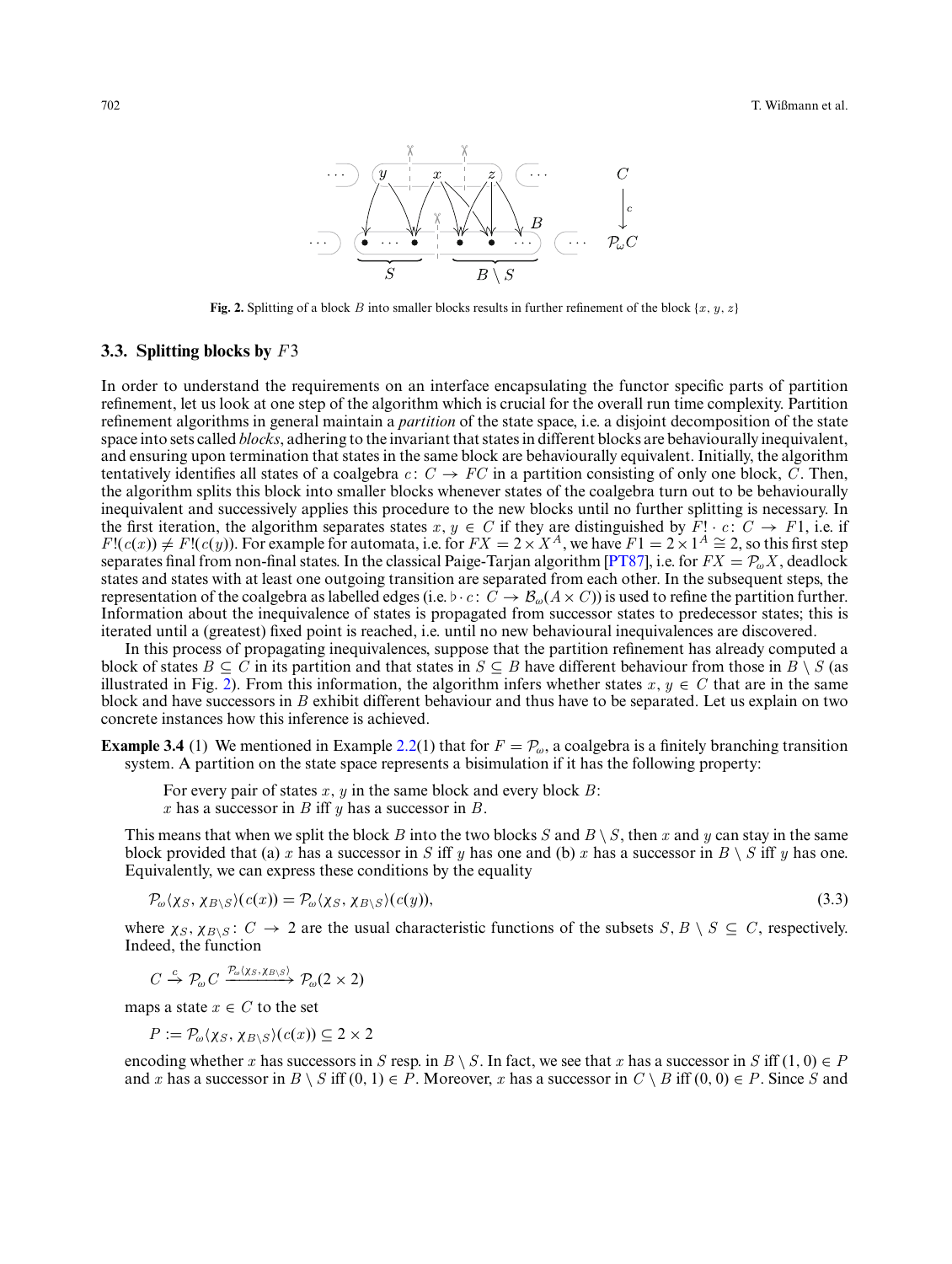**Fig. 2.** Splitting of a block $B$ into smaller blocks results in further refinement of the block $\{x, y, z\}$

### 3.3. Splitting blocks by $F3$

In order to understand the requirements on an interface encapsulating the functor specific parts of partition refinement, let us look at one step of the algorithm which is crucial for the overall run time complexity. Partition refinement algorithms in general maintain a *partition* of the state space, i.e. a disjoint decomposition of the state space into sets called *blocks*, adhering to the invariant that states in different blocks are behaviourally inequivalent, and ensuring upon termination that states in the same block are behaviourally equivalent. Initially, the algorithm tentatively identifies all states of a coalgebra $c\colon C \to FC$ in a partition consisting of only one block, $C$. Then, the algorithm splits this block into smaller blocks whenever states of the coalgebra turn out to be behaviourally inequivalent and successively applies this procedure to the new blocks until no further splitting is necessary. In the first iteration, the algorithm separates states $x, y \in C$ if they are distinguished by $F! \cdot c\colon C \to F1$, i.e. if $F!(c(x)) \neq F!(c(y))$. For example for automata, i.e. for $FX = 2 \times X^A$, we have $F1 = 2 \times 1^A \cong 2$, so this first step separates final from non-final states. In the classical Paige-Tarjan algorithm [PT87], i.e. for $FX = \mathcal{P}_\omega X$, deadlock states and states with at least one outgoing transition are separated from each other. In the subsequent steps, the representation of the coalgebra as labelled edges (i.e. $\flat \cdot c\colon C \to \mathcal{B}_\omega(A \times C)$) is used to refine the partition further. Information about the inequivalence of states is propagated from successor states to predecessor states; this is iterated until a (greatest) fixed point is reached, i.e. until no new behavioural inequivalences are discovered.

In this process of propagating inequivalences, suppose that the partition refinement has already computed a block of states $B \subseteq C$ in its partition and that states in $S \subseteq B$ have different behaviour from those in $B \setminus S$ (as illustrated in Fig. 2). From this information, the algorithm infers whether states $x, y \in C$ that are in the same block and have successors in $B$ exhibit different behaviour and thus have to be separated. Let us explain on two concrete instances how this inference is achieved.

**Example 3.4** (1) We mentioned in Example 2.2(1) that for $F = \mathcal{P}_\omega$, a coalgebra is a finitely branching transition system. A partition on the state space represents a bisimulation if it has the following property:

> For every pair of states $x, y$ in the same block and every block $B$:
> $x$ has a successor in $B$ iff $y$ has a successor in $B$.

This means that when we split the block $B$ into the two blocks $S$ and $B \setminus S$, then $x$ and $y$ can stay in the same block provided that (a) $x$ has a successor in $S$ iff $y$ has one and (b) $x$ has a successor in $B \setminus S$ iff $y$ has one. Equivalently, we can express these conditions by the equality

$$\mathcal{P}_\omega\langle \chi_S, \chi_{B\setminus S}\rangle(c(x)) = \mathcal{P}_\omega\langle \chi_S, \chi_{B\setminus S}\rangle(c(y)), \tag{3.3}$$

where $\chi_S, \chi_{B\setminus S}\colon C \to 2$ are the usual characteristic functions of the subsets $S, B \setminus S \subseteq C$, respectively. Indeed, the function

$$C \xrightarrow{c} \mathcal{P}_\omega C \xrightarrow{\mathcal{P}_\omega\langle \chi_S, \chi_{B\setminus S}\rangle} \mathcal{P}_\omega(2 \times 2)$$

maps a state $x \in C$ to the set

$$P := \mathcal{P}_\omega\langle \chi_S, \chi_{B\setminus S}\rangle(c(x)) \subseteq 2 \times 2$$

encoding whether $x$ has successors in $S$ resp. in $B \setminus S$. In fact, we see that $x$ has a successor in $S$ iff $(1, 0) \in P$ and $x$ has a successor in $B \setminus S$ iff $(0, 1) \in P$. Moreover, $x$ has a successor in $C \setminus B$ iff $(0, 0) \in P$. Since $S$ and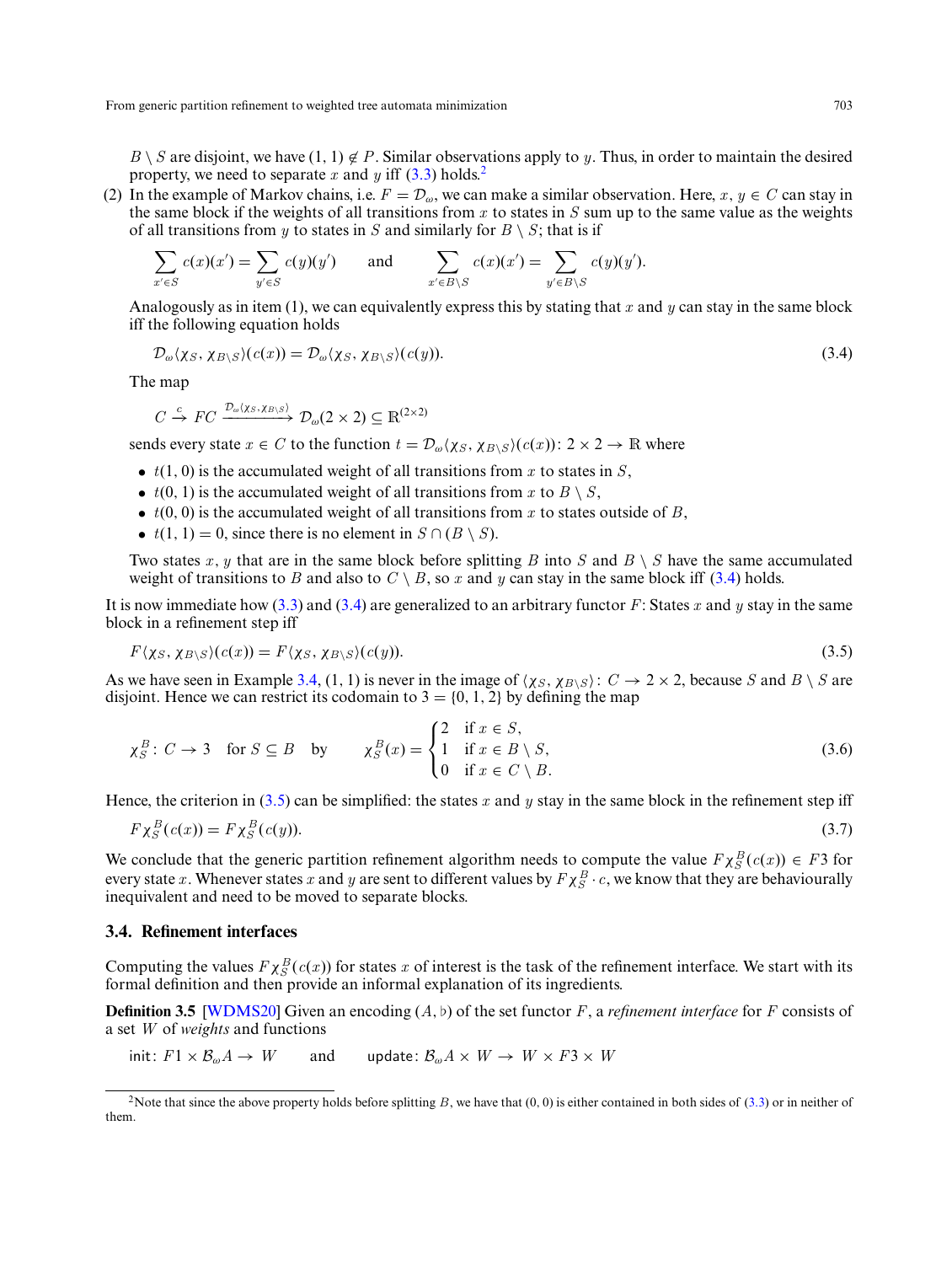$B \setminus S$ are disjoint, we have $(1, 1) \notin P$. Similar observations apply to $y$. Thus, in order to maintain the desired property, we need to separate $x$ and $y$ iff (3.3) holds.[2]

(2) In the example of Markov chains, i.e. $F = \mathcal{D}_\omega$, we can make a similar observation. Here, $x, y \in C$ can stay in the same block if the weights of all transitions from $x$ to states in $S$ sum up to the same value as the weights of all transitions from $y$ to states in $S$ and similarly for $B \setminus S$; that is if

$$\sum_{x' \in S} c(x)(x') = \sum_{y' \in S} c(y)(y') \qquad \text{and} \qquad \sum_{x' \in B \setminus S} c(x)(x') = \sum_{y' \in B \setminus S} c(y)(y').$$

Analogously as in item (1), we can equivalently express this by stating that $x$ and $y$ can stay in the same block iff the following equation holds

$$\mathcal{D}_\omega\langle \chi_S, \chi_{B\setminus S}\rangle(c(x)) = \mathcal{D}_\omega\langle \chi_S, \chi_{B\setminus S}\rangle(c(y)). \tag{3.4}$$

The map

$$C \xrightarrow{c} FC \xrightarrow{\mathcal{D}_\omega\langle \chi_S, \chi_{B\setminus S}\rangle} \mathcal{D}_\omega(2 \times 2) \subseteq \mathbb{R}^{(2\times 2)}$$

sends every state $x \in C$ to the function $t = \mathcal{D}_\omega\langle \chi_S, \chi_{B\setminus S}\rangle(c(x)) \colon 2 \times 2 \to \mathbb{R}$ where

- $t(1, 0)$ is the accumulated weight of all transitions from $x$ to states in $S$,
- $t(0, 1)$ is the accumulated weight of all transitions from $x$ to $B \setminus S$,
- $t(0, 0)$ is the accumulated weight of all transitions from $x$ to states outside of $B$,
- $t(1, 1) = 0$, since there is no element in $S \cap (B \setminus S)$.

Two states $x, y$ that are in the same block before splitting $B$ into $S$ and $B \setminus S$ have the same accumulated weight of transitions to $B$ and also to $C \setminus B$, so $x$ and $y$ can stay in the same block iff (3.4) holds.

It is now immediate how (3.3) and (3.4) are generalized to an arbitrary functor $F$: States $x$ and $y$ stay in the same block in a refinement step iff

$$F\langle \chi_S, \chi_{B\setminus S}\rangle(c(x)) = F\langle \chi_S, \chi_{B\setminus S}\rangle(c(y)). \tag{3.5}$$

As we have seen in Example 3.4, $(1, 1)$ is never in the image of $\langle \chi_S, \chi_{B\setminus S}\rangle \colon C \to 2 \times 2$, because $S$ and $B \setminus S$ are disjoint. Hence we can restrict its codomain to $3 = \{0, 1, 2\}$ by defining the map

$$\chi_S^B \colon C \to 3 \quad \text{for } S \subseteq B \quad \text{by} \qquad \chi_S^B(x) = \begin{cases} 2 & \text{if } x \in S, \\ 1 & \text{if } x \in B \setminus S, \\ 0 & \text{if } x \in C \setminus B. \end{cases} \tag{3.6}$$

Hence, the criterion in (3.5) can be simplified: the states $x$ and $y$ stay in the same block in the refinement step iff

$$F\chi_S^B(c(x)) = F\chi_S^B(c(y)). \tag{3.7}$$

We conclude that the generic partition refinement algorithm needs to compute the value $F\chi_S^B(c(x)) \in F3$ for every state $x$. Whenever states $x$ and $y$ are sent to different values by $F\chi_S^B \cdot c$, we know that they are behaviourally inequivalent and need to be moved to separate blocks.

### 3.4. Refinement interfaces

Computing the values $F\chi_S^B(c(x))$ for states $x$ of interest is the task of the refinement interface. We start with its formal definition and then provide an informal explanation of its ingredients.

**Definition 3.5** [WDMS20] Given an encoding $(A, \flat)$ of the set functor $F$, a *refinement interface* for $F$ consists of a set $W$ of *weights* and functions

$$\mathsf{init} \colon F1 \times \mathcal{B}_\omega A \to W \qquad \text{and} \qquad \mathsf{update} \colon \mathcal{B}_\omega A \times W \to W \times F3 \times W$$

[2] Note that since the above property holds before splitting $B$, we have that $(0, 0)$ is either contained in both sides of (3.3) or in neither of them.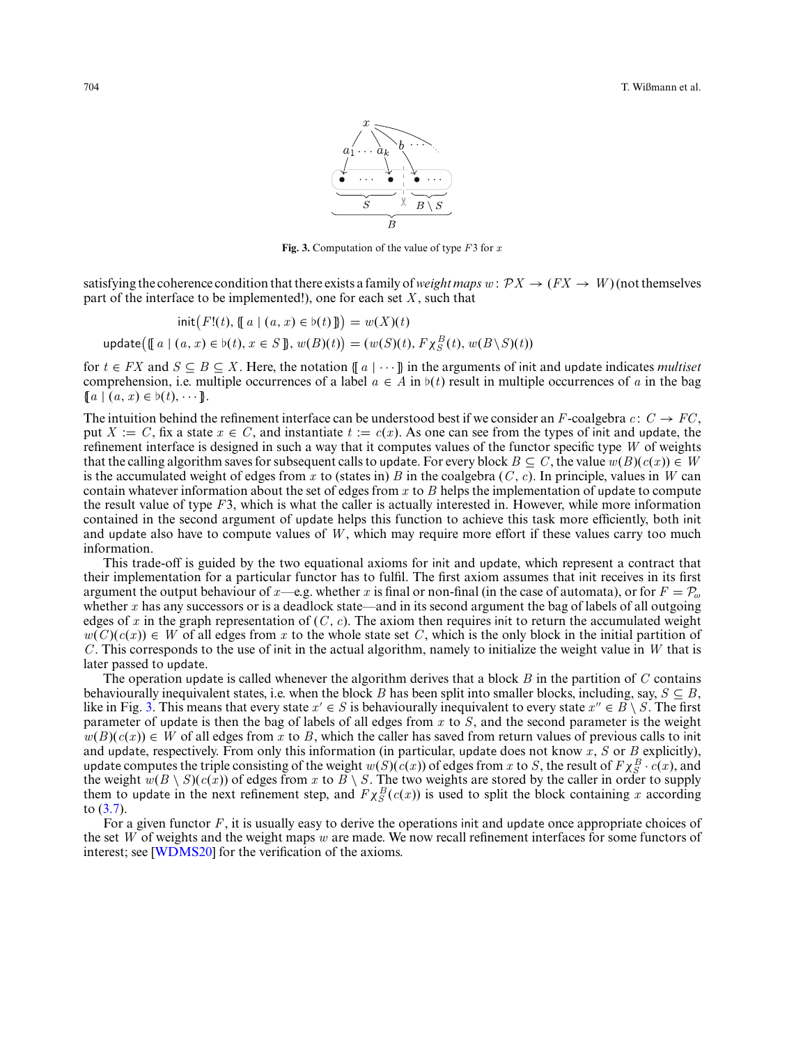Fig. 3. Computation of the value of type $F3$ for $x$

satisfying the coherence condition that there exists a family of *weight maps* $w\colon \mathcal{P}X \to (FX \to W)$ (not themselves part of the interface to be implemented!), one for each set $X$, such that

$$\mathsf{init}\big(F!(t), \{\!\!\{\, a \mid (a, x) \in \flat(t) \,\}\!\!\}\big) = w(X)(t)$$

$$\mathsf{update}\big(\{\!\!\{\, a \mid (a, x) \in \flat(t), x \in S \,\}\!\!\}, w(B)(t)\big) = \big(w(S)(t), F\chi_S^B(t), w(B\setminus S)(t)\big)$$

for $t \in FX$ and $S \subseteq B \subseteq X$. Here, the notation $\{\!\!\{\, a \mid \cdots \}\!\!\}$ in the arguments of init and update indicates *multiset* comprehension, i.e. multiple occurrences of a label $a \in A$ in $\flat(t)$ result in multiple occurrences of $a$ in the bag $\{\!\!\{ a \mid (a, x) \in \flat(t), \cdots \}\!\!\}$.

The intuition behind the refinement interface can be understood best if we consider an $F$-coalgebra $c\colon C \to FC$, put $X := C$, fix a state $x \in C$, and instantiate $t := c(x)$. As one can see from the types of init and update, the refinement interface is designed in such a way that it computes values of the functor specific type $W$ of weights that the calling algorithm saves for subsequent calls to update. For every block $B \subseteq C$, the value $w(B)(c(x)) \in W$ is the accumulated weight of edges from $x$ to (states in) $B$ in the coalgebra $(C, c)$. In principle, values in $W$ can contain whatever information about the set of edges from $x$ to $B$ helps the implementation of update to compute the result value of type $F3$, which is what the caller is actually interested in. However, while more information contained in the second argument of update helps this function to achieve this task more efficiently, both init and update also have to compute values of $W$, which may require more effort if these values carry too much information.

This trade-off is guided by the two equational axioms for init and update, which represent a contract that their implementation for a particular functor has to fulfil. The first axiom assumes that init receives in its first argument the output behaviour of $x$—e.g. whether $x$ is final or non-final (in the case of automata), or for $F = \mathcal{P}_\omega$ whether $x$ has any successors or is a deadlock state—and in its second argument the bag of labels of all outgoing edges of $x$ in the graph representation of $(C, c)$. The axiom then requires init to return the accumulated weight $w(C)(c(x)) \in W$ of all edges from $x$ to the whole state set $C$, which is the only block in the initial partition of $C$. This corresponds to the use of init in the actual algorithm, namely to initialize the weight value in $W$ that is later passed to update.

The operation update is called whenever the algorithm derives that a block $B$ in the partition of $C$ contains behaviourally inequivalent states, i.e. when the block $B$ has been split into smaller blocks, including, say, $S \subseteq B$, like in Fig. 3. This means that every state $x' \in S$ is behaviourally inequivalent to every state $x'' \in B \setminus S$. The first parameter of update is then the bag of labels of all edges from $x$ to $S$, and the second parameter is the weight $w(B)(c(x)) \in W$ of all edges from $x$ to $B$, which the caller has saved from return values of previous calls to init and update, respectively. From only this information (in particular, update does not know $x$, $S$ or $B$ explicitly), update computes the triple consisting of the weight $w(S)(c(x))$ of edges from $x$ to $S$, the result of $F\chi_S^B \cdot c(x)$, and the weight $w(B \setminus S)(c(x))$ of edges from $x$ to $B \setminus S$. The two weights are stored by the caller in order to supply them to update in the next refinement step, and $F\chi_S^B(c(x))$ is used to split the block containing $x$ according to (3.7).

For a given functor $F$, it is usually easy to derive the operations init and update once appropriate choices of the set $W$ of weights and the weight maps $w$ are made. We now recall refinement interfaces for some functors of interest; see [WDMS20] for the verification of the axioms.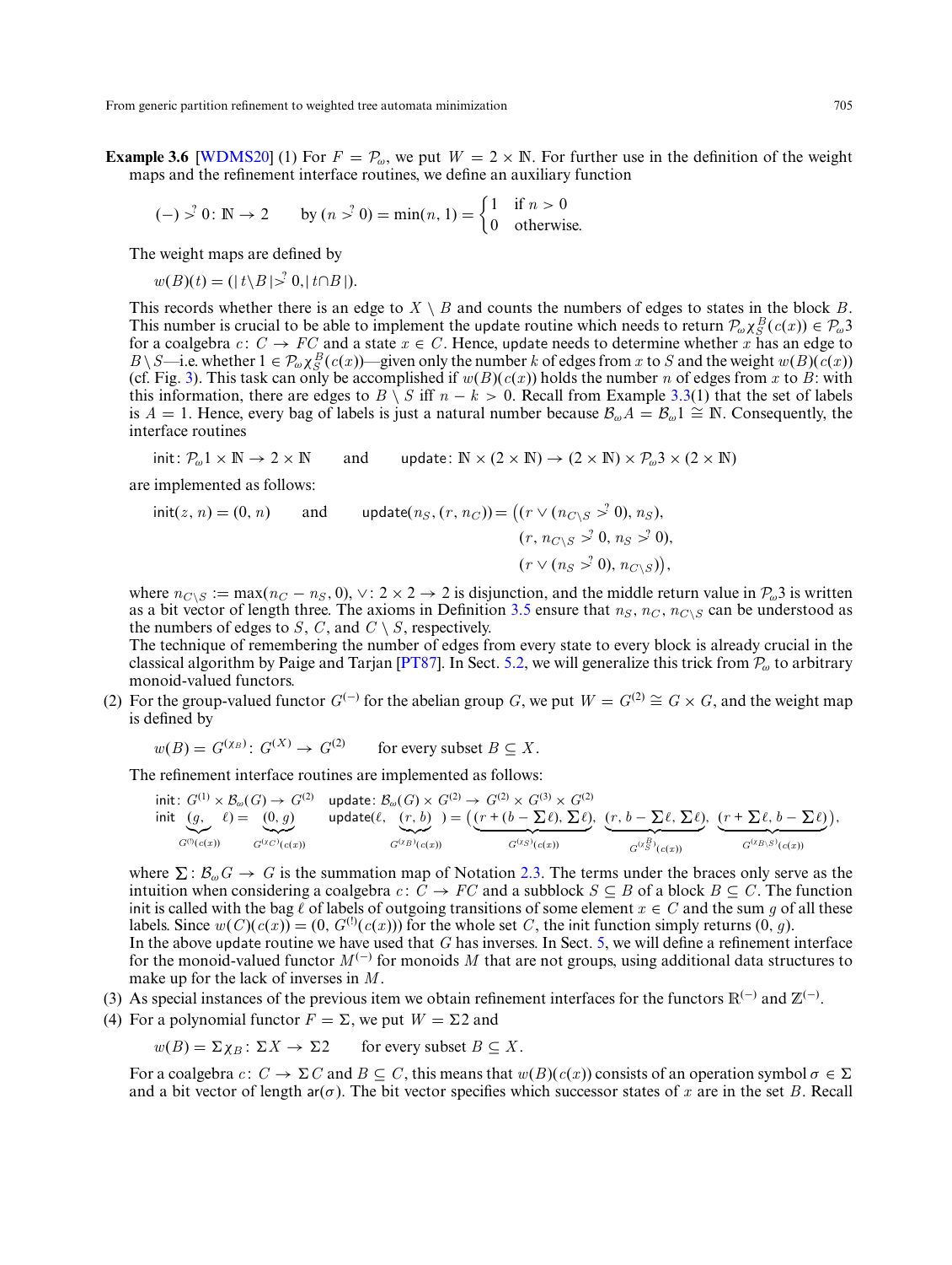**Example 3.6** [WDMS20] (1) For $F = \mathcal{P}_\omega$, we put $W = 2 \times \mathbb{N}$. For further use in the definition of the weight maps and the refinement interface routines, we define an auxiliary function

$$(-) \overset{?}{>} 0 \colon \mathbb{N} \to 2 \qquad \text{by } (n \overset{?}{>} 0) = \min(n, 1) = \begin{cases} 1 & \text{if } n > 0 \\ 0 & \text{otherwise.} \end{cases}$$

The weight maps are defined by

$$w(B)(t) = (|\, t \setminus B \,| \overset{?}{>} 0, |\, t \cap B \,|).$$

This records whether there is an edge to $X \setminus B$ and counts the numbers of edges to states in the block $B$. This number is crucial to be able to implement the update routine which needs to return $\mathcal{P}_\omega \chi_S^B(c(x)) \in \mathcal{P}_\omega 3$ for a coalgebra $c \colon C \to FC$ and a state $x \in C$. Hence, update needs to determine whether $x$ has an edge to $B \setminus S$—i.e. whether $1 \in \mathcal{P}_\omega \chi_S^B(c(x))$—given only the number $k$ of edges from $x$ to $S$ and the weight $w(B)(c(x))$ (cf. Fig. 3). This task can only be accomplished if $w(B)(c(x))$ holds the number $n$ of edges from $x$ to $B$: with this information, there are edges to $B \setminus S$ iff $n - k > 0$. Recall from Example 3.3(1) that the set of labels is $A = 1$. Hence, every bag of labels is just a natural number because $\mathcal{B}_\omega A = \mathcal{B}_\omega 1 \cong \mathbb{N}$. Consequently, the interface routines

$$\mathsf{init} \colon \mathcal{P}_\omega 1 \times \mathbb{N} \to 2 \times \mathbb{N} \qquad \text{and} \qquad \mathsf{update} \colon \mathbb{N} \times (2 \times \mathbb{N}) \to (2 \times \mathbb{N}) \times \mathcal{P}_\omega 3 \times (2 \times \mathbb{N})$$

are implemented as follows:

$$\mathsf{init}(z, n) = (0, n) \qquad \text{and} \qquad \begin{aligned} \mathsf{update}(n_S, (r, n_C)) = \big(&(r \vee (n_{C\setminus S} \overset{?}{>} 0), n_S), \\ &(r, n_{C\setminus S} \overset{?}{>} 0, n_S \overset{?}{>} 0), \\ &(r \vee (n_S \overset{?}{>} 0), n_{C\setminus S})\big), \end{aligned}$$

where $n_{C\setminus S} := \max(n_C - n_S, 0)$, $\vee \colon 2 \times 2 \to 2$ is disjunction, and the middle return value in $\mathcal{P}_\omega 3$ is written as a bit vector of length three. The axioms in Definition 3.5 ensure that $n_S$, $n_C$, $n_{C\setminus S}$ can be understood as the numbers of edges to $S$, $C$, and $C \setminus S$, respectively.

The technique of remembering the number of edges from every state to every block is already crucial in the classical algorithm by Paige and Tarjan [PT87]. In Sect. 5.2, we will generalize this trick from $\mathcal{P}_\omega$ to arbitrary monoid-valued functors.

(2) For the group-valued functor $G^{(-)}$ for the abelian group $G$, we put $W = G^{(2)} \cong G \times G$, and the weight map is defined by

$$w(B) = G^{(\chi_B)} \colon G^{(X)} \to G^{(2)} \qquad \text{for every subset } B \subseteq X.$$

The refinement interface routines are implemented as follows:

$$\mathsf{init} \colon G^{(1)} \times \mathcal{B}_\omega(G) \to G^{(2)} \qquad \mathsf{update} \colon \mathcal{B}_\omega(G) \times G^{(2)} \to G^{(2)} \times G^{(3)} \times G^{(2)}$$

$$\mathsf{init}\,(\underbrace{g}_{G^{(!)}(c(x))}, \ell) = \underbrace{(0, g)}_{G^{(\chi_C)}(c(x))} \qquad \mathsf{update}(\ell, \underbrace{(r, b)}_{G^{(\chi_B)}(c(x))}) = \big(\underbrace{(r + (b - \textstyle\sum \ell), \sum \ell)}_{G^{(\chi_S)}(c(x))}, \underbrace{(r, b - \textstyle\sum \ell, \sum \ell)}_{G^{(\chi_S^B)}(c(x))}, \underbrace{(r + \textstyle\sum \ell, b - \sum \ell)}_{G^{(\chi_{B\setminus S})}(c(x))}\big),$$

where $\sum \colon \mathcal{B}_\omega G \to G$ is the summation map of Notation 2.3. The terms under the braces only serve as the intuition when considering a coalgebra $c \colon C \to FC$ and a subblock $S \subseteq B$ of a block $B \subseteq C$. The function init is called with the bag $\ell$ of labels of outgoing transitions of some element $x \in C$ and the sum $g$ of all these labels. Since $w(C)(c(x)) = (0, G^{(!)}(c(x)))$ for the whole set $C$, the init function simply returns $(0, g)$.

In the above update routine we have used that $G$ has inverses. In Sect. 5, we will define a refinement interface for the monoid-valued functor $M^{(-)}$ for monoids $M$ that are not groups, using additional data structures to make up for the lack of inverses in $M$.

(3) As special instances of the previous item we obtain refinement interfaces for the functors $\mathbb{R}^{(-)}$ and $\mathbb{Z}^{(-)}$.

(4) For a polynomial functor $F = \Sigma$, we put $W = \Sigma 2$ and

$$w(B) = \Sigma \chi_B \colon \Sigma X \to \Sigma 2 \qquad \text{for every subset } B \subseteq X.$$

For a coalgebra $c \colon C \to \Sigma C$ and $B \subseteq C$, this means that $w(B)(c(x))$ consists of an operation symbol $\sigma \in \Sigma$ and a bit vector of length $\mathsf{ar}(\sigma)$. The bit vector specifies which successor states of $x$ are in the set $B$. Recall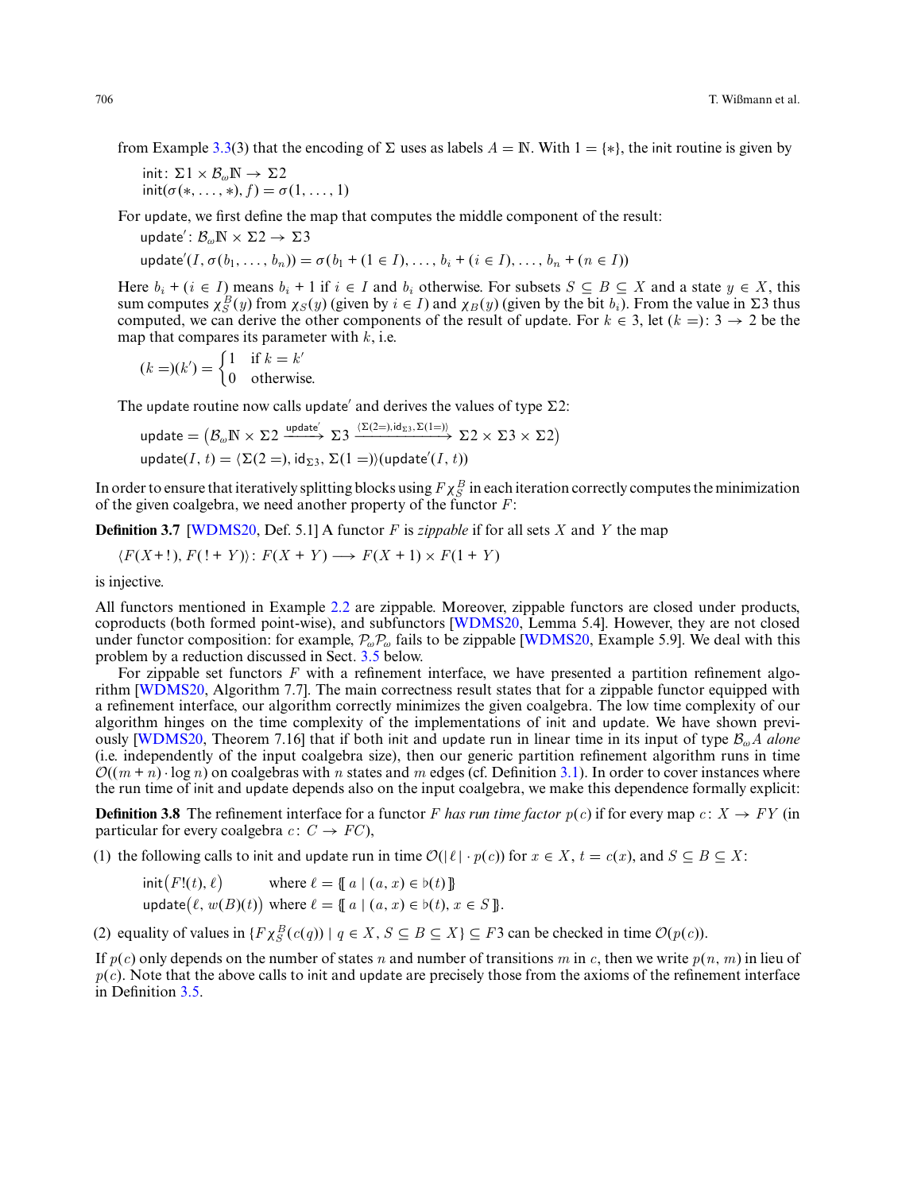from Example 3.3(3) that the encoding of $\Sigma$ uses as labels $A = \mathbb{N}$. With $1 = \{*\}$, the init routine is given by

$$\begin{aligned}&\mathsf{init}\colon \Sigma 1 \times \mathcal{B}_\omega \mathbb{N} \to \Sigma 2\\ &\mathsf{init}(\sigma(*,\dots,*), f) = \sigma(1,\dots,1)\end{aligned}$$

For update, we first define the map that computes the middle component of the result:

$$\begin{aligned}&\mathsf{update}'\colon \mathcal{B}_\omega \mathbb{N} \times \Sigma 2 \to \Sigma 3\\ &\mathsf{update}'(I, \sigma(b_1,\dots,b_n)) = \sigma(b_1 + (1 \in I), \dots, b_i + (i \in I), \dots, b_n + (n \in I))\end{aligned}$$

Here $b_i + (i \in I)$ means $b_i + 1$ if $i \in I$ and $b_i$ otherwise. For subsets $S \subseteq B \subseteq X$ and a state $y \in X$, this sum computes $\chi_S^B(y)$ from $\chi_S(y)$ (given by $i \in I$) and $\chi_B(y)$ (given by the bit $b_i$). From the value in $\Sigma 3$ thus computed, we can derive the other components of the result of update. For $k \in 3$, let $(k =)\colon 3 \to 2$ be the map that compares its parameter with $k$, i.e.

$$(k =)(k') = \begin{cases} 1 & \text{if } k = k' \\ 0 & \text{otherwise.}\end{cases}$$

The update routine now calls $\mathsf{update}'$ and derives the values of type $\Sigma 2$:

$$\begin{aligned}&\mathsf{update} = \big(\mathcal{B}_\omega \mathbb{N} \times \Sigma 2 \xrightarrow{\mathsf{update}'} \Sigma 3 \xrightarrow{\langle \Sigma(2=), \mathrm{id}_{\Sigma 3}, \Sigma(1=)\rangle} \Sigma 2 \times \Sigma 3 \times \Sigma 2\big)\\ &\mathsf{update}(I, t) = \langle \Sigma(2 =), \mathrm{id}_{\Sigma 3}, \Sigma(1 =)\rangle(\mathsf{update}'(I, t))\end{aligned}$$

In order to ensure that iteratively splitting blocks using $F\chi_S^B$ in each iteration correctly computes the minimization of the given coalgebra, we need another property of the functor $F$:

**Definition 3.7** [WDMS20, Def. 5.1] A functor $F$ is *zippable* if for all sets $X$ and $Y$ the map

$$\langle F(X + !), F(! + Y)\rangle\colon F(X + Y) \longrightarrow F(X + 1) \times F(1 + Y)$$

is injective.

All functors mentioned in Example 2.2 are zippable. Moreover, zippable functors are closed under products, coproducts (both formed point-wise), and subfunctors [WDMS20, Lemma 5.4]. However, they are not closed under functor composition: for example, $\mathcal{P}_\omega\mathcal{P}_\omega$ fails to be zippable [WDMS20, Example 5.9]. We deal with this problem by a reduction discussed in Sect. 3.5 below.

For zippable set functors $F$ with a refinement interface, we have presented a partition refinement algorithm [WDMS20, Algorithm 7.7]. The main correctness result states that for a zippable functor equipped with a refinement interface, our algorithm correctly minimizes the given coalgebra. The low time complexity of our algorithm hinges on the time complexity of the implementations of init and update. We have shown previously [WDMS20, Theorem 7.16] that if both init and update run in linear time in its input of type $\mathcal{B}_\omega A$ *alone* (i.e. independently of the input coalgebra size), then our generic partition refinement algorithm runs in time $\mathcal{O}((m + n) \cdot \log n)$ on coalgebras with $n$ states and $m$ edges (cf. Definition 3.1). In order to cover instances where the run time of init and update depends also on the input coalgebra, we make this dependence formally explicit:

**Definition 3.8** The refinement interface for a functor $F$ *has run time factor* $p(c)$ if for every map $c\colon X \to FY$ (in particular for every coalgebra $c\colon C \to FC$),

(1) the following calls to init and update run in time $\mathcal{O}(|\ell| \cdot p(c))$ for $x \in X$, $t = c(x)$, and $S \subseteq B \subseteq X$:

$$\begin{aligned}&\mathsf{init}\big(F!(t), \ell\big) &&\text{where } \ell = \{\!\!\{\, a \mid (a, x) \in \flat(t) \,\}\!\!\}\\ &\mathsf{update}\big(\ell, w(B)(t)\big) &&\text{where } \ell = \{\!\!\{\, a \mid (a, x) \in \flat(t),\, x \in S \,\}\!\!\}.\end{aligned}$$

(2) equality of values in $\{F\chi_S^B(c(q)) \mid q \in X,\, S \subseteq B \subseteq X\} \subseteq F3$ can be checked in time $\mathcal{O}(p(c))$.

If $p(c)$ only depends on the number of states $n$ and number of transitions $m$ in $c$, then we write $p(n, m)$ in lieu of $p(c)$. Note that the above calls to init and update are precisely those from the axioms of the refinement interface in Definition 3.5.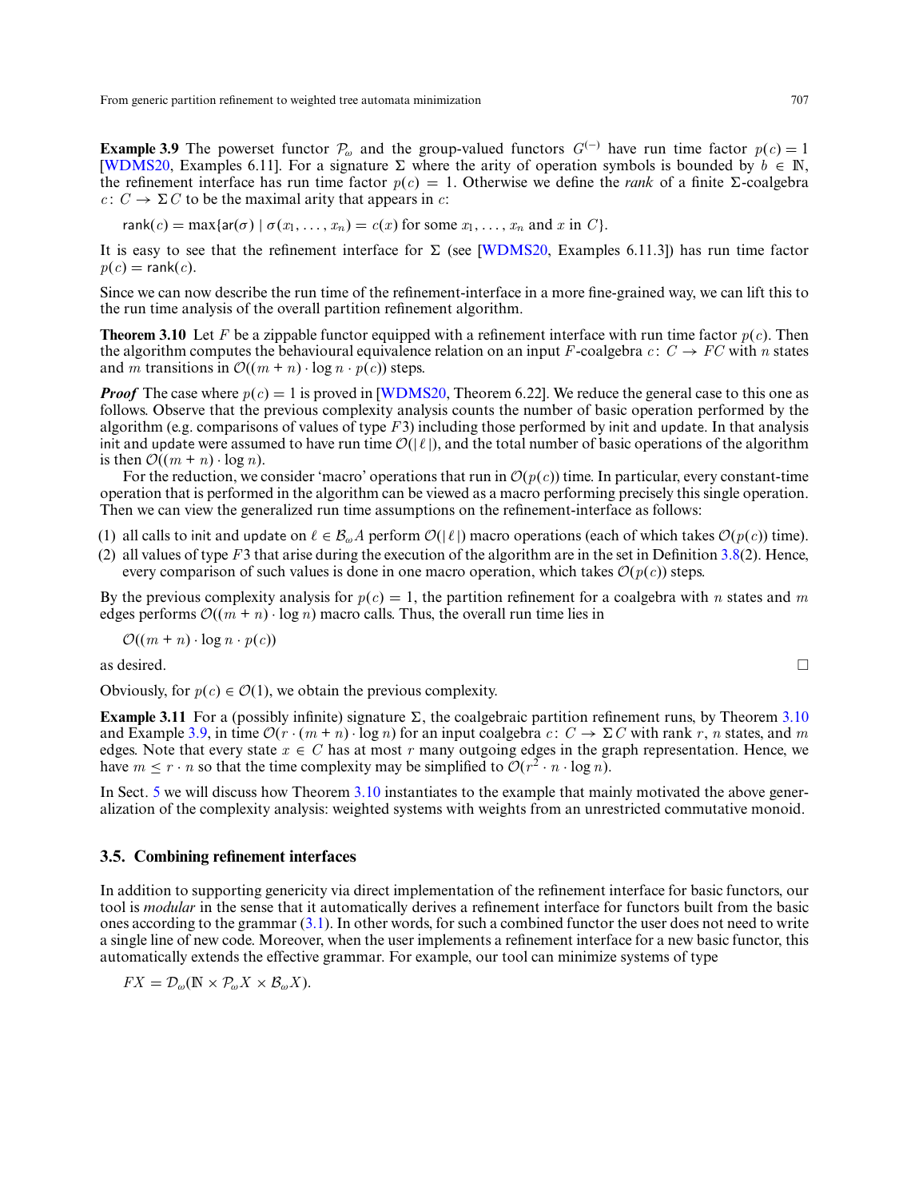**Example 3.9** The powerset functor $\mathcal{P}_\omega$ and the group-valued functors $G^{(-)}$ have run time factor $p(c) = 1$ [WDMS20, Examples 6.11]. For a signature $\Sigma$ where the arity of operation symbols is bounded by $b \in \mathbb{N}$, the refinement interface has run time factor $p(c) = 1$. Otherwise we define the *rank* of a finite $\Sigma$-coalgebra $c\colon C \to \Sigma C$ to be the maximal arity that appears in $c$:

$$\mathsf{rank}(c) = \max\{\mathsf{ar}(\sigma) \mid \sigma(x_1, \ldots, x_n) = c(x) \text{ for some } x_1, \ldots, x_n \text{ and } x \text{ in } C\}.$$

It is easy to see that the refinement interface for $\Sigma$ (see [WDMS20, Examples 6.11.3]) has run time factor $p(c) = \mathsf{rank}(c)$.

Since we can now describe the run time of the refinement-interface in a more fine-grained way, we can lift this to the run time analysis of the overall partition refinement algorithm.

**Theorem 3.10** Let $F$ be a zippable functor equipped with a refinement interface with run time factor $p(c)$. Then the algorithm computes the behavioural equivalence relation on an input $F$-coalgebra $c\colon C \to FC$ with $n$ states and $m$ transitions in $\mathcal{O}((m + n) \cdot \log n \cdot p(c))$ steps.

***Proof*** The case where $p(c) = 1$ is proved in [WDMS20, Theorem 6.22]. We reduce the general case to this one as follows. Observe that the previous complexity analysis counts the number of basic operation performed by the algorithm (e.g. comparisons of values of type $F3$) including those performed by $\mathsf{init}$ and $\mathsf{update}$. In that analysis $\mathsf{init}$ and $\mathsf{update}$ were assumed to have run time $\mathcal{O}(|\ell|)$, and the total number of basic operations of the algorithm is then $\mathcal{O}((m + n) \cdot \log n)$.

For the reduction, we consider 'macro' operations that run in $\mathcal{O}(p(c))$ time. In particular, every constant-time operation that is performed in the algorithm can be viewed as a macro performing precisely this single operation. Then we can view the generalized run time assumptions on the refinement-interface as follows:

(1) all calls to $\mathsf{init}$ and $\mathsf{update}$ on $\ell \in \mathcal{B}_\omega A$ perform $\mathcal{O}(|\ell|)$ macro operations (each of which takes $\mathcal{O}(p(c))$ time).
(2) all values of type $F3$ that arise during the execution of the algorithm are in the set in Definition 3.8(2). Hence, every comparison of such values is done in one macro operation, which takes $\mathcal{O}(p(c))$ steps.

By the previous complexity analysis for $p(c) = 1$, the partition refinement for a coalgebra with $n$ states and $m$ edges performs $\mathcal{O}((m + n) \cdot \log n)$ macro calls. Thus, the overall run time lies in

$$\mathcal{O}((m + n) \cdot \log n \cdot p(c))$$

as desired. □

Obviously, for $p(c) \in \mathcal{O}(1)$, we obtain the previous complexity.

**Example 3.11** For a (possibly infinite) signature $\Sigma$, the coalgebraic partition refinement runs, by Theorem 3.10 and Example 3.9, in time $\mathcal{O}(r \cdot (m + n) \cdot \log n)$ for an input coalgebra $c\colon C \to \Sigma C$ with rank $r$, $n$ states, and $m$ edges. Note that every state $x \in C$ has at most $r$ many outgoing edges in the graph representation. Hence, we have $m \le r \cdot n$ so that the time complexity may be simplified to $\mathcal{O}(r^2 \cdot n \cdot \log n)$.

In Sect. 5 we will discuss how Theorem 3.10 instantiates to the example that mainly motivated the above generalization of the complexity analysis: weighted systems with weights from an unrestricted commutative monoid.

### 3.5. Combining refinement interfaces

In addition to supporting genericity via direct implementation of the refinement interface for basic functors, our tool is *modular* in the sense that it automatically derives a refinement interface for functors built from the basic ones according to the grammar (3.1). In other words, for such a combined functor the user does not need to write a single line of new code. Moreover, when the user implements a refinement interface for a new basic functor, this automatically extends the effective grammar. For example, our tool can minimize systems of type

$$FX = \mathcal{D}_\omega(\mathbb{N} \times \mathcal{P}_\omega X \times \mathcal{B}_\omega X).$$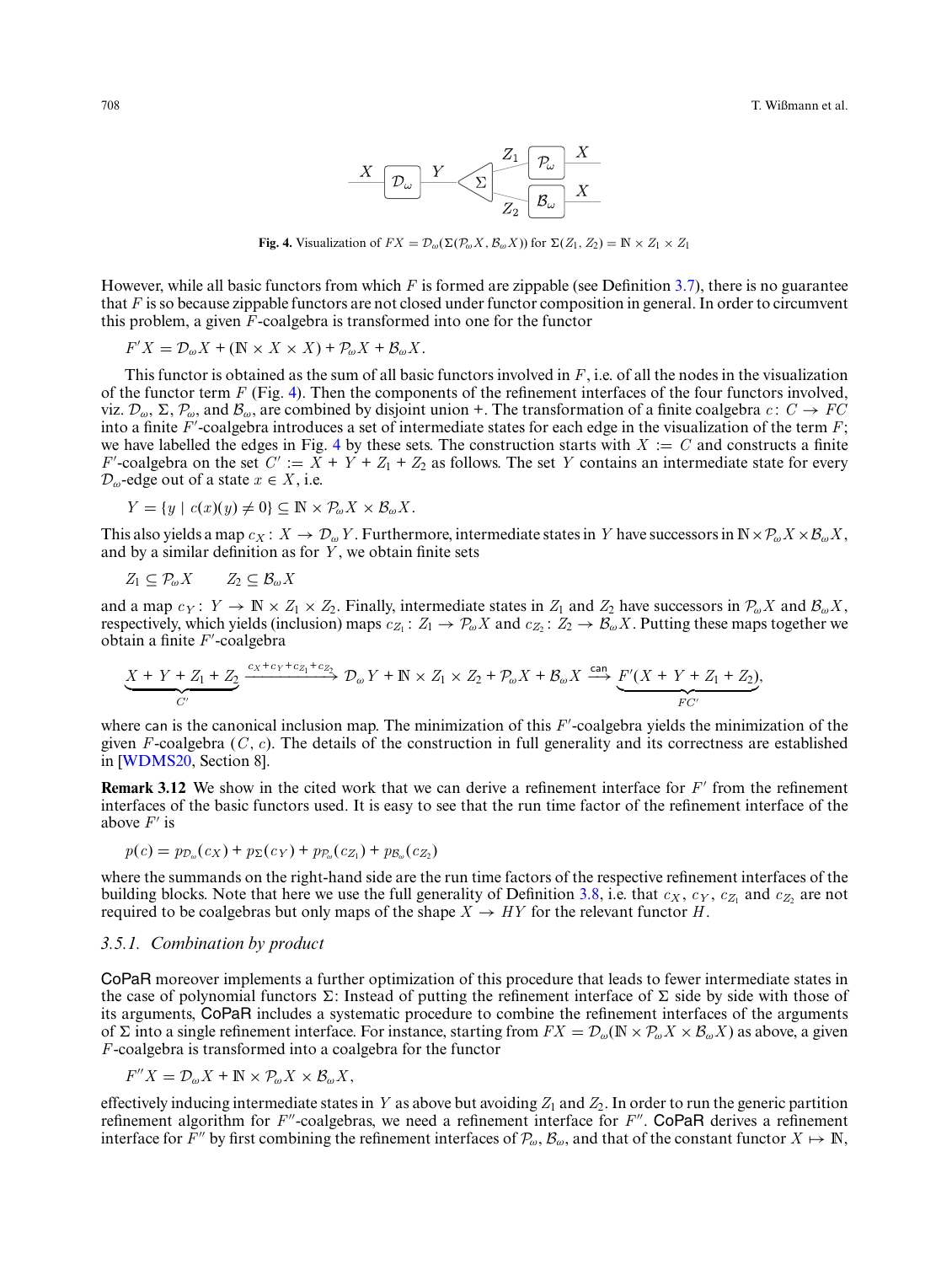**Fig. 4.** Visualization of $FX = \mathcal{D}_\omega(\Sigma(\mathcal{P}_\omega X, \mathcal{B}_\omega X))$ for $\Sigma(Z_1, Z_2) = \mathbb{N} \times Z_1 \times Z_1$

However, while all basic functors from which $F$ is formed are zippable (see Definition 3.7), there is no guarantee that $F$ is so because zippable functors are not closed under functor composition in general. In order to circumvent this problem, a given $F$-coalgebra is transformed into one for the functor

$$F'X = \mathcal{D}_\omega X + (\mathbb{N} \times X \times X) + \mathcal{P}_\omega X + \mathcal{B}_\omega X.$$

This functor is obtained as the sum of all basic functors involved in $F$, i.e. of all the nodes in the visualization of the functor term $F$ (Fig. 4). Then the components of the refinement interfaces of the four functors involved, viz. $\mathcal{D}_\omega$, $\Sigma$, $\mathcal{P}_\omega$, and $\mathcal{B}_\omega$, are combined by disjoint union $+$. The transformation of a finite coalgebra $c\colon C \to FC$ into a finite $F'$-coalgebra introduces a set of intermediate states for each edge in the visualization of the term $F$; we have labelled the edges in Fig. 4 by these sets. The construction starts with $X := C$ and constructs a finite $F'$-coalgebra on the set $C' := X + Y + Z_1 + Z_2$ as follows. The set $Y$ contains an intermediate state for every $\mathcal{D}_\omega$-edge out of a state $x \in X$, i.e.

$$Y = \{y \mid c(x)(y) \neq 0\} \subseteq \mathbb{N} \times \mathcal{P}_\omega X \times \mathcal{B}_\omega X.$$

This also yields a map $c_X\colon X \to \mathcal{D}_\omega Y$. Furthermore, intermediate states in $Y$ have successors in $\mathbb{N} \times \mathcal{P}_\omega X \times \mathcal{B}_\omega X$, and by a similar definition as for $Y$, we obtain finite sets

$$Z_1 \subseteq \mathcal{P}_\omega X \qquad Z_2 \subseteq \mathcal{B}_\omega X$$

and a map $c_Y\colon Y \to \mathbb{N} \times Z_1 \times Z_2$. Finally, intermediate states in $Z_1$ and $Z_2$ have successors in $\mathcal{P}_\omega X$ and $\mathcal{B}_\omega X$, respectively, which yields (inclusion) maps $c_{Z_1}\colon Z_1 \to \mathcal{P}_\omega X$ and $c_{Z_2}\colon Z_2 \to \mathcal{B}_\omega X$. Putting these maps together we obtain a finite $F'$-coalgebra

$$\underbrace{X + Y + Z_1 + Z_2}_{C'} \xrightarrow{c_X + c_Y + c_{Z_1} + c_{Z_2}} \mathcal{D}_\omega Y + \mathbb{N} \times Z_1 \times Z_2 + \mathcal{P}_\omega X + \mathcal{B}_\omega X \xrightarrow{\mathsf{can}} \underbrace{F'(X + Y + Z_1 + Z_2)}_{FC'},$$

where $\mathsf{can}$ is the canonical inclusion map. The minimization of this $F'$-coalgebra yields the minimization of the given $F$-coalgebra $(C, c)$. The details of the construction in full generality and its correctness are established in [WDMS20, Section 8].

**Remark 3.12** We show in the cited work that we can derive a refinement interface for $F'$ from the refinement interfaces of the basic functors used. It is easy to see that the run time factor of the refinement interface of the above $F'$ is

$$p(c) = p_{\mathcal{D}_\omega}(c_X) + p_\Sigma(c_Y) + p_{\mathcal{P}_\omega}(c_{Z_1}) + p_{\mathcal{B}_\omega}(c_{Z_2})$$

where the summands on the right-hand side are the run time factors of the respective refinement interfaces of the building blocks. Note that here we use the full generality of Definition 3.8, i.e. that $c_X$, $c_Y$, $c_{Z_1}$ and $c_{Z_2}$ are not required to be coalgebras but only maps of the shape $X \to HY$ for the relevant functor $H$.

### 3.5.1. Combination by product

CoPaR moreover implements a further optimization of this procedure that leads to fewer intermediate states in the case of polynomial functors $\Sigma$: Instead of putting the refinement interface of $\Sigma$ side by side with those of its arguments, CoPaR includes a systematic procedure to combine the refinement interfaces of the arguments of $\Sigma$ into a single refinement interface. For instance, starting from $FX = \mathcal{D}_\omega(\mathbb{N} \times \mathcal{P}_\omega X \times \mathcal{B}_\omega X)$ as above, a given $F$-coalgebra is transformed into a coalgebra for the functor

$$F''X = \mathcal{D}_\omega X + \mathbb{N} \times \mathcal{P}_\omega X \times \mathcal{B}_\omega X,$$

effectively inducing intermediate states in $Y$ as above but avoiding $Z_1$ and $Z_2$. In order to run the generic partition refinement algorithm for $F''$-coalgebras, we need a refinement interface for $F''$. CoPaR derives a refinement interface for $F''$ by first combining the refinement interfaces of $\mathcal{P}_\omega$, $\mathcal{B}_\omega$, and that of the constant functor $X \mapsto \mathbb{N}$,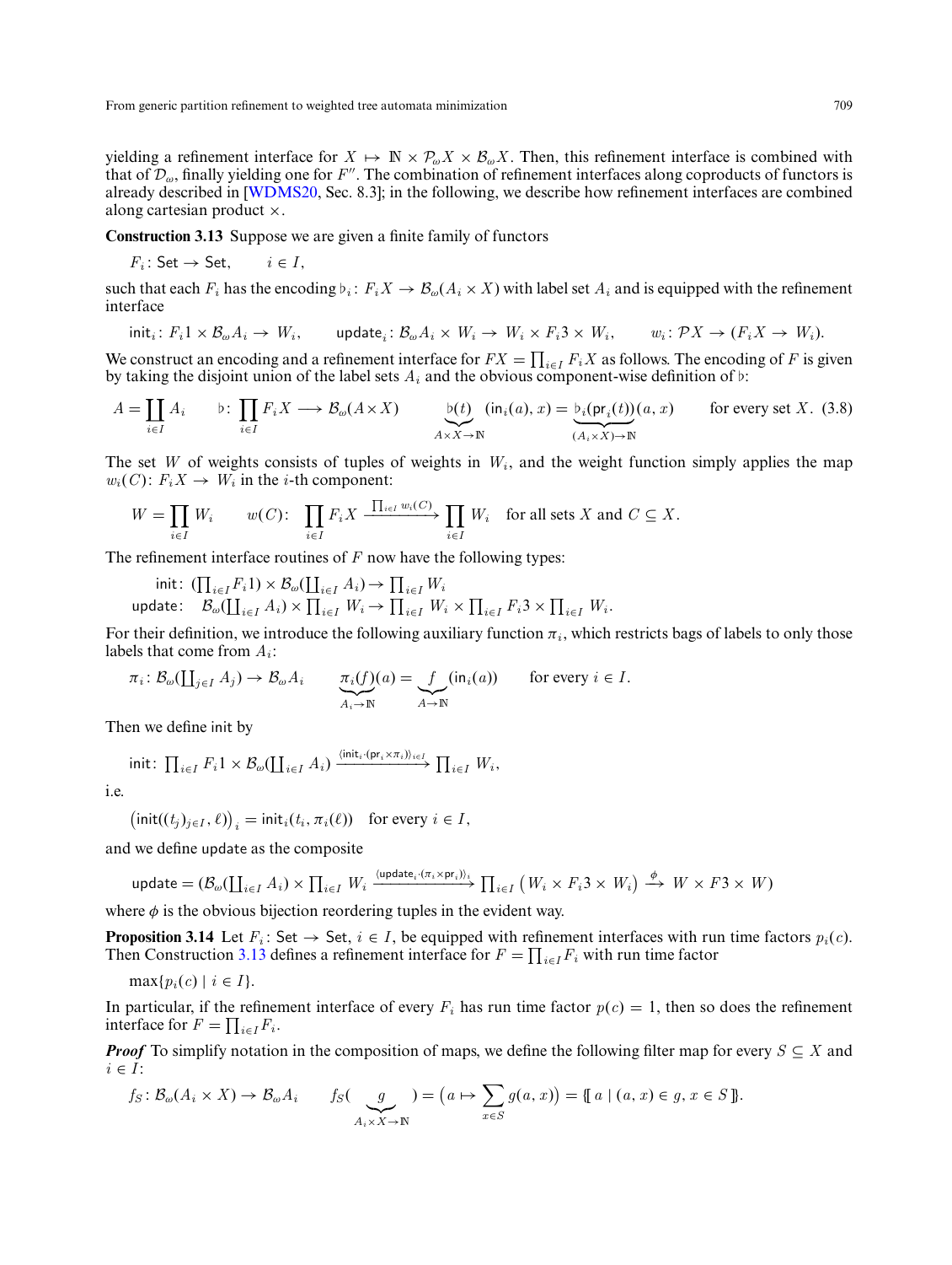yielding a refinement interface for $X \mapsto \mathbb{N} \times \mathcal{P}_\omega X \times \mathcal{B}_\omega X$. Then, this refinement interface is combined with that of $\mathcal{D}_\omega$, finally yielding one for $F''$. The combination of refinement interfaces along coproducts of functors is already described in [WDMS20, Sec. 8.3]; in the following, we describe how refinement interfaces are combined along cartesian product $\times$.

**Construction 3.13** Suppose we are given a finite family of functors

$$F_i\colon \mathsf{Set} \to \mathsf{Set}, \qquad i \in I,$$

such that each $F_i$ has the encoding $\flat_i\colon F_i X \to \mathcal{B}_\omega(A_i \times X)$ with label set $A_i$ and is equipped with the refinement interface

$$\mathsf{init}_i\colon F_i 1 \times \mathcal{B}_\omega A_i \to W_i, \qquad \mathsf{update}_i\colon \mathcal{B}_\omega A_i \times W_i \to W_i \times F_i 3 \times W_i, \qquad w_i\colon \mathcal{P}X \to (F_i X \to W_i).$$

We construct an encoding and a refinement interface for $FX = \prod_{i\in I} F_i X$ as follows. The encoding of $F$ is given by taking the disjoint union of the label sets $A_i$ and the obvious component-wise definition of $\flat$:

$$A = \coprod_{i\in I} A_i \qquad \flat\colon \prod_{i\in I} F_i X \longrightarrow \mathcal{B}_\omega(A\times X) \qquad \underbrace{\flat(t)}_{A\times X\to\mathbb{N}}\ (\mathsf{in}_i(a), x) = \underbrace{\flat_i(\mathsf{pr}_i(t))}_{(A_i\times X)\to\mathbb{N}}(a, x) \qquad \text{for every set } X. \tag{3.8}$$

The set $W$ of weights consists of tuples of weights in $W_i$, and the weight function simply applies the map $w_i(C)\colon F_i X \to W_i$ in the $i$-th component:

$$W = \prod_{i\in I} W_i \qquad w(C)\colon \prod_{i\in I} F_i X \xrightarrow{\ \prod_{i\in I} w_i(C)\ } \prod_{i\in I} W_i \quad \text{for all sets } X \text{ and } C \subseteq X.$$

The refinement interface routines of $F$ now have the following types:

$$\begin{aligned} \mathsf{init}\colon&\ (\textstyle\prod_{i\in I} F_i 1) \times \mathcal{B}_\omega(\coprod_{i\in I} A_i) \to \prod_{i\in I} W_i \\ \mathsf{update}\colon&\ \mathcal{B}_\omega(\textstyle\coprod_{i\in I} A_i) \times \prod_{i\in I} W_i \to \prod_{i\in I} W_i \times \prod_{i\in I} F_i 3 \times \prod_{i\in I} W_i. \end{aligned}$$

For their definition, we introduce the following auxiliary function $\pi_i$, which restricts bags of labels to only those labels that come from $A_i$:

$$\pi_i\colon \mathcal{B}_\omega(\textstyle\coprod_{j\in I} A_j) \to \mathcal{B}_\omega A_i \qquad \underbrace{\pi_i(f)}_{A_i\to\mathbb{N}}(a) = \underbrace{f}_{A\to\mathbb{N}}(\mathsf{in}_i(a)) \qquad \text{for every } i \in I.$$

Then we define init by

$$\mathsf{init}\colon \textstyle\prod_{i\in I} F_i 1 \times \mathcal{B}_\omega(\coprod_{i\in I} A_i) \xrightarrow{\ \langle \mathsf{init}_i \cdot (\mathsf{pr}_i \times \pi_i)\rangle_{i\in I}\ } \prod_{i\in I} W_i,$$

i.e.

$$\big(\mathsf{init}((t_j)_{j\in I}, \ell)\big)_i = \mathsf{init}_i(t_i, \pi_i(\ell)) \quad \text{for every } i \in I,$$

and we define update as the composite

$$\mathsf{update} = (\mathcal{B}_\omega(\textstyle\coprod_{i\in I} A_i) \times \prod_{i\in I} W_i \xrightarrow{\ \langle \mathsf{update}_i \cdot (\pi_i \times \mathsf{pr}_i)\rangle_i\ } \prod_{i\in I}\big(W_i \times F_i 3 \times W_i\big) \xrightarrow{\ \phi\ } W \times F3 \times W)$$

where $\phi$ is the obvious bijection reordering tuples in the evident way.

**Proposition 3.14** Let $F_i\colon \mathsf{Set} \to \mathsf{Set}$, $i \in I$, be equipped with refinement interfaces with run time factors $p_i(c)$. Then Construction 3.13 defines a refinement interface for $F = \prod_{i\in I} F_i$ with run time factor

$$\max\{p_i(c) \mid i \in I\}.$$

In particular, if the refinement interface of every $F_i$ has run time factor $p(c) = 1$, then so does the refinement interface for $F = \prod_{i\in I} F_i$.

***Proof*** To simplify notation in the composition of maps, we define the following filter map for every $S \subseteq X$ and $i \in I$:

$$f_S\colon \mathcal{B}_\omega(A_i \times X) \to \mathcal{B}_\omega A_i \qquad f_S(\underbrace{g}_{A_i\times X\to\mathbb{N}}) = \big(a \mapsto \sum_{x\in S} g(a, x)\big) = \{\!\!\{\, a \mid (a, x) \in g,\ x \in S \,\}\!\!\}.$$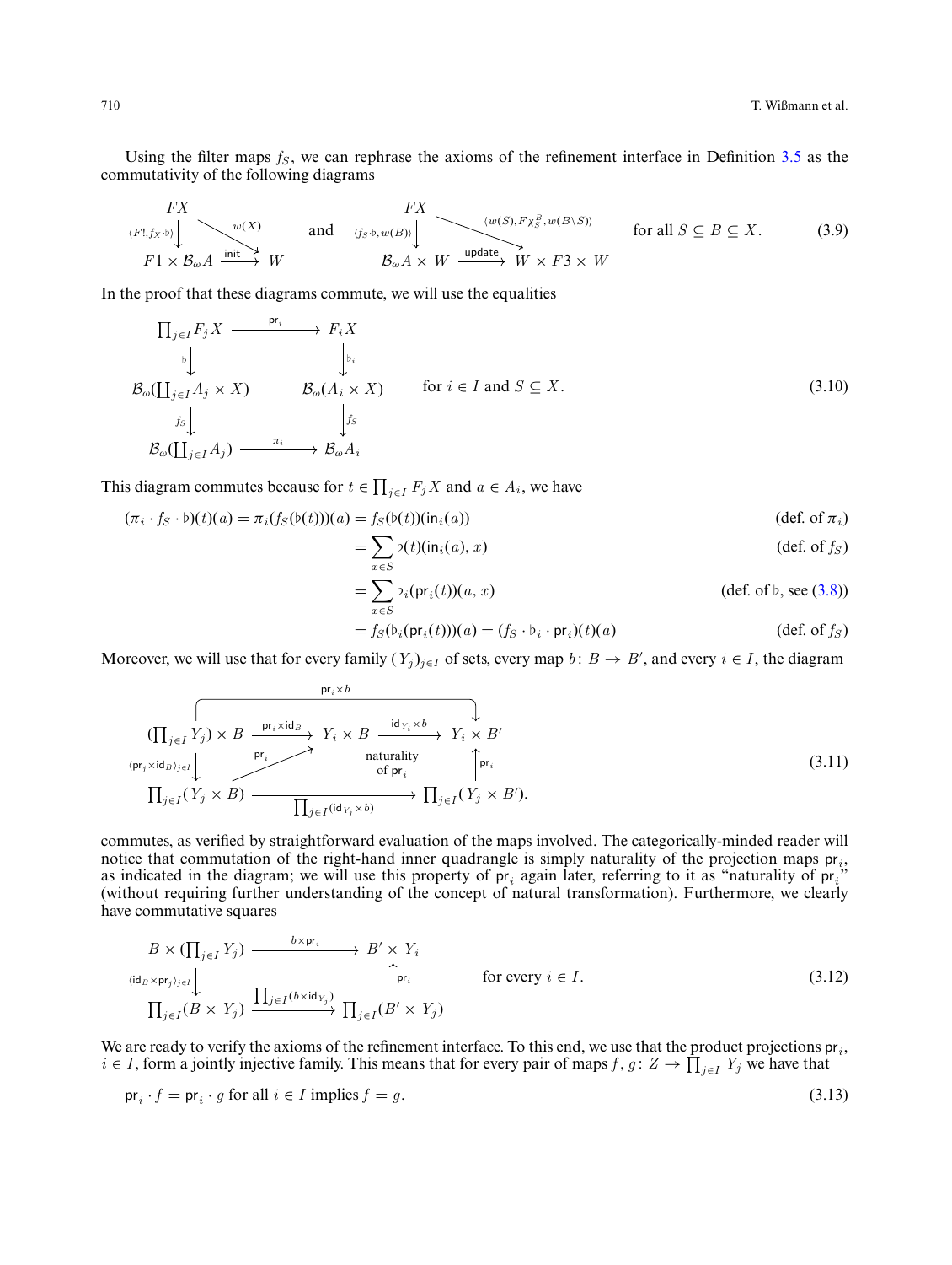Using the filter maps $f_S$, we can rephrase the axioms of the refinement interface in Definition 3.5 as the commutativity of the following diagrams

$$
\begin{array}{ccc}
FX & & \\
{\scriptstyle\langle F!, f_X\cdot\flat\rangle}\downarrow & \searrow{\scriptstyle w(X)} & \\
F1\times\mathcal{B}_\omega A & \xrightarrow{\mathsf{init}} & W
\end{array}
\qquad\text{and}\qquad
\begin{array}{ccc}
FX & & \\
{\scriptstyle\langle f_S\cdot\flat, w(B)\rangle}\downarrow & \searrow{\scriptstyle\langle w(S), F\chi_S^B, w(B\setminus S)\rangle} & \\
\mathcal{B}_\omega A\times W & \xrightarrow{\mathsf{update}} & W\times F3\times W
\end{array}
\qquad\text{for all } S\subseteq B\subseteq X. \tag{3.9}
$$

In the proof that these diagrams commute, we will use the equalities

$$
\begin{array}{ccc}
\prod_{j\in I} F_j X & \xrightarrow{\mathsf{pr}_i} & F_i X \\
{\scriptstyle\flat}\downarrow & & \downarrow{\scriptstyle\flat_i} \\
\mathcal{B}_\omega(\coprod_{j\in I} A_j\times X) & & \mathcal{B}_\omega(A_i\times X) \\
{\scriptstyle f_S}\downarrow & & \downarrow{\scriptstyle f_S} \\
\mathcal{B}_\omega(\coprod_{j\in I} A_j) & \xrightarrow{\pi_i} & \mathcal{B}_\omega A_i
\end{array}
\qquad\text{for } i\in I \text{ and } S\subseteq X. \tag{3.10}
$$

This diagram commutes because for $t\in\prod_{j\in I} F_j X$ and $a\in A_i$, we have

$$
\begin{aligned}
(\pi_i\cdot f_S\cdot\flat)(t)(a) = \pi_i(f_S(\flat(t)))(a) &= f_S(\flat(t))(\mathsf{in}_i(a)) && \text{(def. of } \pi_i\text{)}\\
&= \sum_{x\in S}\flat(t)(\mathsf{in}_i(a), x) && \text{(def. of } f_S\text{)}\\
&= \sum_{x\in S}\flat_i(\mathsf{pr}_i(t))(a, x) && \text{(def. of } \flat\text{, see (3.8))}\\
&= f_S(\flat_i(\mathsf{pr}_i(t)))(a) = (f_S\cdot\flat_i\cdot\mathsf{pr}_i)(t)(a) && \text{(def. of } f_S\text{)}
\end{aligned}
$$

Moreover, we will use that for every family $(Y_j)_{j\in I}$ of sets, every map $b\colon B\to B'$, and every $i\in I$, the diagram

$$
\begin{array}{ccccc}
(\prod_{j\in I} Y_j)\times B & \xrightarrow{\mathsf{pr}_i\times\mathsf{id}_B} & Y_i\times B & \xrightarrow{\mathsf{id}_{Y_i}\times b} & Y_i\times B' \\
{\scriptstyle\langle\mathsf{pr}_j\times\mathsf{id}_B\rangle_{j\in I}}\downarrow & \nearrow{\scriptstyle\mathsf{pr}_i} & \text{naturality of } \mathsf{pr}_i & & \uparrow{\scriptstyle\mathsf{pr}_i} \\
\prod_{j\in I}(Y_j\times B) & & \xrightarrow{\prod_{j\in I}(\mathsf{id}_{Y_j}\times b)} & & \prod_{j\in I}(Y_j\times B').
\end{array}
\tag{3.11}
$$

(with the top path composing to $\mathsf{pr}_i\times b$)

commutes, as verified by straightforward evaluation of the maps involved. The categorically-minded reader will notice that commutation of the right-hand inner quadrangle is simply naturality of the projection maps $\mathsf{pr}_i$, as indicated in the diagram; we will use this property of $\mathsf{pr}_i$ again later, referring to it as "naturality of $\mathsf{pr}_i$" (without requiring further understanding of the concept of natural transformation). Furthermore, we clearly have commutative squares

$$
\begin{array}{ccc}
B\times(\prod_{j\in I} Y_j) & \xrightarrow{b\times\mathsf{pr}_i} & B'\times Y_i \\
{\scriptstyle\langle\mathsf{id}_B\times\mathsf{pr}_j\rangle_{j\in I}}\downarrow & & \uparrow{\scriptstyle\mathsf{pr}_i} \\
\prod_{j\in I}(B\times Y_j) & \xrightarrow{\prod_{j\in I}(b\times\mathsf{id}_{Y_j})} & \prod_{j\in I}(B'\times Y_j)
\end{array}
\qquad\text{for every } i\in I. \tag{3.12}
$$

We are ready to verify the axioms of the refinement interface. To this end, we use that the product projections $\mathsf{pr}_i$, $i\in I$, form a jointly injective family. This means that for every pair of maps $f, g\colon Z\to\prod_{j\in I} Y_j$ we have that

$$
\mathsf{pr}_i\cdot f = \mathsf{pr}_i\cdot g \text{ for all } i\in I \text{ implies } f = g. \tag{3.13}
$$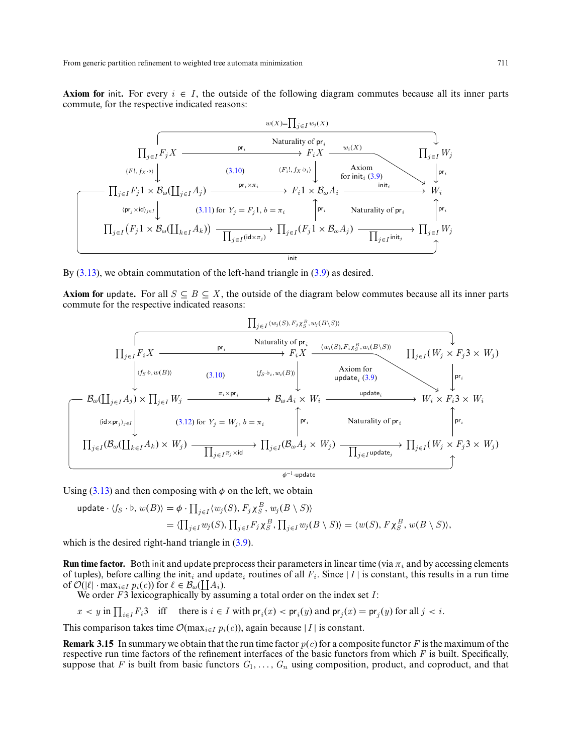**Axiom for** init. For every $i \in I$, the outside of the following diagram commutes because all its inner parts commute, for the respective indicated reasons:

$$
\begin{array}{ccccc}
\prod_{j\in I} F_j X & \xrightarrow{\mathsf{pr}_i} & F_i X & \xrightarrow{w_i(X)} & \prod_{j\in I} W_j \\
\downarrow{\scriptstyle \langle F!,\, f_X\cdot\flat\rangle} & (3.10) & \downarrow{\scriptstyle \langle F_i!,\, f_X\cdot\flat_i\rangle} & \text{Axiom for } \mathsf{init}_i \text{ (3.9)} & \downarrow{\scriptstyle \mathsf{pr}_i} \\
\prod_{j\in I} F_j 1 \times \mathcal{B}_\omega(\coprod_{j\in I} A_j) & \xrightarrow{\mathsf{pr}_i\times\pi_i} & F_i 1 \times \mathcal{B}_\omega A_i & \xrightarrow{\mathsf{init}_i} & W_i \\
\downarrow{\scriptstyle \langle \mathsf{pr}_j\times\mathsf{id}\rangle_{j\in I}} & \text{(3.11) for } Y_j = F_j 1,\ b=\pi_i & \uparrow{\scriptstyle \mathsf{pr}_i} & \text{Naturality of } \mathsf{pr}_i & \uparrow{\scriptstyle \mathsf{pr}_i} \\
\prod_{j\in I}\big(F_j 1 \times \mathcal{B}_\omega(\coprod_{k\in I} A_k)\big) & \xrightarrow{\prod_{j\in I}(\mathsf{id}\times\pi_j)} & \prod_{j\in I}(F_j 1 \times \mathcal{B}_\omega A_j) & \xrightarrow{\prod_{j\in I}\mathsf{init}_j} & \prod_{j\in I} W_j
\end{array}
$$

(Top outer arrow: $w(X) = \prod_{j\in I} w_j(X)$, with "Naturality of $\mathsf{pr}_i$"; bottom outer arrow: $\mathsf{init}$.)

By (3.13), we obtain commutation of the left-hand triangle in (3.9) as desired.

**Axiom for** update. For all $S \subseteq B \subseteq X$, the outside of the diagram below commutes because all its inner parts commute for the respective indicated reasons:

$$
\begin{array}{ccccc}
\prod_{j\in I} F_i X & \xrightarrow{\mathsf{pr}_i} & F_i X & \xrightarrow{\langle w_i(S),\, F_i\chi_S^B,\, w_i(B\setminus S)\rangle} & \prod_{j\in I}(W_j \times F_j 3 \times W_j) \\
\downarrow{\scriptstyle \langle f_S\cdot\flat,\, w(B)\rangle} & (3.10) & \downarrow{\scriptstyle \langle f_S\cdot\flat_i,\, w_i(B)\rangle} & \text{Axiom for } \mathsf{update}_i \text{ (3.9)} & \downarrow{\scriptstyle \mathsf{pr}_i} \\
\mathcal{B}_\omega(\coprod_{j\in I} A_j) \times \prod_{j\in I} W_j & \xrightarrow{\pi_i\times\mathsf{pr}_i} & \mathcal{B}_\omega A_i \times W_i & \xrightarrow{\mathsf{update}_i} & W_i \times F_i 3 \times W_i \\
\downarrow{\scriptstyle \langle \mathsf{id}\times\mathsf{pr}_j\rangle_{j\in I}} & \text{(3.12) for } Y_j = W_j,\ b=\pi_i & \uparrow{\scriptstyle \mathsf{pr}_i} & \text{Naturality of } \mathsf{pr}_i & \uparrow{\scriptstyle \mathsf{pr}_i} \\
\prod_{j\in I}(\mathcal{B}_\omega(\coprod_{k\in I} A_k) \times W_j) & \xrightarrow{\prod_{j\in I}\pi_j\times\mathsf{id}} & \prod_{j\in I}(\mathcal{B}_\omega A_j \times W_j) & \xrightarrow{\prod_{j\in I}\mathsf{update}_j} & \prod_{j\in I}(W_j \times F_j 3 \times W_j)
\end{array}
$$

(Top outer arrow: $\prod_{j\in I}\langle w_j(S), F_j\chi_S^B, w_j(B\setminus S)\rangle$, with "Naturality of $\mathsf{pr}_i$"; bottom outer arrow: $\phi^{-1}\cdot\mathsf{update}$.)

Using (3.13) and then composing with $\phi$ on the left, we obtain

$$
\begin{aligned}
\mathsf{update}\cdot\langle f_S\cdot\flat,\, w(B)\rangle &= \phi\cdot\textstyle\prod_{j\in I}\langle w_j(S),\, F_j\chi_S^B,\, w_j(B\setminus S)\rangle \\
&= \langle \textstyle\prod_{j\in I} w_j(S),\, \prod_{j\in I} F_j\chi_S^B,\, \prod_{j\in I} w_j(B\setminus S)\rangle = \langle w(S),\, F\chi_S^B,\, w(B\setminus S)\rangle,
\end{aligned}
$$

which is the desired right-hand triangle in (3.9).

**Run time factor.** Both init and update preprocess their parameters in linear time (via $\pi_i$ and by accessing elements of tuples), before calling the $\mathsf{init}_i$ and $\mathsf{update}_i$ routines of all $F_i$. Since $|I|$ is constant, this results in a run time of $\mathcal{O}(|\ell| \cdot \max_{i\in I} p_i(c))$ for $\ell \in \mathcal{B}_\omega(\coprod A_i)$.

We order $F3$ lexicographically by assuming a total order on the index set $I$:

$$x < y \text{ in } \textstyle\prod_{i\in I} F_i 3 \quad\text{iff}\quad \text{there is } i \in I \text{ with } \mathsf{pr}_i(x) < \mathsf{pr}_i(y) \text{ and } \mathsf{pr}_j(x) = \mathsf{pr}_j(y) \text{ for all } j < i.$$

This comparison takes time $\mathcal{O}(\max_{i\in I} p_i(c))$, again because $|I|$ is constant.

**Remark 3.15** In summary we obtain that the run time factor $p(c)$ for a composite functor $F$ is the maximum of the respective run time factors of the refinement interfaces of the basic functors from which $F$ is built. Specifically, suppose that $F$ is built from basic functors $G_1, \ldots, G_n$ using composition, product, and coproduct, and that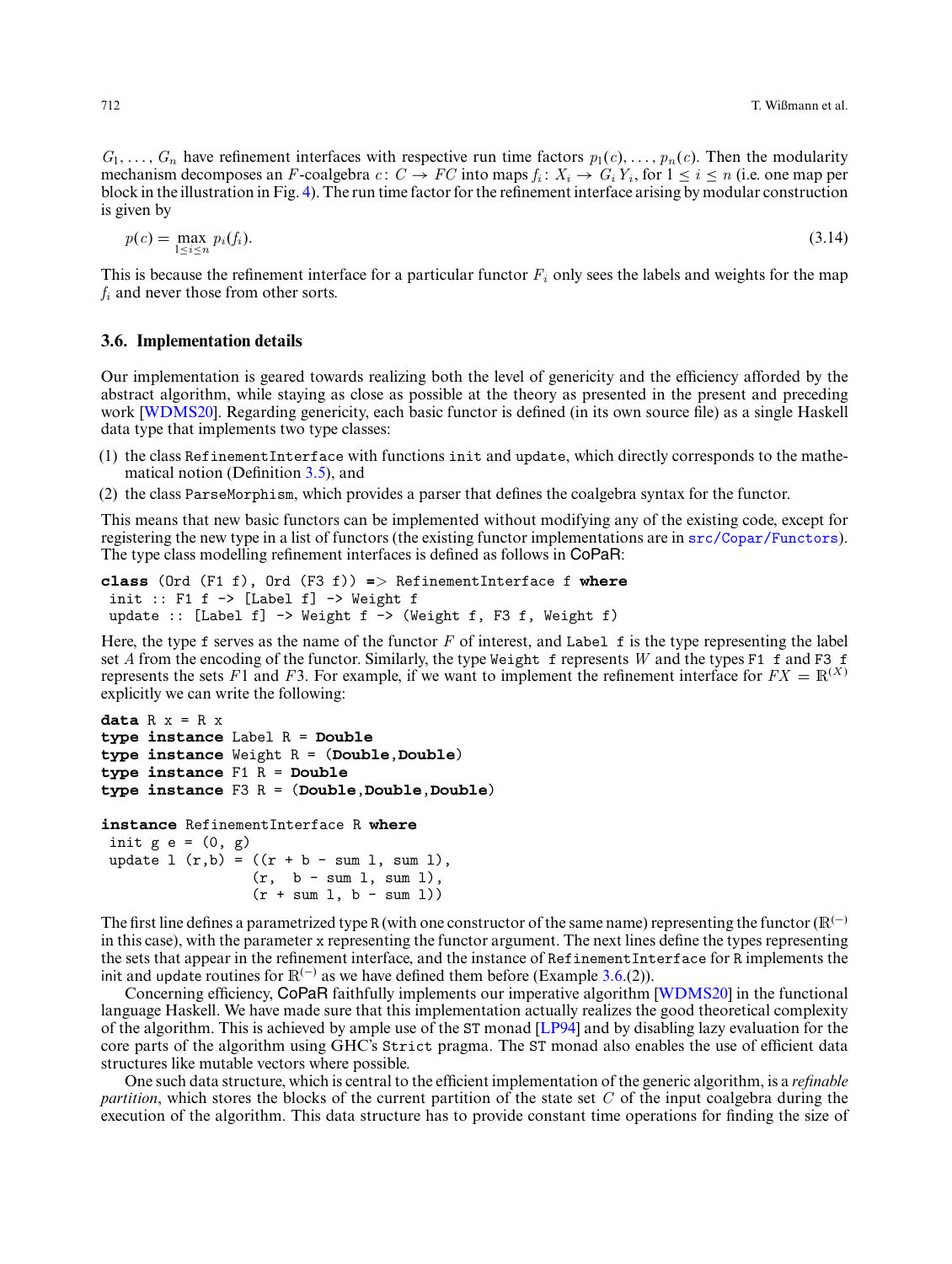$G_1, \ldots, G_n$ have refinement interfaces with respective run time factors $p_1(c), \ldots, p_n(c)$. Then the modularity mechanism decomposes an $F$-coalgebra $c\colon C \to FC$ into maps $f_i\colon X_i \to G_i Y_i$, for $1 \le i \le n$ (i.e. one map per block in the illustration in Fig. 4). The run time factor for the refinement interface arising by modular construction is given by

$$p(c) = \max_{1\le i\le n} p_i(f_i). \tag{3.14}$$

This is because the refinement interface for a particular functor $F_i$ only sees the labels and weights for the map $f_i$ and never those from other sorts.

### 3.6. Implementation details

Our implementation is geared towards realizing both the level of genericity and the efficiency afforded by the abstract algorithm, while staying as close as possible at the theory as presented in the present and preceding work [WDMS20]. Regarding genericity, each basic functor is defined (in its own source file) as a single Haskell data type that implements two type classes:

(1) the class `RefinementInterface` with functions `init` and `update`, which directly corresponds to the mathematical notion (Definition 3.5), and
(2) the class `ParseMorphism`, which provides a parser that defines the coalgebra syntax for the functor.

This means that new basic functors can be implemented without modifying any of the existing code, except for registering the new type in a list of functors (the existing functor implementations are in `src/Copar/Functors`). The type class modelling refinement interfaces is defined as follows in CoPaR:

```
class (Ord (F1 f), Ord (F3 f)) => RefinementInterface f where
 init :: F1 f -> [Label f] -> Weight f
 update :: [Label f] -> Weight f -> (Weight f, F3 f, Weight f)
```

Here, the type `f` serves as the name of the functor $F$ of interest, and `Label f` is the type representing the label set $A$ from the encoding of the functor. Similarly, the type `Weight f` represents $W$ and the types `F1 f` and `F3 f` represents the sets $F1$ and $F3$. For example, if we want to implement the refinement interface for $FX = \mathbb{R}^{(X)}$ explicitly we can write the following:

```
data R x = R x
type instance Label R = Double
type instance Weight R = (Double,Double)
type instance F1 R = Double
type instance F3 R = (Double,Double,Double)

instance RefinementInterface R where
 init g e = (0, g)
 update l (r,b) = ((r + b - sum l, sum l),
                  (r,  b - sum l, sum l),
                  (r + sum l, b - sum l))
```

The first line defines a parametrized type `R` (with one constructor of the same name) representing the functor ($\mathbb{R}^{(-)}$ in this case), with the parameter `x` representing the functor argument. The next lines define the types representing the sets that appear in the refinement interface, and the instance of `RefinementInterface` for `R` implements the `init` and `update` routines for $\mathbb{R}^{(-)}$ as we have defined them before (Example 3.6.(2)).

Concerning efficiency, CoPaR faithfully implements our imperative algorithm [WDMS20] in the functional language Haskell. We have made sure that this implementation actually realizes the good theoretical complexity of the algorithm. This is achieved by ample use of the `ST` monad [LP94] and by disabling lazy evaluation for the core parts of the algorithm using GHC's `Strict` pragma. The `ST` monad also enables the use of efficient data structures like mutable vectors where possible.

One such data structure, which is central to the efficient implementation of the generic algorithm, is a *refinable partition*, which stores the blocks of the current partition of the state set $C$ of the input coalgebra during the execution of the algorithm. This data structure has to provide constant time operations for finding the size of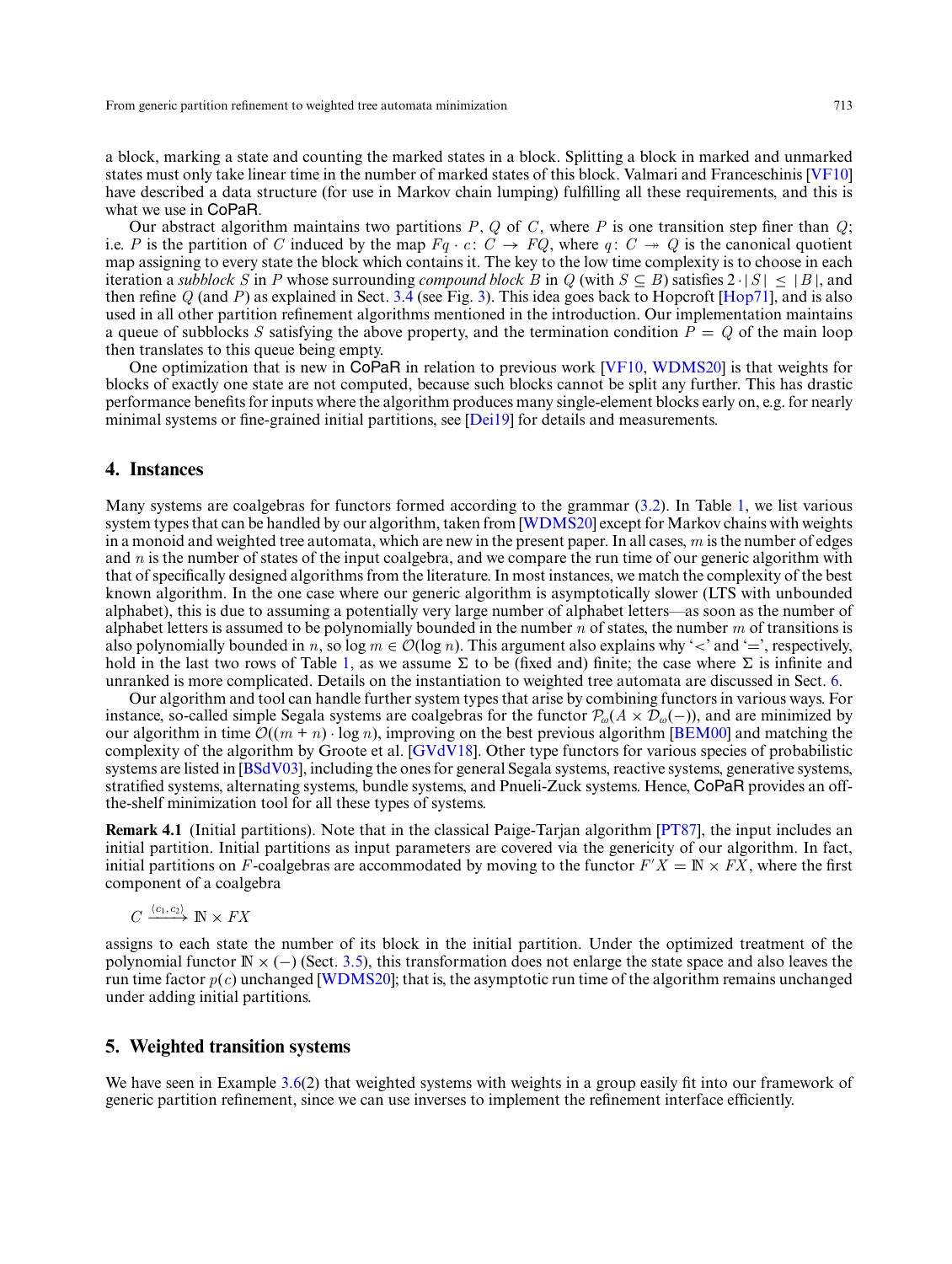a block, marking a state and counting the marked states in a block. Splitting a block in marked and unmarked states must only take linear time in the number of marked states of this block. Valmari and Franceschinis [VF10] have described a data structure (for use in Markov chain lumping) fulfilling all these requirements, and this is what we use in CoPaR.

Our abstract algorithm maintains two partitions $P$, $Q$ of $C$, where $P$ is one transition step finer than $Q$; i.e. $P$ is the partition of $C$ induced by the map $Fq \cdot c\colon C \to FQ$, where $q\colon C \twoheadrightarrow Q$ is the canonical quotient map assigning to every state the block which contains it. The key to the low time complexity is to choose in each iteration a *subblock* $S$ in $P$ whose surrounding *compound block* $B$ in $Q$ (with $S \subseteq B$) satisfies $2 \cdot |S| \leq |B|$, and then refine $Q$ (and $P$) as explained in Sect. 3.4 (see Fig. 3). This idea goes back to Hopcroft [Hop71], and is also used in all other partition refinement algorithms mentioned in the introduction. Our implementation maintains a queue of subblocks $S$ satisfying the above property, and the termination condition $P = Q$ of the main loop then translates to this queue being empty.

One optimization that is new in CoPaR in relation to previous work [VF10, WDMS20] is that weights for blocks of exactly one state are not computed, because such blocks cannot be split any further. This has drastic performance benefits for inputs where the algorithm produces many single-element blocks early on, e.g. for nearly minimal systems or fine-grained initial partitions, see [Dei19] for details and measurements.

## 4. Instances

Many systems are coalgebras for functors formed according to the grammar (3.2). In Table 1, we list various system types that can be handled by our algorithm, taken from [WDMS20] except for Markov chains with weights in a monoid and weighted tree automata, which are new in the present paper. In all cases, $m$ is the number of edges and $n$ is the number of states of the input coalgebra, and we compare the run time of our generic algorithm with that of specifically designed algorithms from the literature. In most instances, we match the complexity of the best known algorithm. In the one case where our generic algorithm is asymptotically slower (LTS with unbounded alphabet), this is due to assuming a potentially very large number of alphabet letters—as soon as the number of alphabet letters is assumed to be polynomially bounded in the number $n$ of states, the number $m$ of transitions is also polynomially bounded in $n$, so $\log m \in \mathcal{O}(\log n)$. This argument also explains why '$<$' and '$=$', respectively, hold in the last two rows of Table 1, as we assume $\Sigma$ to be (fixed and) finite; the case where $\Sigma$ is infinite and unranked is more complicated. Details on the instantiation to weighted tree automata are discussed in Sect. 6.

Our algorithm and tool can handle further system types that arise by combining functors in various ways. For instance, so-called simple Segala systems are coalgebras for the functor $\mathcal{P}_\omega(A \times \mathcal{D}_\omega(-))$, and are minimized by our algorithm in time $\mathcal{O}((m + n) \cdot \log n)$, improving on the best previous algorithm [BEM00] and matching the complexity of the algorithm by Groote et al. [GVdV18]. Other type functors for various species of probabilistic systems are listed in [BSdV03], including the ones for general Segala systems, reactive systems, generative systems, stratified systems, alternating systems, bundle systems, and Pnueli-Zuck systems. Hence, CoPaR provides an off-the-shelf minimization tool for all these types of systems.

**Remark 4.1** (Initial partitions). Note that in the classical Paige-Tarjan algorithm [PT87], the input includes an initial partition. Initial partitions as input parameters are covered via the genericity of our algorithm. In fact, initial partitions on $F$-coalgebras are accommodated by moving to the functor $F'X = \mathbb{N} \times FX$, where the first component of a coalgebra

$$C \xrightarrow{\langle c_1, c_2 \rangle} \mathbb{N} \times FX$$

assigns to each state the number of its block in the initial partition. Under the optimized treatment of the polynomial functor $\mathbb{N} \times (-)$ (Sect. 3.5), this transformation does not enlarge the state space and also leaves the run time factor $p(c)$ unchanged [WDMS20]; that is, the asymptotic run time of the algorithm remains unchanged under adding initial partitions.

## 5. Weighted transition systems

We have seen in Example 3.6(2) that weighted systems with weights in a group easily fit into our framework of generic partition refinement, since we can use inverses to implement the refinement interface efficiently.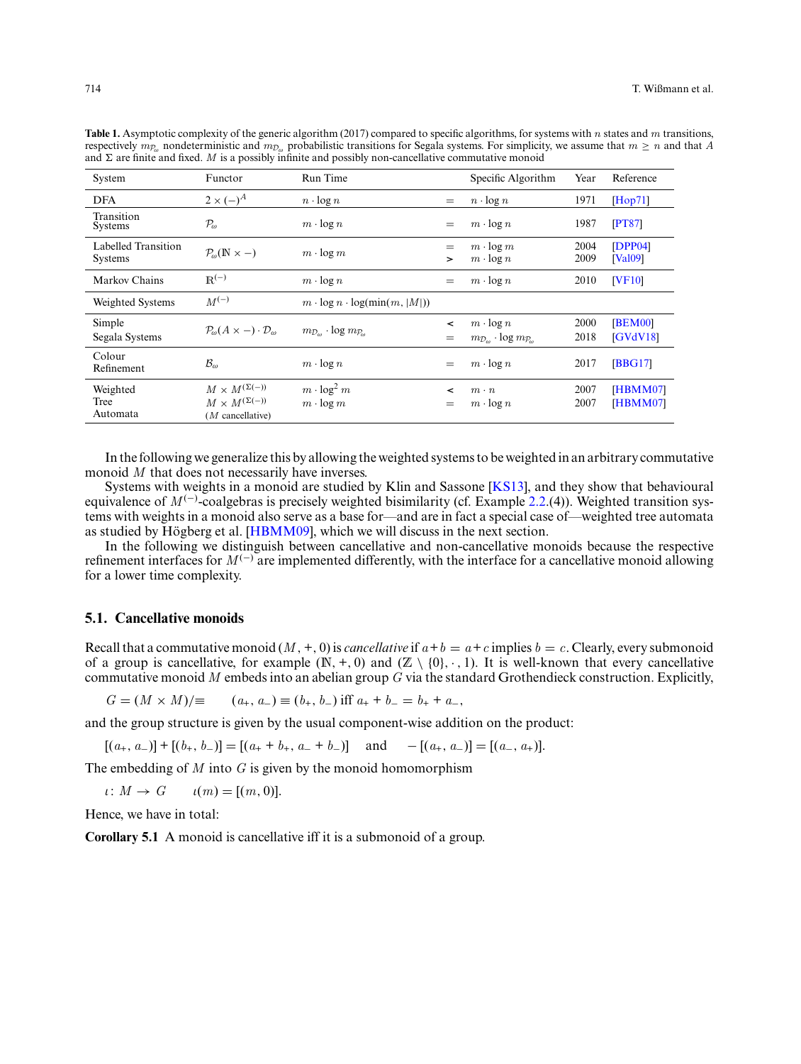**Table 1.** Asymptotic complexity of the generic algorithm (2017) compared to specific algorithms, for systems with $n$ states and $m$ transitions, respectively $m_{\mathcal{P}_\omega}$ nondeterministic and $m_{\mathcal{D}_\omega}$ probabilistic transitions for Segala systems. For simplicity, we assume that $m \geq n$ and that $A$ and $\Sigma$ are finite and fixed. $M$ is a possibly infinite and possibly non-cancellative commutative monoid

| System | Functor | Run Time | | Specific Algorithm | Year | Reference |
|---|---|---|---|---|---|---|
| DFA | $2 \times (-)^A$ | $n \cdot \log n$ | $=$ | $n \cdot \log n$ | 1971 | [Hop71] |
| Transition Systems | $\mathcal{P}_\omega$ | $m \cdot \log n$ | $=$ | $m \cdot \log n$ | 1987 | [PT87] |
| Labelled Transition Systems | $\mathcal{P}_\omega(\mathbb{N} \times -)$ | $m \cdot \log m$ | $=$<br>$>$ | $m \cdot \log m$<br>$m \cdot \log n$ | 2004<br>2009 | [DPP04]<br>[Val09] |
| Markov Chains | $\mathbb{R}^{(-)}$ | $m \cdot \log n$ | $=$ | $m \cdot \log n$ | 2010 | [VF10] |
| Weighted Systems | $M^{(-)}$ | $m \cdot \log n \cdot \log(\min(m, \lvert M \rvert))$ | | | | |
| Simple Segala Systems | $\mathcal{P}_\omega(A \times -) \cdot \mathcal{D}_\omega$ | $m_{\mathcal{D}_\omega} \cdot \log m_{\mathcal{P}_\omega}$ | $<$<br>$=$ | $m \cdot \log n$<br>$m_{\mathcal{D}_\omega} \cdot \log m_{\mathcal{P}_\omega}$ | 2000<br>2018 | [BEM00]<br>[GVdV18] |
| Colour Refinement | $\mathcal{B}_\omega$ | $m \cdot \log n$ | $=$ | $m \cdot \log n$ | 2017 | [BBG17] |
| Weighted Tree Automata | $M \times M^{(\Sigma(-))}$<br>$M \times M^{(\Sigma(-))}$<br>($M$ cancellative) | $m \cdot \log^2 m$<br>$m \cdot \log m$ | $<$<br>$=$ | $m \cdot n$<br>$m \cdot \log n$ | 2007<br>2007 | [HBMM07]<br>[HBMM07] |

In the following we generalize this by allowing the weighted systems to be weighted in an arbitrary commutative monoid $M$ that does not necessarily have inverses.

Systems with weights in a monoid are studied by Klin and Sassone [KS13], and they show that behavioural equivalence of $M^{(-)}$-coalgebras is precisely weighted bisimilarity (cf. Example 2.2.(4)). Weighted transition systems with weights in a monoid also serve as a base for—and are in fact a special case of—weighted tree automata as studied by Högberg et al. [HBMM09], which we will discuss in the next section.

In the following we distinguish between cancellative and non-cancellative monoids because the respective refinement interfaces for $M^{(-)}$ are implemented differently, with the interface for a cancellative monoid allowing for a lower time complexity.

## 5.1. Cancellative monoids

Recall that a commutative monoid $(M, +, 0)$ is *cancellative* if $a+b = a+c$ implies $b = c$. Clearly, every submonoid of a group is cancellative, for example $(\mathbb{N}, +, 0)$ and $(\mathbb{Z} \setminus \{0\}, \cdot, 1)$. It is well-known that every cancellative commutative monoid $M$ embeds into an abelian group $G$ via the standard Grothendieck construction. Explicitly,

$$G = (M \times M)/\equiv \qquad (a_+, a_-) \equiv (b_+, b_-) \text{ iff } a_+ + b_- = b_+ + a_-,$$

and the group structure is given by the usual component-wise addition on the product:

$$[(a_+, a_-)] + [(b_+, b_-)] = [(a_+ + b_+, a_- + b_-)] \quad \text{ and } \quad -[(a_+, a_-)] = [(a_-, a_+)].$$

The embedding of $M$ into $G$ is given by the monoid homomorphism

$$\iota \colon M \to G \qquad \iota(m) = [(m, 0)].$$

Hence, we have in total:

**Corollary 5.1** A monoid is cancellative iff it is a submonoid of a group.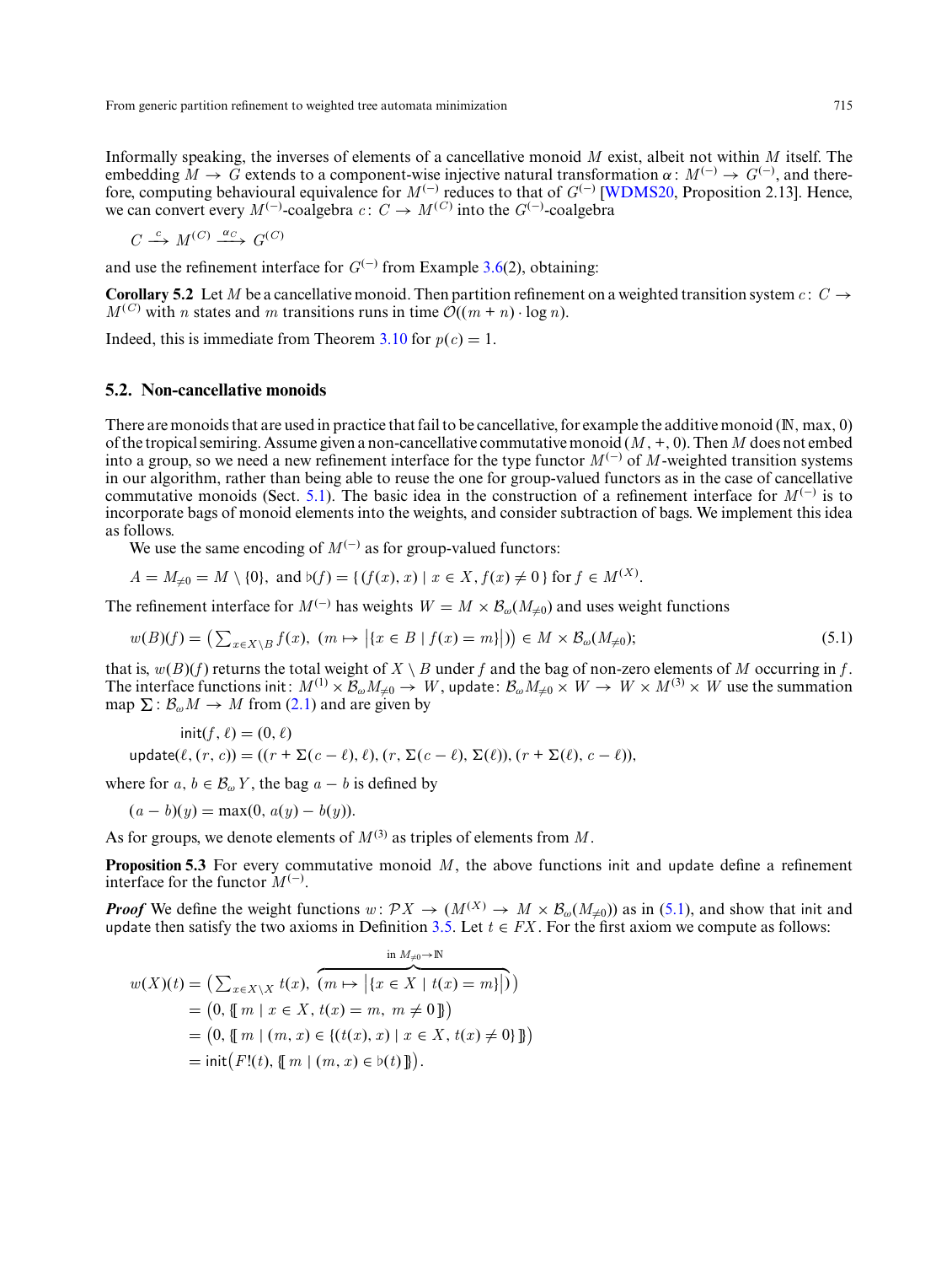Informally speaking, the inverses of elements of a cancellative monoid $M$ exist, albeit not within $M$ itself. The embedding $M \to G$ extends to a component-wise injective natural transformation $\alpha\colon M^{(-)} \to G^{(-)}$, and therefore, computing behavioural equivalence for $M^{(-)}$ reduces to that of $G^{(-)}$ [WDMS20, Proposition 2.13]. Hence, we can convert every $M^{(-)}$-coalgebra $c\colon C \to M^{(C)}$ into the $G^{(-)}$-coalgebra

$$C \xrightarrow{c} M^{(C)} \xrightarrow{\alpha_C} G^{(C)}$$

and use the refinement interface for $G^{(-)}$ from Example 3.6(2), obtaining:

**Corollary 5.2** Let $M$ be a cancellative monoid. Then partition refinement on a weighted transition system $c\colon C \to M^{(C)}$ with $n$ states and $m$ transitions runs in time $\mathcal{O}((m+n)\cdot \log n)$.

Indeed, this is immediate from Theorem 3.10 for $p(c) = 1$.

## 5.2. Non-cancellative monoids

There are monoids that are used in practice that fail to be cancellative, for example the additive monoid $(\mathbb{N}, \max, 0)$ of the tropical semiring. Assume given a non-cancellative commutative monoid $(M, +, 0)$. Then $M$ does not embed into a group, so we need a new refinement interface for the type functor $M^{(-)}$ of $M$-weighted transition systems in our algorithm, rather than being able to reuse the one for group-valued functors as in the case of cancellative commutative monoids (Sect. 5.1). The basic idea in the construction of a refinement interface for $M^{(-)}$ is to incorporate bags of monoid elements into the weights, and consider subtraction of bags. We implement this idea as follows.

We use the same encoding of $M^{(-)}$ as for group-valued functors:

$$A = M_{\neq 0} = M \setminus \{0\}, \text{ and } \flat(f) = \{\, (f(x), x) \mid x \in X, f(x) \neq 0 \,\} \text{ for } f \in M^{(X)}.$$

The refinement interface for $M^{(-)}$ has weights $W = M \times \mathcal{B}_\omega(M_{\neq 0})$ and uses weight functions

$$w(B)(f) = \big(\textstyle\sum_{x \in X\setminus B} f(x),\ (m \mapsto \big|\{x \in B \mid f(x) = m\}\big|)\big) \in M \times \mathcal{B}_\omega(M_{\neq 0}); \tag{5.1}$$

that is, $w(B)(f)$ returns the total weight of $X \setminus B$ under $f$ and the bag of non-zero elements of $M$ occurring in $f$. The interface functions $\mathsf{init}\colon M^{(1)} \times \mathcal{B}_\omega M_{\neq 0} \to W$, $\mathsf{update}\colon \mathcal{B}_\omega M_{\neq 0} \times W \to W \times M^{(3)} \times W$ use the summation map $\sum\colon \mathcal{B}_\omega M \to M$ from (2.1) and are given by

$$\begin{aligned}
&\mathsf{init}(f, \ell) = (0, \ell)\\
&\mathsf{update}(\ell, (r, c)) = ((r + \Sigma(c - \ell), \ell), (r, \Sigma(c - \ell), \Sigma(\ell)), (r + \Sigma(\ell), c - \ell)),
\end{aligned}$$

where for $a, b \in \mathcal{B}_\omega Y$, the bag $a - b$ is defined by

$$(a - b)(y) = \max(0, a(y) - b(y)).$$

As for groups, we denote elements of $M^{(3)}$ as triples of elements from $M$.

**Proposition 5.3** For every commutative monoid $M$, the above functions $\mathsf{init}$ and $\mathsf{update}$ define a refinement interface for the functor $M^{(-)}$.

***Proof*** We define the weight functions $w\colon \mathcal{P}X \to (M^{(X)} \to M \times \mathcal{B}_\omega(M_{\neq 0}))$ as in (5.1), and show that $\mathsf{init}$ and $\mathsf{update}$ then satisfy the two axioms in Definition 3.5. Let $t \in FX$. For the first axiom we compute as follows:

$$\begin{aligned}
w(X)(t) &= \big(\textstyle\sum_{x \in X\setminus X} t(x),\ \overbrace{(m \mapsto \big|\{x \in X \mid t(x) = m\}\big|)}^{\text{in } M_{\neq 0} \to \mathbb{N}}\big)\\
&= \big(0, \{\!\!\{\, m \mid x \in X, t(x) = m,\ m \neq 0 \,\}\!\!\}\big)\\
&= \big(0, \{\!\!\{\, m \mid (m, x) \in \{(t(x), x) \mid x \in X, t(x) \neq 0\} \,\}\!\!\}\big)\\
&= \mathsf{init}\big(F!(t), \{\!\!\{\, m \mid (m, x) \in \flat(t) \,\}\!\!\}\big).
\end{aligned}$$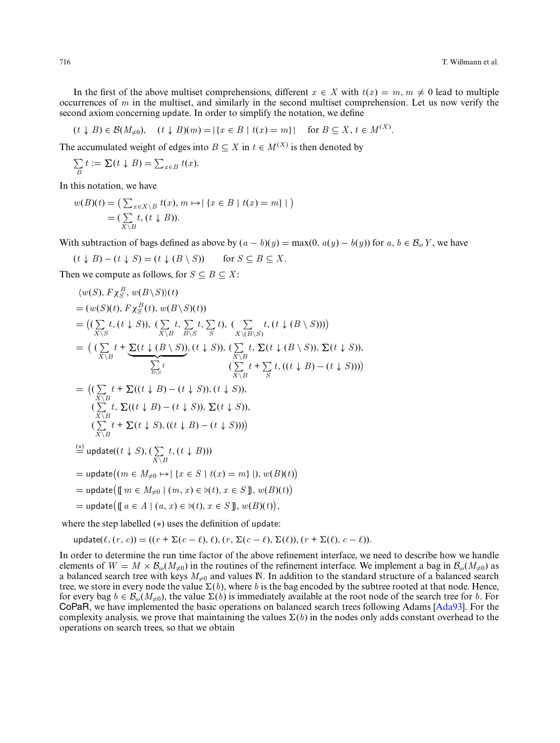In the first of the above multiset comprehensions, different $x \in X$ with $t(x) = m$, $m \neq 0$ lead to multiple occurrences of $m$ in the multiset, and similarly in the second multiset comprehension. Let us now verify the second axiom concerning update. In order to simplify the notation, we define

$$(t \downarrow B) \in \mathcal{B}(M_{\neq 0}), \quad (t \downarrow B)(m) = |\{x \in B \mid t(x) = m\}| \quad \text{for } B \subseteq X,\, t \in M^{(X)}.$$

The accumulated weight of edges into $B \subseteq X$ in $t \in M^{(X)}$ is then denoted by

$$\sum_B t := \Sigma(t \downarrow B) = \sum_{x \in B} t(x).$$

In this notation, we have

$$\begin{aligned}
w(B)(t) &= \big( \textstyle\sum_{x \in X \setminus B} t(x),\, m \mapsto |\, \{x \in B \mid t(x) = m\}\, | \big) \\
&= \big( \textstyle\sum_{X \setminus B} t,\, (t \downarrow B) \big).
\end{aligned}$$

With subtraction of bags defined as above by $(a - b)(y) = \max(0, a(y) - b(y))$ for $a, b \in \mathcal{B}_\omega Y$, we have

$$(t \downarrow B) - (t \downarrow S) = (t \downarrow (B \setminus S)) \qquad \text{for } S \subseteq B \subseteq X.$$

Then we compute as follows, for $S \subseteq B \subseteq X$:

$$\begin{aligned}
&\langle w(S), F\chi_S^B, w(B \setminus S) \rangle(t) \\
&= (w(S)(t), F\chi_S^B(t), w(B \setminus S)(t)) \\
&= \Big( \big( \textstyle\sum_{X \setminus S} t, (t \downarrow S) \big),\ \big( \sum_{X \setminus B} t, \sum_{B \setminus S} t, \sum_S t \big),\ \big( \sum_{X \setminus (B \setminus S)} t, (t \downarrow (B \setminus S)) \big) \Big) \\
&= \Big( \big( \textstyle\sum_{X \setminus B} t + \underbrace{\Sigma(t \downarrow (B \setminus S))}_{\sum_{B \setminus S} t}, (t \downarrow S) \big),\ \big( \sum_{X \setminus B} t,\, \Sigma(t \downarrow (B \setminus S)),\, \Sigma(t \downarrow S) \big), \\
&\qquad \big( \textstyle\sum_{X \setminus B} t + \sum_S t, ((t \downarrow B) - (t \downarrow S)) \big) \Big) \\
&= \Big( \big( \textstyle\sum_{X \setminus B} t + \Sigma((t \downarrow B) - (t \downarrow S)), (t \downarrow S) \big), \\
&\qquad \big( \textstyle\sum_{X \setminus B} t,\, \Sigma((t \downarrow B) - (t \downarrow S)),\, \Sigma(t \downarrow S) \big), \\
&\qquad \big( \textstyle\sum_{X \setminus B} t + \Sigma(t \downarrow S), ((t \downarrow B) - (t \downarrow S)) \big) \Big) \\
&\overset{(*)}{=} \mathsf{update}\big((t \downarrow S), \big( \textstyle\sum_{X \setminus B} t, (t \downarrow B) \big)\big) \\
&= \mathsf{update}\big( (m \in M_{\neq 0} \mapsto |\, \{x \in S \mid t(x) = m\}\, |),\, w(B)(t) \big) \\
&= \mathsf{update}\big( \{\!\!\{\, m \in M_{\neq 0} \mid (m, x) \in \flat(t), x \in S \,\}\!\!\},\, w(B)(t) \big) \\
&= \mathsf{update}\big( \{\!\!\{\, a \in A \mid (a, x) \in \flat(t), x \in S \,\}\!\!\},\, w(B)(t) \big),
\end{aligned}$$

where the step labelled $(*)$ uses the definition of update:

$$\mathsf{update}(\ell, (r, c)) = ((r + \Sigma(c - \ell), \ell), (r, \Sigma(c - \ell), \Sigma(\ell)), (r + \Sigma(\ell), c - \ell)).$$

In order to determine the run time factor of the above refinement interface, we need to describe how we handle elements of $W = M \times \mathcal{B}_\omega(M_{\neq 0})$ in the routines of the refinement interface. We implement a bag in $\mathcal{B}_\omega(M_{\neq 0})$ as a balanced search tree with keys $M_{\neq 0}$ and values $\mathbb{N}$. In addition to the standard structure of a balanced search tree, we store in every node the value $\Sigma(b)$, where $b$ is the bag encoded by the subtree rooted at that node. Hence, for every bag $b \in \mathcal{B}_\omega(M_{\neq 0})$, the value $\Sigma(b)$ is immediately available at the root node of the search tree for $b$. For CoPaR, we have implemented the basic operations on balanced search trees following Adams [Ada93]. For the complexity analysis, we prove that maintaining the values $\Sigma(b)$ in the nodes only adds constant overhead to the operations on search trees, so that we obtain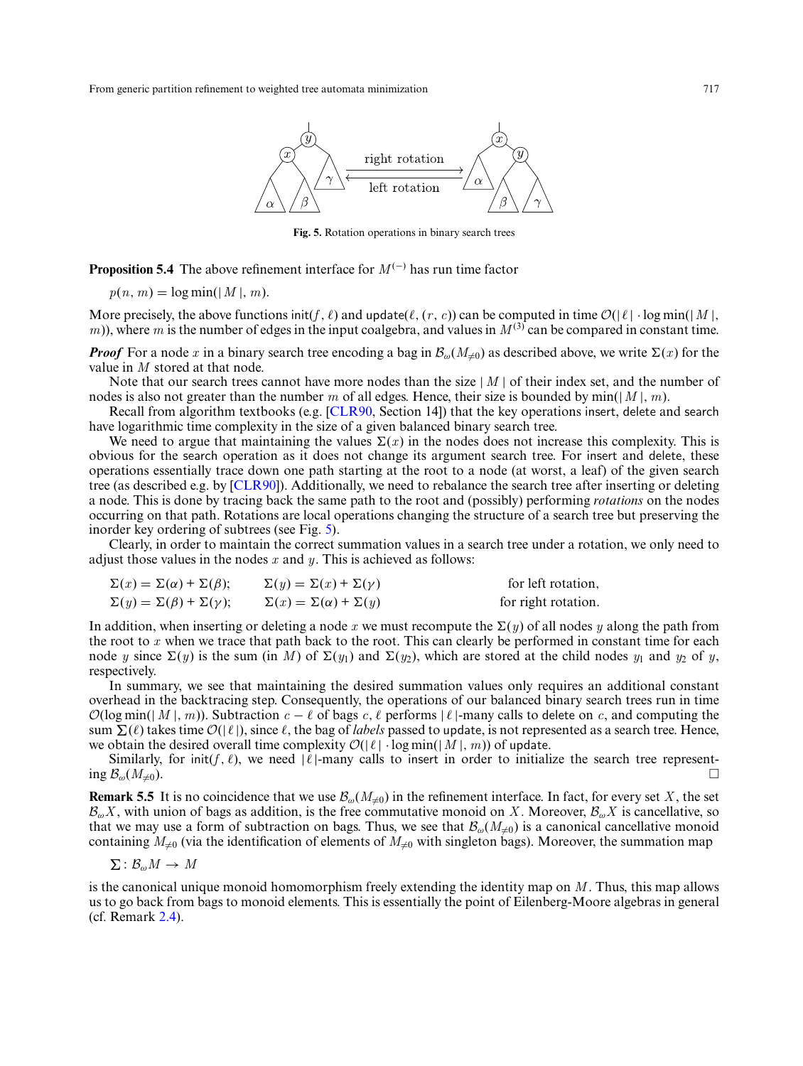**Fig. 5.** Rotation operations in binary search trees

**Proposition 5.4** The above refinement interface for $M^{(-)}$ has run time factor

$$p(n, m) = \log \min(|M|, m).$$

More precisely, the above functions init$(f, \ell)$ and update$(\ell, (r, c))$ can be computed in time $\mathcal{O}(|\ell| \cdot \log \min(|M|, m))$, where $m$ is the number of edges in the input coalgebra, and values in $M^{(3)}$ can be compared in constant time.

***Proof*** For a node $x$ in a binary search tree encoding a bag in $\mathcal{B}_\omega(M_{\neq 0})$ as described above, we write $\Sigma(x)$ for the value in $M$ stored at that node.

Note that our search trees cannot have more nodes than the size $|M|$ of their index set, and the number of nodes is also not greater than the number $m$ of all edges. Hence, their size is bounded by $\min(|M|, m)$.

Recall from algorithm textbooks (e.g. [CLR90, Section 14]) that the key operations insert, delete and search have logarithmic time complexity in the size of a given balanced binary search tree.

We need to argue that maintaining the values $\Sigma(x)$ in the nodes does not increase this complexity. This is obvious for the search operation as it does not change its argument search tree. For insert and delete, these operations essentially trace down one path starting at the root to a node (at worst, a leaf) of the given search tree (as described e.g. by [CLR90]). Additionally, we need to rebalance the search tree after inserting or deleting a node. This is done by tracing back the same path to the root and (possibly) performing *rotations* on the nodes occurring on that path. Rotations are local operations changing the structure of a search tree but preserving the inorder key ordering of subtrees (see Fig. 5).

Clearly, in order to maintain the correct summation values in a search tree under a rotation, we only need to adjust those values in the nodes $x$ and $y$. This is achieved as follows:

$$\Sigma(x) = \Sigma(\alpha) + \Sigma(\beta); \qquad \Sigma(y) = \Sigma(x) + \Sigma(\gamma) \qquad \text{for left rotation,}$$
$$\Sigma(y) = \Sigma(\beta) + \Sigma(\gamma); \qquad \Sigma(x) = \Sigma(\alpha) + \Sigma(y) \qquad \text{for right rotation.}$$

In addition, when inserting or deleting a node $x$ we must recompute the $\Sigma(y)$ of all nodes $y$ along the path from the root to $x$ when we trace that path back to the root. This can clearly be performed in constant time for each node $y$ since $\Sigma(y)$ is the sum (in $M$) of $\Sigma(y_1)$ and $\Sigma(y_2)$, which are stored at the child nodes $y_1$ and $y_2$ of $y$, respectively.

In summary, we see that maintaining the desired summation values only requires an additional constant overhead in the backtracing step. Consequently, the operations of our balanced binary search trees run in time $\mathcal{O}(\log \min(|M|, m))$. Subtraction $c - \ell$ of bags $c$, $\ell$ performs $|\ell|$-many calls to delete on $c$, and computing the sum $\sum(\ell)$ takes time $\mathcal{O}(|\ell|)$, since $\ell$, the bag of *labels* passed to update, is not represented as a search tree. Hence, we obtain the desired overall time complexity $\mathcal{O}(|\ell| \cdot \log \min(|M|, m))$ of update.

Similarly, for init$(f, \ell)$, we need $|\ell|$-many calls to insert in order to initialize the search tree representing $\mathcal{B}_\omega(M_{\neq 0})$. □

**Remark 5.5** It is no coincidence that we use $\mathcal{B}_\omega(M_{\neq 0})$ in the refinement interface. In fact, for every set $X$, the set $\mathcal{B}_\omega X$, with union of bags as addition, is the free commutative monoid on $X$. Moreover, $\mathcal{B}_\omega X$ is cancellative, so that we may use a form of subtraction on bags. Thus, we see that $\mathcal{B}_\omega(M_{\neq 0})$ is a canonical cancellative monoid containing $M_{\neq 0}$ (via the identification of elements of $M_{\neq 0}$ with singleton bags). Moreover, the summation map

$$\textstyle\sum : \mathcal{B}_\omega M \to M$$

is the canonical unique monoid homomorphism freely extending the identity map on $M$. Thus, this map allows us to go back from bags to monoid elements. This is essentially the point of Eilenberg-Moore algebras in general (cf. Remark 2.4).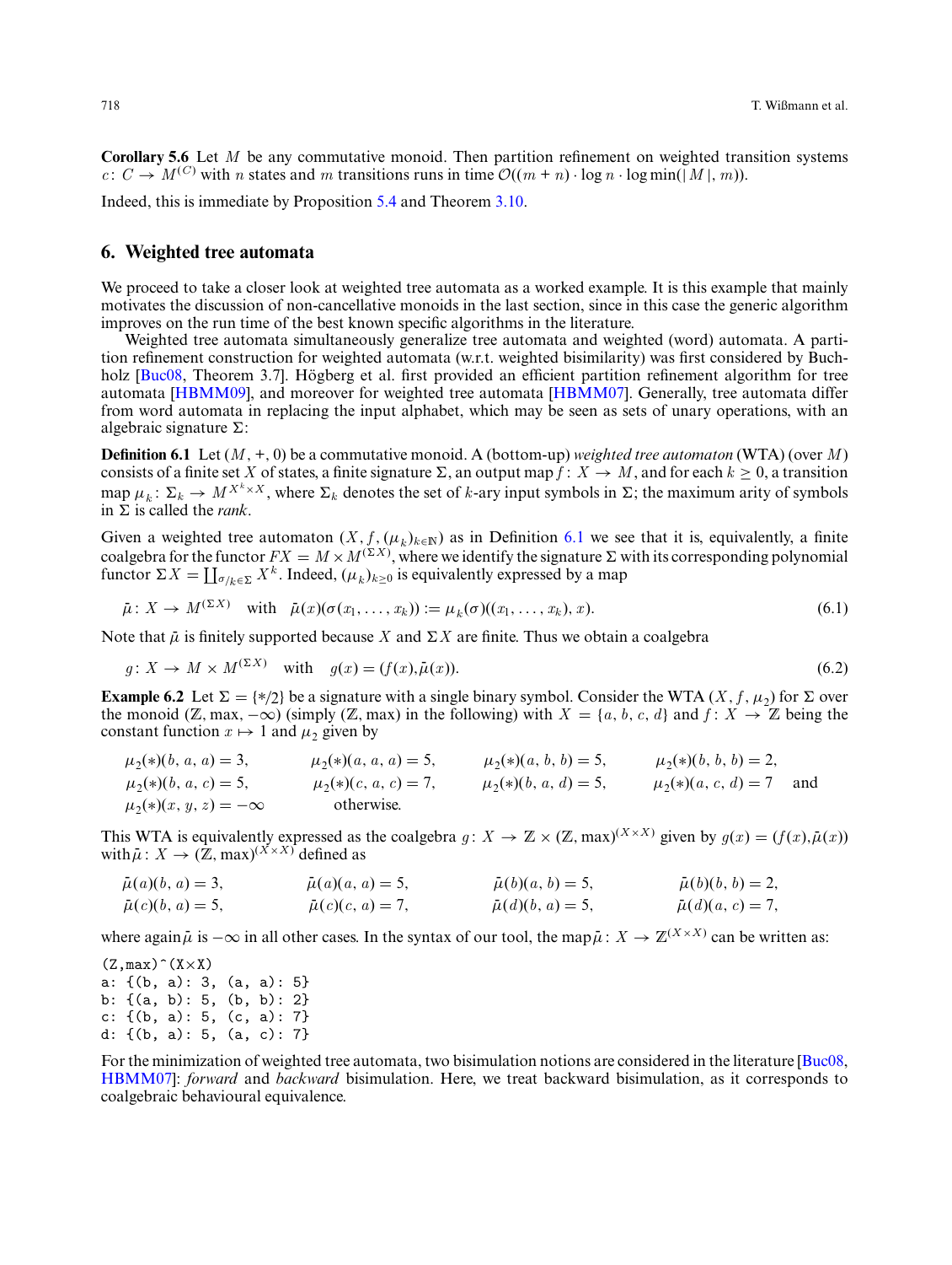**Corollary 5.6** Let $M$ be any commutative monoid. Then partition refinement on weighted transition systems $c\colon C \to M^{(C)}$ with $n$ states and $m$ transitions runs in time $\mathcal{O}((m+n)\cdot \log n \cdot \log \min(|M|, m))$.

Indeed, this is immediate by Proposition 5.4 and Theorem 3.10.

## 6. Weighted tree automata

We proceed to take a closer look at weighted tree automata as a worked example. It is this example that mainly motivates the discussion of non-cancellative monoids in the last section, since in this case the generic algorithm improves on the run time of the best known specific algorithms in the literature.

Weighted tree automata simultaneously generalize tree automata and weighted (word) automata. A partition refinement construction for weighted automata (w.r.t. weighted bisimilarity) was first considered by Buchholz [Buc08, Theorem 3.7]. Högberg et al. first provided an efficient partition refinement algorithm for tree automata [HBMM09], and moreover for weighted tree automata [HBMM07]. Generally, tree automata differ from word automata in replacing the input alphabet, which may be seen as sets of unary operations, with an algebraic signature $\Sigma$:

**Definition 6.1** Let $(M, +, 0)$ be a commutative monoid. A (bottom-up) *weighted tree automaton* (WTA) (over $M$) consists of a finite set $X$ of states, a finite signature $\Sigma$, an output map $f\colon X \to M$, and for each $k \geq 0$, a transition map $\mu_k\colon \Sigma_k \to M^{X^k \times X}$, where $\Sigma_k$ denotes the set of $k$-ary input symbols in $\Sigma$; the maximum arity of symbols in $\Sigma$ is called the *rank*.

Given a weighted tree automaton $(X, f, (\mu_k)_{k\in\mathbb{N}})$ as in Definition 6.1 we see that it is, equivalently, a finite coalgebra for the functor $FX = M \times M^{(\Sigma X)}$, where we identify the signature $\Sigma$ with its corresponding polynomial functor $\Sigma X = \coprod_{\sigma/k \in \Sigma} X^k$. Indeed, $(\mu_k)_{k\geq 0}$ is equivalently expressed by a map

$$\tilde{\mu}\colon X \to M^{(\Sigma X)} \quad \text{with} \quad \tilde{\mu}(x)(\sigma(x_1, \ldots, x_k)) := \mu_k(\sigma)((x_1, \ldots, x_k), x). \tag{6.1}$$

Note that $\tilde{\mu}$ is finitely supported because $X$ and $\Sigma X$ are finite. Thus we obtain a coalgebra

$$g\colon X \to M \times M^{(\Sigma X)} \quad \text{with} \quad g(x) = (f(x), \tilde{\mu}(x)). \tag{6.2}$$

**Example 6.2** Let $\Sigma = \{*/2\}$ be a signature with a single binary symbol. Consider the WTA $(X, f, \mu_2)$ for $\Sigma$ over the monoid $(\mathbb{Z}, \max, -\infty)$ (simply $(\mathbb{Z}, \max)$ in the following) with $X = \{a, b, c, d\}$ and $f\colon X \to \mathbb{Z}$ being the constant function $x \mapsto 1$ and $\mu_2$ given by

$$\begin{array}{llll}
\mu_2(*)(b,a,a) = 3, & \mu_2(*)(a,a,a) = 5, & \mu_2(*)(a,b,b) = 5, & \mu_2(*)(b,b,b) = 2, \\
\mu_2(*)(b,a,c) = 5, & \mu_2(*)(c,a,c) = 7, & \mu_2(*)(b,a,d) = 5, & \mu_2(*)(a,c,d) = 7 \quad \text{and} \\
\mu_2(*)(x,y,z) = -\infty & \text{otherwise.} & &
\end{array}$$

This WTA is equivalently expressed as the coalgebra $g\colon X \to \mathbb{Z} \times (\mathbb{Z}, \max)^{(X\times X)}$ given by $g(x) = (f(x), \tilde{\mu}(x))$ with $\tilde{\mu}\colon X \to (\mathbb{Z}, \max)^{(X\times X)}$ defined as

$$\begin{array}{llll}
\tilde{\mu}(a)(b,a) = 3, & \tilde{\mu}(a)(a,a) = 5, & \tilde{\mu}(b)(a,b) = 5, & \tilde{\mu}(b)(b,b) = 2, \\
\tilde{\mu}(c)(b,a) = 5, & \tilde{\mu}(c)(c,a) = 7, & \tilde{\mu}(d)(b,a) = 5, & \tilde{\mu}(d)(a,c) = 7,
\end{array}$$

where again $\tilde{\mu}$ is $-\infty$ in all other cases. In the syntax of our tool, the map $\tilde{\mu}\colon X \to \mathbb{Z}^{(X\times X)}$ can be written as:

```
(Z,max)^(X×X)
a: {(b, a): 3, (a, a): 5}
b: {(a, b): 5, (b, b): 2}
c: {(b, a): 5, (c, a): 7}
d: {(b, a): 5, (a, c): 7}
```

For the minimization of weighted tree automata, two bisimulation notions are considered in the literature [Buc08, HBMM07]: *forward* and *backward* bisimulation. Here, we treat backward bisimulation, as it corresponds to coalgebraic behavioural equivalence.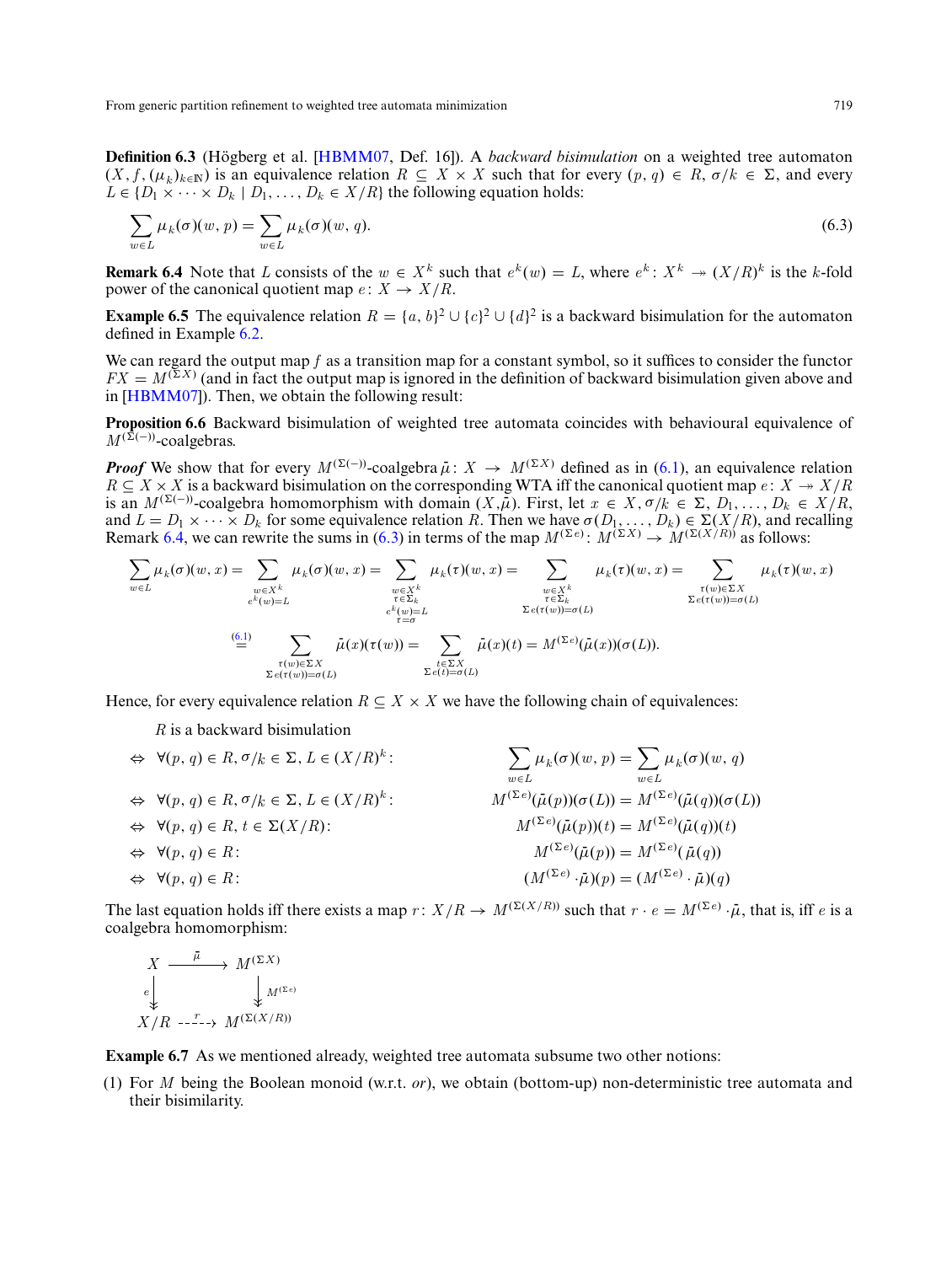**Definition 6.3** (Högberg et al. [HBMM07, Def. 16]). A *backward bisimulation* on a weighted tree automaton $(X, f, (\mu_k)_{k\in\mathbb{N}})$ is an equivalence relation $R \subseteq X \times X$ such that for every $(p, q) \in R$, $\sigma/k \in \Sigma$, and every $L \in \{D_1 \times \cdots \times D_k \mid D_1, \ldots, D_k \in X/R\}$ the following equation holds:

$$\sum_{w\in L} \mu_k(\sigma)(w, p) = \sum_{w\in L} \mu_k(\sigma)(w, q). \tag{6.3}$$

**Remark 6.4** Note that $L$ consists of the $w \in X^k$ such that $e^k(w) = L$, where $e^k : X^k \twoheadrightarrow (X/R)^k$ is the $k$-fold power of the canonical quotient map $e: X \to X/R$.

**Example 6.5** The equivalence relation $R = \{a, b\}^2 \cup \{c\}^2 \cup \{d\}^2$ is a backward bisimulation for the automaton defined in Example 6.2.

We can regard the output map $f$ as a transition map for a constant symbol, so it suffices to consider the functor $FX = M^{(\Sigma X)}$ (and in fact the output map is ignored in the definition of backward bisimulation given above and in [HBMM07]). Then, we obtain the following result:

**Proposition 6.6** Backward bisimulation of weighted tree automata coincides with behavioural equivalence of $M^{(\Sigma(-))}$-coalgebras.

***Proof*** We show that for every $M^{(\Sigma(-))}$-coalgebra $\bar{\mu}: X \to M^{(\Sigma X)}$ defined as in (6.1), an equivalence relation $R \subseteq X \times X$ is a backward bisimulation on the corresponding WTA iff the canonical quotient map $e: X \twoheadrightarrow X/R$ is an $M^{(\Sigma(-))}$-coalgebra homomorphism with domain $(X, \bar{\mu})$. First, let $x \in X$, $\sigma/k \in \Sigma$, $D_1, \ldots, D_k \in X/R$, and $L = D_1 \times \cdots \times D_k$ for some equivalence relation $R$. Then we have $\sigma(D_1, \ldots, D_k) \in \Sigma(X/R)$, and recalling Remark 6.4, we can rewrite the sums in (6.3) in terms of the map $M^{(\Sigma e)}: M^{(\Sigma X)} \to M^{(\Sigma(X/R))}$ as follows:

$$\sum_{w\in L} \mu_k(\sigma)(w, x) = \sum_{\substack{w\in X^k\\ e^k(w)=L}} \mu_k(\sigma)(w, x) = \sum_{\substack{w\in X^k\\ \tau\in\Sigma_k\\ e^k(w)=L\\ \tau=\sigma}} \mu_k(\tau)(w, x) = \sum_{\substack{w\in X^k\\ \tau\in\Sigma_k\\ \Sigma e(\tau(w))=\sigma(L)}} \mu_k(\tau)(w, x) = \sum_{\substack{\tau(w)\in\Sigma X\\ \Sigma e(\tau(w))=\sigma(L)}} \mu_k(\tau)(w, x)$$

$$\overset{(6.1)}{=} \sum_{\substack{\tau(w)\in\Sigma X\\ \Sigma e(\tau(w))=\sigma(L)}} \bar{\mu}(x)(\tau(w)) = \sum_{\substack{t\in\Sigma X\\ \Sigma e(t)=\sigma(L)}} \bar{\mu}(x)(t) = M^{(\Sigma e)}(\bar{\mu}(x))(\sigma(L)).$$

Hence, for every equivalence relation $R \subseteq X \times X$ we have the following chain of equivalences:

$R$ is a backward bisimulation

$$\begin{aligned}
&\Leftrightarrow\ \forall (p, q) \in R, \sigma/k \in \Sigma, L \in (X/R)^k: && \sum_{w\in L} \mu_k(\sigma)(w, p) = \sum_{w\in L} \mu_k(\sigma)(w, q)\\
&\Leftrightarrow\ \forall (p, q) \in R, \sigma/k \in \Sigma, L \in (X/R)^k: && M^{(\Sigma e)}(\bar{\mu}(p))(\sigma(L)) = M^{(\Sigma e)}(\bar{\mu}(q))(\sigma(L))\\
&\Leftrightarrow\ \forall (p, q) \in R, t \in \Sigma(X/R): && M^{(\Sigma e)}(\bar{\mu}(p))(t) = M^{(\Sigma e)}(\bar{\mu}(q))(t)\\
&\Leftrightarrow\ \forall (p, q) \in R: && M^{(\Sigma e)}(\bar{\mu}(p)) = M^{(\Sigma e)}(\bar{\mu}(q))\\
&\Leftrightarrow\ \forall (p, q) \in R: && (M^{(\Sigma e)} \cdot \bar{\mu})(p) = (M^{(\Sigma e)} \cdot \bar{\mu})(q)
\end{aligned}$$

The last equation holds iff there exists a map $r: X/R \to M^{(\Sigma(X/R))}$ such that $r \cdot e = M^{(\Sigma e)} \cdot \bar{\mu}$, that is, iff $e$ is a coalgebra homomorphism:

$$\begin{array}{ccc}
X & \xrightarrow{\ \bar{\mu}\ } & M^{(\Sigma X)}\\
{\scriptstyle e}\downarrow & & \downarrow{\scriptstyle M^{(\Sigma e)}}\\
X/R & \xrightarrow{\ r\ } & M^{(\Sigma(X/R))}
\end{array}$$

**Example 6.7** As we mentioned already, weighted tree automata subsume two other notions:

(1) For $M$ being the Boolean monoid (w.r.t. *or*), we obtain (bottom-up) non-deterministic tree automata and their bisimilarity.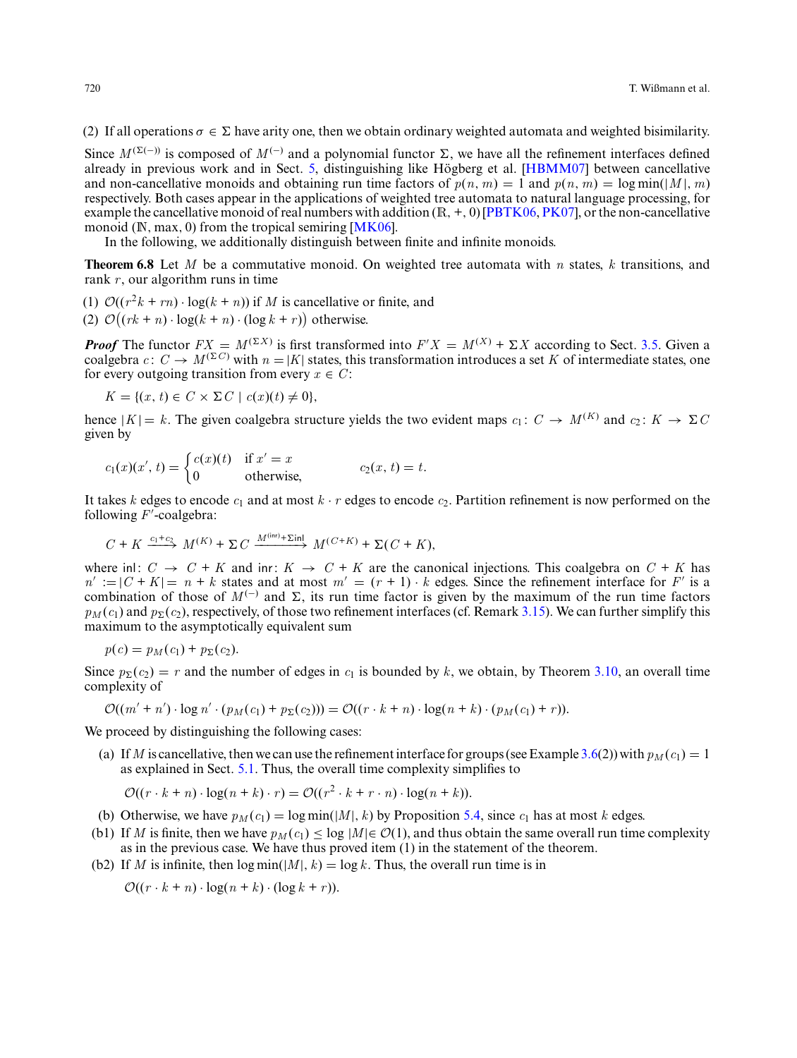(2) If all operations $\sigma \in \Sigma$ have arity one, then we obtain ordinary weighted automata and weighted bisimilarity.

Since $M^{(\Sigma(-))}$ is composed of $M^{(-)}$ and a polynomial functor $\Sigma$, we have all the refinement interfaces defined already in previous work and in Sect. 5, distinguishing like Högberg et al. [HBMM07] between cancellative and non-cancellative monoids and obtaining run time factors of $p(n, m) = 1$ and $p(n, m) = \log \min(|M|, m)$ respectively. Both cases appear in the applications of weighted tree automata to natural language processing, for example the cancellative monoid of real numbers with addition $(\mathbb{R}, +, 0)$ [PBTK06, PK07], or the non-cancellative monoid $(\mathbb{N}, \max, 0)$ from the tropical semiring [MK06].

In the following, we additionally distinguish between finite and infinite monoids.

**Theorem 6.8** Let $M$ be a commutative monoid. On weighted tree automata with $n$ states, $k$ transitions, and rank $r$, our algorithm runs in time

(1) $\mathcal{O}((r^2 k + rn) \cdot \log(k + n))$ if $M$ is cancellative or finite, and
(2) $\mathcal{O}\big((rk + n) \cdot \log(k + n) \cdot (\log k + r)\big)$ otherwise.

***Proof*** The functor $FX = M^{(\Sigma X)}$ is first transformed into $F'X = M^{(X)} + \Sigma X$ according to Sect. 3.5. Given a coalgebra $c\colon C \to M^{(\Sigma C)}$ with $n = |K|$ states, this transformation introduces a set $K$ of intermediate states, one for every outgoing transition from every $x \in C$:

$$K = \{(x, t) \in C \times \Sigma C \mid c(x)(t) \neq 0\},$$

hence $|K| = k$. The given coalgebra structure yields the two evident maps $c_1\colon C \to M^{(K)}$ and $c_2\colon K \to \Sigma C$ given by

$$c_1(x)(x', t) = \begin{cases} c(x)(t) & \text{if } x' = x \\ 0 & \text{otherwise,} \end{cases} \qquad c_2(x, t) = t.$$

It takes $k$ edges to encode $c_1$ and at most $k \cdot r$ edges to encode $c_2$. Partition refinement is now performed on the following $F'$-coalgebra:

$$C + K \xrightarrow{c_1 + c_2} M^{(K)} + \Sigma C \xrightarrow{M^{(\mathsf{inr})} + \Sigma\mathsf{inl}} M^{(C+K)} + \Sigma(C + K),$$

where $\mathsf{inl}\colon C \to C + K$ and $\mathsf{inr}\colon K \to C + K$ are the canonical injections. This coalgebra on $C + K$ has $n' := |C + K| = n + k$ states and at most $m' = (r + 1) \cdot k$ edges. Since the refinement interface for $F'$ is a combination of those of $M^{(-)}$ and $\Sigma$, its run time factor is given by the maximum of the run time factors $p_M(c_1)$ and $p_\Sigma(c_2)$, respectively, of those two refinement interfaces (cf. Remark 3.15). We can further simplify this maximum to the asymptotically equivalent sum

$$p(c) = p_M(c_1) + p_\Sigma(c_2).$$

Since $p_\Sigma(c_2) = r$ and the number of edges in $c_1$ is bounded by $k$, we obtain, by Theorem 3.10, an overall time complexity of

$$\mathcal{O}((m' + n') \cdot \log n' \cdot (p_M(c_1) + p_\Sigma(c_2))) = \mathcal{O}((r \cdot k + n) \cdot \log(n + k) \cdot (p_M(c_1) + r)).$$

We proceed by distinguishing the following cases:

(a) If $M$ is cancellative, then we can use the refinement interface for groups (see Example 3.6(2)) with $p_M(c_1) = 1$ as explained in Sect. 5.1. Thus, the overall time complexity simplifies to

$$\mathcal{O}((r \cdot k + n) \cdot \log(n + k) \cdot r) = \mathcal{O}((r^2 \cdot k + r \cdot n) \cdot \log(n + k)).$$

(b) Otherwise, we have $p_M(c_1) = \log \min(|M|, k)$ by Proposition 5.4, since $c_1$ has at most $k$ edges.

(b1) If $M$ is finite, then we have $p_M(c_1) \le \log |M| \in \mathcal{O}(1)$, and thus obtain the same overall run time complexity as in the previous case. We have thus proved item (1) in the statement of the theorem.

(b2) If $M$ is infinite, then $\log \min(|M|, k) = \log k$. Thus, the overall run time is in

$$\mathcal{O}((r \cdot k + n) \cdot \log(n + k) \cdot (\log k + r)).$$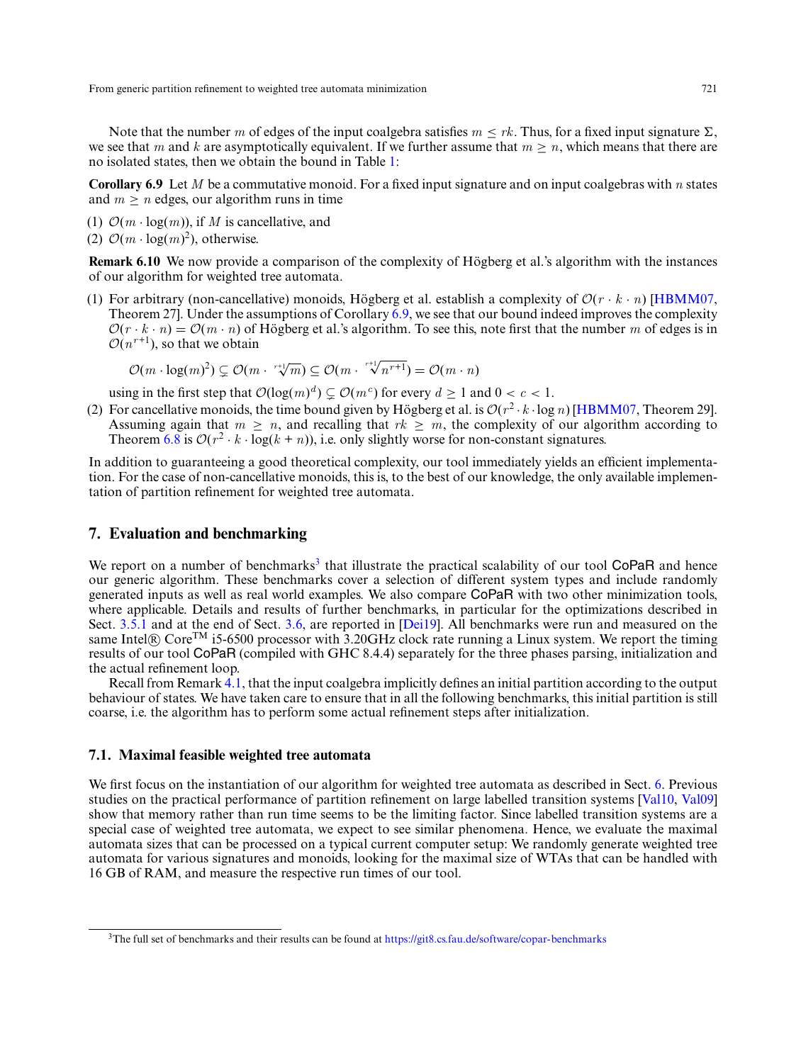Note that the number $m$ of edges of the input coalgebra satisfies $m \leq rk$. Thus, for a fixed input signature $\Sigma$, we see that $m$ and $k$ are asymptotically equivalent. If we further assume that $m \geq n$, which means that there are no isolated states, then we obtain the bound in Table 1:

**Corollary 6.9** Let $M$ be a commutative monoid. For a fixed input signature and on input coalgebras with $n$ states and $m \geq n$ edges, our algorithm runs in time

(1) $\mathcal{O}(m \cdot \log(m))$, if $M$ is cancellative, and
(2) $\mathcal{O}(m \cdot \log(m)^2)$, otherwise.

**Remark 6.10** We now provide a comparison of the complexity of Högberg et al.'s algorithm with the instances of our algorithm for weighted tree automata.

(1) For arbitrary (non-cancellative) monoids, Högberg et al. establish a complexity of $\mathcal{O}(r \cdot k \cdot n)$ [HBMM07, Theorem 27]. Under the assumptions of Corollary 6.9, we see that our bound indeed improves the complexity $\mathcal{O}(r \cdot k \cdot n) = \mathcal{O}(m \cdot n)$ of Högberg et al.'s algorithm. To see this, note first that the number $m$ of edges is in $\mathcal{O}(n^{r+1})$, so that we obtain

$$\mathcal{O}(m \cdot \log(m)^2) \subsetneq \mathcal{O}(m \cdot \sqrt[r+1]{m}) \subseteq \mathcal{O}(m \cdot \sqrt[r+1]{n^{r+1}}) = \mathcal{O}(m \cdot n)$$

using in the first step that $\mathcal{O}(\log(m)^d) \subsetneq \mathcal{O}(m^c)$ for every $d \geq 1$ and $0 < c < 1$.

(2) For cancellative monoids, the time bound given by Högberg et al. is $\mathcal{O}(r^2 \cdot k \cdot \log n)$ [HBMM07, Theorem 29]. Assuming again that $m \geq n$, and recalling that $rk \geq m$, the complexity of our algorithm according to Theorem 6.8 is $\mathcal{O}(r^2 \cdot k \cdot \log(k + n))$, i.e. only slightly worse for non-constant signatures.

In addition to guaranteeing a good theoretical complexity, our tool immediately yields an efficient implementation. For the case of non-cancellative monoids, this is, to the best of our knowledge, the only available implementation of partition refinement for weighted tree automata.

## 7. Evaluation and benchmarking

We report on a number of benchmarks[3] that illustrate the practical scalability of our tool CoPaR and hence our generic algorithm. These benchmarks cover a selection of different system types and include randomly generated inputs as well as real world examples. We also compare CoPaR with two other minimization tools, where applicable. Details and results of further benchmarks, in particular for the optimizations described in Sect. 3.5.1 and at the end of Sect. 3.6, are reported in [Dei19]. All benchmarks were run and measured on the same Intel® Core™ i5-6500 processor with 3.20GHz clock rate running a Linux system. We report the timing results of our tool CoPaR (compiled with GHC 8.4.4) separately for the three phases parsing, initialization and the actual refinement loop.

Recall from Remark 4.1, that the input coalgebra implicitly defines an initial partition according to the output behaviour of states. We have taken care to ensure that in all the following benchmarks, this initial partition is still coarse, i.e. the algorithm has to perform some actual refinement steps after initialization.

### 7.1. Maximal feasible weighted tree automata

We first focus on the instantiation of our algorithm for weighted tree automata as described in Sect. 6. Previous studies on the practical performance of partition refinement on large labelled transition systems [Val10, Val09] show that memory rather than run time seems to be the limiting factor. Since labelled transition systems are a special case of weighted tree automata, we expect to see similar phenomena. Hence, we evaluate the maximal automata sizes that can be processed on a typical current computer setup: We randomly generate weighted tree automata for various signatures and monoids, looking for the maximal size of WTAs that can be handled with 16 GB of RAM, and measure the respective run times of our tool.

[3] The full set of benchmarks and their results can be found at https://git8.cs.fau.de/software/copar-benchmarks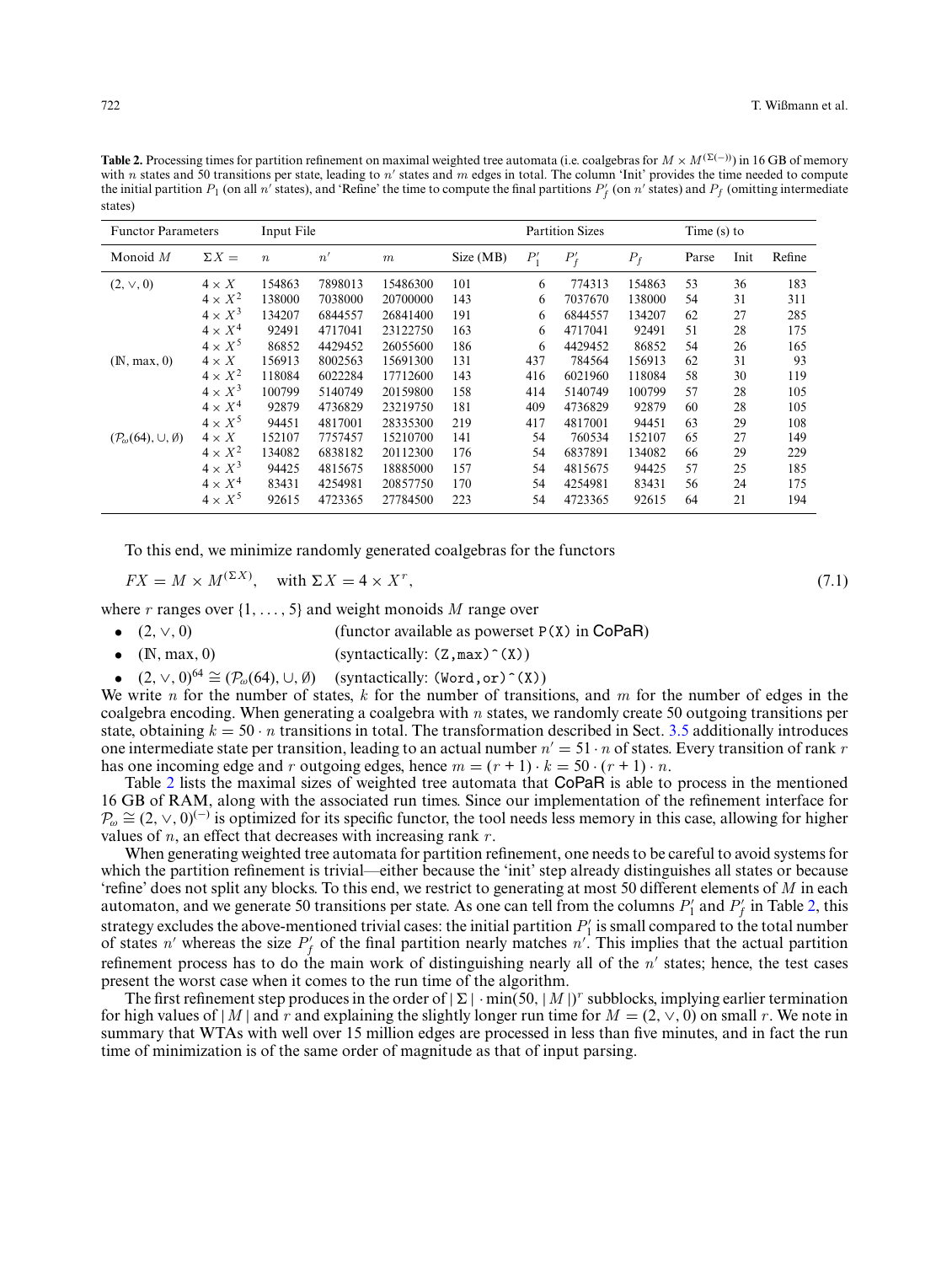**Table 2.** Processing times for partition refinement on maximal weighted tree automata (i.e. coalgebras for $M \times M^{(\Sigma(-))}$) in 16 GB of memory with $n$ states and 50 transitions per state, leading to $n'$ states and $m$ edges in total. The column 'Init' provides the time needed to compute the initial partition $P_1$ (on all $n'$ states), and 'Refine' the time to compute the final partitions $P'_f$ (on $n'$ states) and $P_f$ (omitting intermediate states)

| Functor Parameters | | Input File | | | | Partition Sizes | | | Time (s) to | | |
|---|---|---|---|---|---|---|---|---|---|---|---|
| Monoid $M$ | $\Sigma X =$ | $n$ | $n'$ | $m$ | Size (MB) | $P'_1$ | $P'_f$ | $P_f$ | Parse | Init | Refine |
| $(2, \vee, 0)$ | $4 \times X$ | 154863 | 7898013 | 15486300 | 101 | 6 | 774313 | 154863 | 53 | 36 | 183 |
| | $4 \times X^2$ | 138000 | 7038000 | 20700000 | 143 | 6 | 7037670 | 138000 | 54 | 31 | 311 |
| | $4 \times X^3$ | 134207 | 6844557 | 26841400 | 191 | 6 | 6844557 | 134207 | 62 | 27 | 285 |
| | $4 \times X^4$ | 92491 | 4717041 | 23122750 | 163 | 6 | 4717041 | 92491 | 51 | 28 | 175 |
| | $4 \times X^5$ | 86852 | 4429452 | 26055600 | 186 | 6 | 4429452 | 86852 | 54 | 26 | 165 |
| $(\mathbb{N}, \max, 0)$ | $4 \times X$ | 156913 | 8002563 | 15691300 | 131 | 437 | 784564 | 156913 | 62 | 31 | 93 |
| | $4 \times X^2$ | 118084 | 6022284 | 17712600 | 143 | 416 | 6021960 | 118084 | 58 | 30 | 119 |
| | $4 \times X^3$ | 100799 | 5140749 | 20159800 | 158 | 414 | 5140749 | 100799 | 57 | 28 | 105 |
| | $4 \times X^4$ | 92879 | 4736829 | 23219750 | 181 | 409 | 4736829 | 92879 | 60 | 28 | 105 |
| | $4 \times X^5$ | 94451 | 4817001 | 28335300 | 219 | 417 | 4817001 | 94451 | 63 | 29 | 108 |
| $(\mathcal{P}_\omega(64), \cup, \emptyset)$ | $4 \times X$ | 152107 | 7757457 | 15210700 | 141 | 54 | 760534 | 152107 | 65 | 27 | 149 |
| | $4 \times X^2$ | 134082 | 6838182 | 20112300 | 176 | 54 | 6837891 | 134082 | 66 | 29 | 229 |
| | $4 \times X^3$ | 94425 | 4815675 | 18885000 | 157 | 54 | 4815675 | 94425 | 57 | 25 | 185 |
| | $4 \times X^4$ | 83431 | 4254981 | 20857750 | 170 | 54 | 4254981 | 83431 | 56 | 24 | 175 |
| | $4 \times X^5$ | 92615 | 4723365 | 27784500 | 223 | 54 | 4723365 | 92615 | 64 | 21 | 194 |

To this end, we minimize randomly generated coalgebras for the functors

$$FX = M \times M^{(\Sigma X)}, \quad \text{with } \Sigma X = 4 \times X^r, \tag{7.1}$$

where $r$ ranges over $\{1, \dots, 5\}$ and weight monoids $M$ range over

- $(2, \vee, 0)$ (functor available as powerset `P(X)` in CoPaR)
- $(\mathbb{N}, \max, 0)$ (syntactically: `(Z,max)^(X)`)
- $(2, \vee, 0)^{64} \cong (\mathcal{P}_\omega(64), \cup, \emptyset)$ (syntactically: `(Word,or)^(X)`)

We write $n$ for the number of states, $k$ for the number of transitions, and $m$ for the number of edges in the coalgebra encoding. When generating a coalgebra with $n$ states, we randomly create 50 outgoing transitions per state, obtaining $k = 50 \cdot n$ transitions in total. The transformation described in Sect. 3.5 additionally introduces one intermediate state per transition, leading to an actual number $n' = 51 \cdot n$ of states. Every transition of rank $r$ has one incoming edge and $r$ outgoing edges, hence $m = (r + 1) \cdot k = 50 \cdot (r + 1) \cdot n$.

Table 2 lists the maximal sizes of weighted tree automata that CoPaR is able to process in the mentioned 16 GB of RAM, along with the associated run times. Since our implementation of the refinement interface for $\mathcal{P}_\omega \cong (2, \vee, 0)^{(-)}$ is optimized for its specific functor, the tool needs less memory in this case, allowing for higher values of $n$, an effect that decreases with increasing rank $r$.

When generating weighted tree automata for partition refinement, one needs to be careful to avoid systems for which the partition refinement is trivial—either because the 'init' step already distinguishes all states or because 'refine' does not split any blocks. To this end, we restrict to generating at most 50 different elements of $M$ in each automaton, and we generate 50 transitions per state. As one can tell from the columns $P'_1$ and $P'_f$ in Table 2, this strategy excludes the above-mentioned trivial cases: the initial partition $P'_1$ is small compared to the total number of states $n'$ whereas the size $P'_f$ of the final partition nearly matches $n'$. This implies that the actual partition refinement process has to do the main work of distinguishing nearly all of the $n'$ states; hence, the test cases present the worst case when it comes to the run time of the algorithm.

The first refinement step produces in the order of $|\Sigma| \cdot \min(50, |M|)^r$ subblocks, implying earlier termination for high values of $|M|$ and $r$ and explaining the slightly longer run time for $M = (2, \vee, 0)$ on small $r$. We note in summary that WTAs with well over 15 million edges are processed in less than five minutes, and in fact the run time of minimization is of the same order of magnitude as that of input parsing.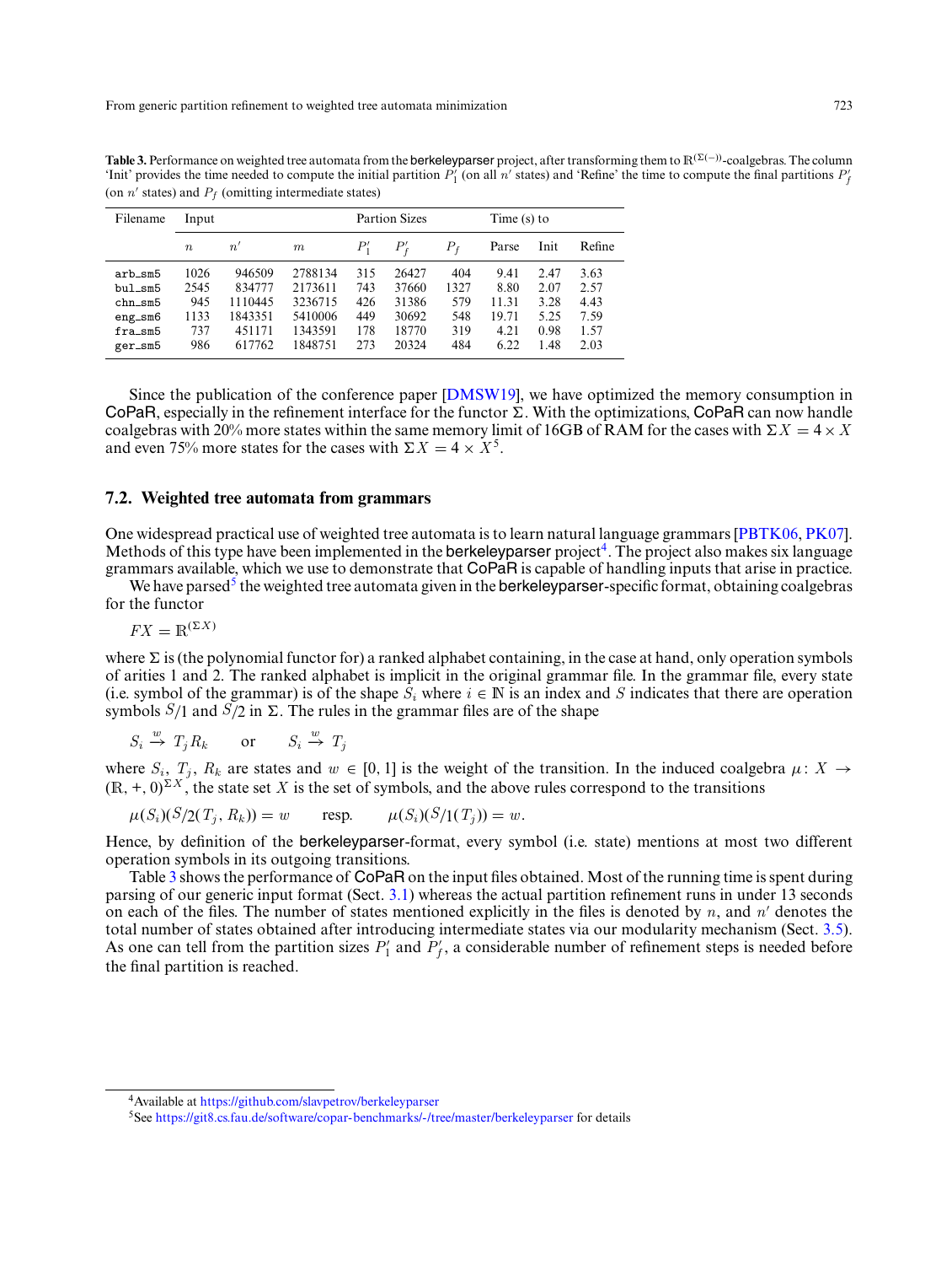**Table 3.** Performance on weighted tree automata from the berkeleyparser project, after transforming them to $\mathbb{R}^{(\Sigma(-))}$-coalgebras. The column 'Init' provides the time needed to compute the initial partition $P'_1$ (on all $n'$ states) and 'Refine' the time to compute the final partitions $P'_f$ (on $n'$ states) and $P_f$ (omitting intermediate states)

| Filename | Input | | | Partion Sizes | | | Time (s) to | | |
|---|---|---|---|---|---|---|---|---|---|
| | $n$ | $n'$ | $m$ | $P'_1$ | $P'_f$ | $P_f$ | Parse | Init | Refine |
| arb_sm5 | 1026 | 946509 | 2788134 | 315 | 26427 | 404 | 9.41 | 2.47 | 3.63 |
| bul_sm5 | 2545 | 834777 | 2173611 | 743 | 37660 | 1327 | 8.80 | 2.07 | 2.57 |
| chn_sm5 | 945 | 1110445 | 3236715 | 426 | 31386 | 579 | 11.31 | 3.28 | 4.43 |
| eng_sm6 | 1133 | 1843351 | 5410006 | 449 | 30692 | 548 | 19.71 | 5.25 | 7.59 |
| fra_sm5 | 737 | 451171 | 1343591 | 178 | 18770 | 319 | 4.21 | 0.98 | 1.57 |
| ger_sm5 | 986 | 617762 | 1848751 | 273 | 20324 | 484 | 6.22 | 1.48 | 2.03 |

Since the publication of the conference paper [DMSW19], we have optimized the memory consumption in CoPaR, especially in the refinement interface for the functor $\Sigma$. With the optimizations, CoPaR can now handle coalgebras with 20% more states within the same memory limit of 16GB of RAM for the cases with $\Sigma X = 4 \times X$ and even 75% more states for the cases with $\Sigma X = 4 \times X^5$.

## 7.2. Weighted tree automata from grammars

One widespread practical use of weighted tree automata is to learn natural language grammars [PBTK06, PK07]. Methods of this type have been implemented in the berkeleyparser project[4]. The project also makes six language grammars available, which we use to demonstrate that CoPaR is capable of handling inputs that arise in practice.

We have parsed[5] the weighted tree automata given in the berkeleyparser-specific format, obtaining coalgebras for the functor

$$FX = \mathbb{R}^{(\Sigma X)}$$

where $\Sigma$ is (the polynomial functor for) a ranked alphabet containing, in the case at hand, only operation symbols of arities 1 and 2. The ranked alphabet is implicit in the original grammar file. In the grammar file, every state (i.e. symbol of the grammar) is of the shape $S_i$ where $i \in \mathbb{N}$ is an index and $S$ indicates that there are operation symbols $S/1$ and $S/2$ in $\Sigma$. The rules in the grammar files are of the shape

$$S_i \xrightarrow{w} T_j R_k \qquad \text{or} \qquad S_i \xrightarrow{w} T_j$$

where $S_i$, $T_j$, $R_k$ are states and $w \in [0, 1]$ is the weight of the transition. In the induced coalgebra $\mu\colon X \to (\mathbb{R}, +, 0)^{\Sigma X}$, the state set $X$ is the set of symbols, and the above rules correspond to the transitions

$$\mu(S_i)(S/2(T_j, R_k)) = w \qquad \text{resp.} \qquad \mu(S_i)(S/1(T_j)) = w.$$

Hence, by definition of the berkeleyparser-format, every symbol (i.e. state) mentions at most two different operation symbols in its outgoing transitions.

Table 3 shows the performance of CoPaR on the input files obtained. Most of the running time is spent during parsing of our generic input format (Sect. 3.1) whereas the actual partition refinement runs in under 13 seconds on each of the files. The number of states mentioned explicitly in the files is denoted by $n$, and $n'$ denotes the total number of states obtained after introducing intermediate states via our modularity mechanism (Sect. 3.5). As one can tell from the partition sizes $P'_1$ and $P'_f$, a considerable number of refinement steps is needed before the final partition is reached.

[4] Available at https://github.com/slavpetrov/berkeleyparser

[5] See https://git8.cs.fau.de/software/copar-benchmarks/-/tree/master/berkeleyparser for details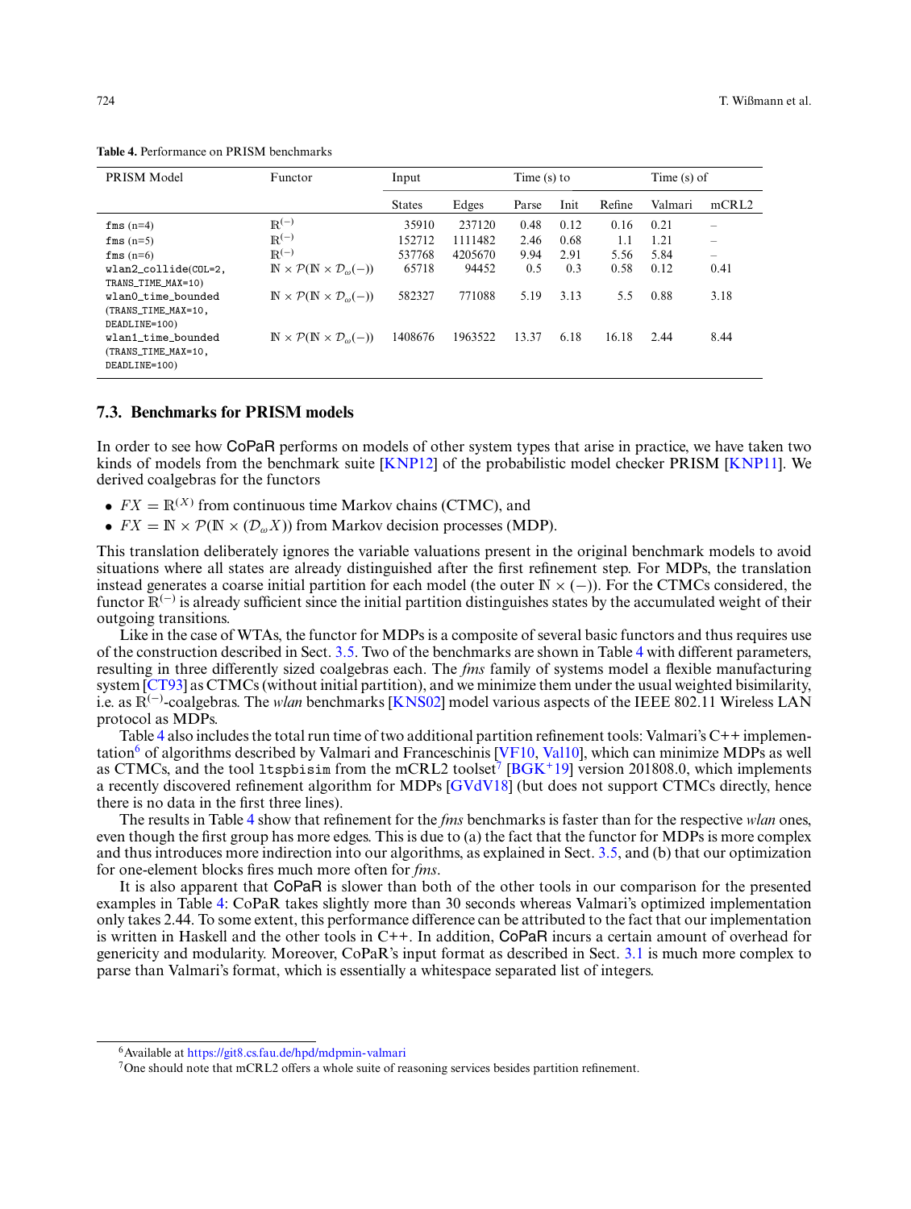**Table 4.** Performance on PRISM benchmarks

| PRISM Model | Functor | Input | | Time (s) to | | | Time (s) of | |
|---|---|---|---|---|---|---|---|---|
| | | States | Edges | Parse | Init | Refine | Valmari | mCRL2 |
| `fms` (n=4) | $\mathbb{R}^{(-)}$ | 35910 | 237120 | 0.48 | 0.12 | 0.16 | 0.21 | – |
| `fms` (n=5) | $\mathbb{R}^{(-)}$ | 152712 | 1111482 | 2.46 | 0.68 | 1.1 | 1.21 | – |
| `fms` (n=6) | $\mathbb{R}^{(-)}$ | 537768 | 4205670 | 9.94 | 2.91 | 5.56 | 5.84 | – |
| `wlan2_collide(COL=2, TRANS_TIME_MAX=10)` | $\mathbb{N} \times \mathcal{P}(\mathbb{N} \times \mathcal{D}_\omega(-))$ | 65718 | 94452 | 0.5 | 0.3 | 0.58 | 0.12 | 0.41 |
| `wlan0_time_bounded (TRANS_TIME_MAX=10, DEADLINE=100)` | $\mathbb{N} \times \mathcal{P}(\mathbb{N} \times \mathcal{D}_\omega(-))$ | 582327 | 771088 | 5.19 | 3.13 | 5.5 | 0.88 | 3.18 |
| `wlan1_time_bounded (TRANS_TIME_MAX=10, DEADLINE=100)` | $\mathbb{N} \times \mathcal{P}(\mathbb{N} \times \mathcal{D}_\omega(-))$ | 1408676 | 1963522 | 13.37 | 6.18 | 16.18 | 2.44 | 8.44 |

## 7.3. Benchmarks for PRISM models

In order to see how CoPaR performs on models of other system types that arise in practice, we have taken two kinds of models from the benchmark suite [KNP12] of the probabilistic model checker PRISM [KNP11]. We derived coalgebras for the functors

- $FX = \mathbb{R}^{(X)}$ from continuous time Markov chains (CTMC), and
- $FX = \mathbb{N} \times \mathcal{P}(\mathbb{N} \times (\mathcal{D}_\omega X))$ from Markov decision processes (MDP).

This translation deliberately ignores the variable valuations present in the original benchmark models to avoid situations where all states are already distinguished after the first refinement step. For MDPs, the translation instead generates a coarse initial partition for each model (the outer $\mathbb{N} \times (-)$). For the CTMCs considered, the functor $\mathbb{R}^{(-)}$ is already sufficient since the initial partition distinguishes states by the accumulated weight of their outgoing transitions.

Like in the case of WTAs, the functor for MDPs is a composite of several basic functors and thus requires use of the construction described in Sect. 3.5. Two of the benchmarks are shown in Table 4 with different parameters, resulting in three differently sized coalgebras each. The *fms* family of systems model a flexible manufacturing system [CT93] as CTMCs (without initial partition), and we minimize them under the usual weighted bisimilarity, i.e. as $\mathbb{R}^{(-)}$-coalgebras. The *wlan* benchmarks [KNS02] model various aspects of the IEEE 802.11 Wireless LAN protocol as MDPs.

Table 4 also includes the total run time of two additional partition refinement tools: Valmari's C++ implementation[6] of algorithms described by Valmari and Franceschinis [VF10, Val10], which can minimize MDPs as well as CTMCs, and the tool `ltspbisim` from the mCRL2 toolset[7] [BGK+19] version 201808.0, which implements a recently discovered refinement algorithm for MDPs [GVdV18] (but does not support CTMCs directly, hence there is no data in the first three lines).

The results in Table 4 show that refinement for the *fms* benchmarks is faster than for the respective *wlan* ones, even though the first group has more edges. This is due to (a) the fact that the functor for MDPs is more complex and thus introduces more indirection into our algorithms, as explained in Sect. 3.5, and (b) that our optimization for one-element blocks fires much more often for *fms*.

It is also apparent that CoPaR is slower than both of the other tools in our comparison for the presented examples in Table 4: CoPaR takes slightly more than 30 seconds whereas Valmari's optimized implementation only takes 2.44. To some extent, this performance difference can be attributed to the fact that our implementation is written in Haskell and the other tools in C++. In addition, CoPaR incurs a certain amount of overhead for genericity and modularity. Moreover, CoPaR's input format as described in Sect. 3.1 is much more complex to parse than Valmari's format, which is essentially a whitespace separated list of integers.

---

[6] Available at https://git8.cs.fau.de/hpd/mdpmin-valmari

[7] One should note that mCRL2 offers a whole suite of reasoning services besides partition refinement.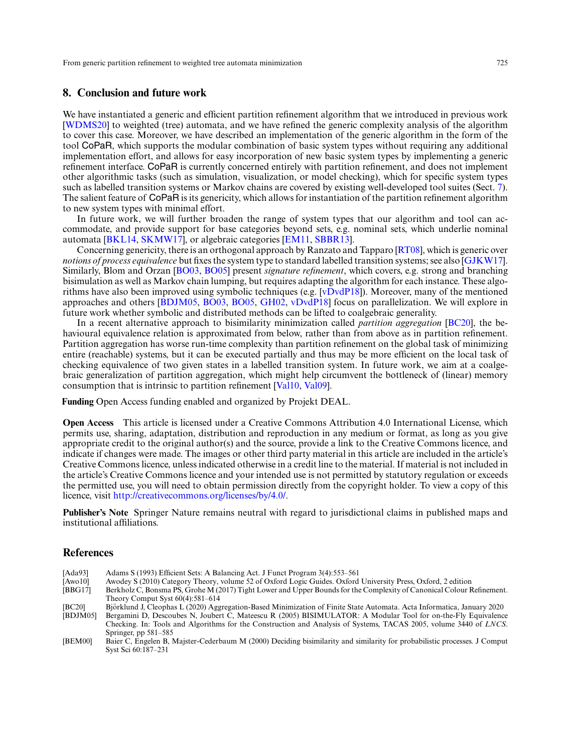## 8. Conclusion and future work

We have instantiated a generic and efficient partition refinement algorithm that we introduced in previous work [WDMS20] to weighted (tree) automata, and we have refined the generic complexity analysis of the algorithm to cover this case. Moreover, we have described an implementation of the generic algorithm in the form of the tool CoPaR, which supports the modular combination of basic system types without requiring any additional implementation effort, and allows for easy incorporation of new basic system types by implementing a generic refinement interface. CoPaR is currently concerned entirely with partition refinement, and does not implement other algorithmic tasks (such as simulation, visualization, or model checking), which for specific system types such as labelled transition systems or Markov chains are covered by existing well-developed tool suites (Sect. 7). The salient feature of CoPaR is its genericity, which allows for instantiation of the partition refinement algorithm to new system types with minimal effort.

In future work, we will further broaden the range of system types that our algorithm and tool can accommodate, and provide support for base categories beyond sets, e.g. nominal sets, which underlie nominal automata [BKL14, SKMW17], or algebraic categories [EM11, SBBR13].

Concerning genericity, there is an orthogonal approach by Ranzato and Tapparo [RT08], which is generic over *notions of process equivalence* but fixes the system type to standard labelled transition systems; see also [GJKW17]. Similarly, Blom and Orzan [BO03, BO05] present *signature refinement*, which covers, e.g. strong and branching bisimulation as well as Markov chain lumping, but requires adapting the algorithm for each instance. These algorithms have also been improved using symbolic techniques (e.g. [vDvdP18]). Moreover, many of the mentioned approaches and others [BDJM05, BO03, BO05, GH02, vDvdP18] focus on parallelization. We will explore in future work whether symbolic and distributed methods can be lifted to coalgebraic generality.

In a recent alternative approach to bisimilarity minimization called *partition aggregation* [BC20], the behavioural equivalence relation is approximated from below, rather than from above as in partition refinement. Partition aggregation has worse run-time complexity than partition refinement on the global task of minimizing entire (reachable) systems, but it can be executed partially and thus may be more efficient on the local task of checking equivalence of two given states in a labelled transition system. In future work, we aim at a coalgebraic generalization of partition aggregation, which might help circumvent the bottleneck of (linear) memory consumption that is intrinsic to partition refinement [Val10, Val09].

**Funding** Open Access funding enabled and organized by Projekt DEAL.

**Open Access** This article is licensed under a Creative Commons Attribution 4.0 International License, which permits use, sharing, adaptation, distribution and reproduction in any medium or format, as long as you give appropriate credit to the original author(s) and the source, provide a link to the Creative Commons licence, and indicate if changes were made. The images or other third party material in this article are included in the article's Creative Commons licence, unless indicated otherwise in a credit line to the material. If material is not included in the article's Creative Commons licence and your intended use is not permitted by statutory regulation or exceeds the permitted use, you will need to obtain permission directly from the copyright holder. To view a copy of this licence, visit http://creativecommons.org/licenses/by/4.0/.

**Publisher's Note** Springer Nature remains neutral with regard to jurisdictional claims in published maps and institutional affiliations.

## References

- [Ada93] Adams S (1993) Efficient Sets: A Balancing Act. J Funct Program 3(4):553–561
- [Awo10] Awodey S (2010) Category Theory, volume 52 of Oxford Logic Guides. Oxford University Press, Oxford, 2 edition
- [BBG17] Berkholz C, Bonsma PS, Grohe M (2017) Tight Lower and Upper Bounds for the Complexity of Canonical Colour Refinement. Theory Comput Syst 60(4):581–614
- [BC20] Björklund J, Cleophas L (2020) Aggregation-Based Minimization of Finite State Automata. Acta Informatica, January 2020
- [BDJM05] Bergamini D, Descoubes N, Joubert C, Mateescu R (2005) BISIMULATOR: A Modular Tool for on-the-Fly Equivalence Checking. In: Tools and Algorithms for the Construction and Analysis of Systems, TACAS 2005, volume 3440 of *LNCS*. Springer, pp 581–585
- [BEM00] Baier C, Engelen B, Majster-Cederbaum M (2000) Deciding bisimilarity and similarity for probabilistic processes. J Comput Syst Sci 60:187–231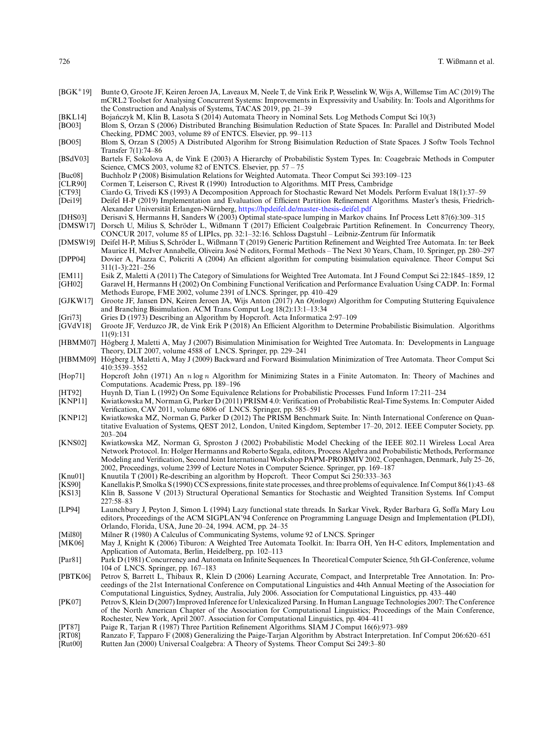[BGK+19] Bunte O, Groote JF, Keiren Jeroen JA, Laveaux M, Neele T, de Vink Erik P, Wesselink W, Wijs A, Willemse Tim AC (2019) The mCRL2 Toolset for Analysing Concurrent Systems: Improvements in Expressivity and Usability. In: Tools and Algorithms for the Construction and Analysis of Systems, TACAS 2019, pp. 21–39

[BKL14] Bojańczyk M, Klin B, Lasota S (2014) Automata Theory in Nominal Sets. Log Methods Comput Sci 10(3)

[BO03] Blom S, Orzan S (2006) Distributed Branching Bisimulation Reduction of State Spaces. In: Parallel and Distributed Model Checking, PDMC 2003, volume 89 of ENTCS. Elsevier, pp. 99–113

[BO05] Blom S, Orzan S (2005) A Distributed Algorihm for Strong Bisimulation Reduction of State Spaces. J Softw Tools Technol Transfer 7(1):74–86

[BSdV03] Bartels F, Sokolova A, de Vink E (2003) A Hierarchy of Probabilistic System Types. In: Coagebraic Methods in Computer Science, CMCS 2003, volume 82 of ENTCS. Elsevier, pp. 57 – 75

[Buc08] Buchholz P (2008) Bisimulation Relations for Weighted Automata. Theor Comput Sci 393:109–123

[CLR90] Cormen T, Leiserson C, Rivest R (1990) Introduction to Algorithms. MIT Press, Cambridge

[CT93] Ciardo G, Trivedi KS (1993) A Decomposition Approach for Stochastic Reward Net Models. Perform Evaluat 18(1):37–59

[Dei19] Deifel H-P (2019) Implementation and Evaluation of Efficient Partition Refinement Algorithms. Master's thesis, Friedrich-Alexander Universität Erlangen-Nürnberg, https://hpdeifel.de/master-thesis-deifel.pdf

[DHS03] Derisavi S, Hermanns H, Sanders W (2003) Optimal state-space lumping in Markov chains. Inf Process Lett 87(6):309–315

[DMSW17] Dorsch U, Milius S, Schröder L, Wißmann T (2017) Efficient Coalgebraic Partition Refinement. In Concurrency Theory, CONCUR 2017, volume 85 of LIPIcs, pp. 32:1–32:16. Schloss Dagstuhl – Leibniz-Zentrum für Informatik

[DMSW19] Deifel H-P, Milius S, Schröder L, Wißmann T (2019) Generic Partition Refinement and Weighted Tree Automata. In: ter Beek Maurice H, McIver Annabelle, Oliveira José N editors, Formal Methods – The Next 30 Years, Cham, 10. Springer, pp. 280–297

[DPP04] Dovier A, Piazza C, Policriti A (2004) An efficient algorithm for computing bisimulation equivalence. Theor Comput Sci 311(1-3):221–256

[EM11] Esik Z, Maletti A (2011) The Category of Simulations for Weighted Tree Automata. Int J Found Comput Sci 22:1845–1859, 12

[GH02] Garavel H, Hermanns H (2002) On Combining Functional Verification and Performance Evaluation Using CADP. In: Formal Methods Europe, FME 2002, volume 2391 of LNCS. Springer, pp. 410–429

[GJKW17] Groote JF, Jansen DN, Keiren Jeroen JA, Wijs Anton (2017) An $O(m\log n)$ Algorithm for Computing Stuttering Equivalence and Branching Bisimulation. ACM Trans Comput Log 18(2):13:1–13:34

[Gri73] Gries D (1973) Describing an Algorithm by Hopcroft. Acta Informatica 2:97–109

[GVdV18] Groote JF, Verduzco JR, de Vink Erik P (2018) An Efficient Algorithm to Determine Probabilistic Bisimulation. Algorithms 11(9):131

[HBMM07] Högberg J, Maletti A, May J (2007) Bisimulation Minimisation for Weighted Tree Automata. In: Developments in Language Theory, DLT 2007, volume 4588 of LNCS. Springer, pp. 229–241

[HBMM09] Högberg J, Maletti A, May J (2009) Backward and Forward Bisimulation Minimization of Tree Automata. Theor Comput Sci 410:3539–3552

[Hop71] Hopcroft John (1971) An $n \log n$ Algorithm for Minimizing States in a Finite Automaton. In: Theory of Machines and Computations. Academic Press, pp. 189–196

[HT92] Huynh D, Tian L (1992) On Some Equivalence Relations for Probabilistic Processes. Fund Inform 17:211–234

[KNP11] Kwiatkowska M, Norman G, Parker D (2011) PRISM 4.0: Verification of Probabilistic Real-Time Systems. In: Computer Aided Verification, CAV 2011, volume 6806 of LNCS. Springer, pp. 585–591

[KNP12] Kwiatkowska MZ, Norman G, Parker D (2012) The PRISM Benchmark Suite. In: Ninth International Conference on Quantitative Evaluation of Systems, QEST 2012, London, United Kingdom, September 17–20, 2012. IEEE Computer Society, pp. 203–204

[KNS02] Kwiatkowska MZ, Norman G, Sproston J (2002) Probabilistic Model Checking of the IEEE 802.11 Wireless Local Area Network Protocol. In: Holger Hermanns and Roberto Segala, editors, Process Algebra and Probabilistic Methods, Performance Modeling and Verification, Second Joint International Workshop PAPM-PROBMIV 2002, Copenhagen, Denmark, July 25–26, 2002, Proceedings, volume 2399 of Lecture Notes in Computer Science. Springer, pp. 169–187

[Knu01] Knuutila T (2001) Re-describing an algorithm by Hopcroft. Theor Comput Sci 250:333–363

[KS90] Kanellakis P, Smolka S (1990) CCS expressions, finite state processes, and three problems of equivalence. Inf Comput 86(1):43–68

[KS13] Klin B, Sassone V (2013) Structural Operational Semantics for Stochastic and Weighted Transition Systems. Inf Comput 227:58–83

[LP94] Launchbury J, Peyton J, Simon L (1994) Lazy functional state threads. In Sarkar Vivek, Ryder Barbara G, Soffa Mary Lou editors, Proceedings of the ACM SIGPLAN'94 Conference on Programming Language Design and Implementation (PLDI), Orlando, Florida, USA, June 20–24, 1994. ACM, pp. 24–35

[Mil80] Milner R (1980) A Calculus of Communicating Systems, volume 92 of LNCS. Springer

[MK06] May J, Knight K (2006) Tiburon: A Weighted Tree Automata Toolkit. In: Ibarra OH, Yen H-C editors, Implementation and Application of Automata, Berlin, Heidelberg, pp. 102–113

[Par81] Park D (1981) Concurrency and Automata on Infinite Sequences. In Theoretical Computer Science, 5th GI-Conference, volume 104 of LNCS. Springer, pp. 167–183

[PBTK06] Petrov S, Barrett L, Thibaux R, Klein D (2006) Learning Accurate, Compact, and Interpretable Tree Annotation. In: Proceedings of the 21st International Conference on Computational Linguistics and 44th Annual Meeting of the Association for Computational Linguistics, Sydney, Australia, July 2006. Association for Computational Linguistics, pp. 433–440

[PK07] Petrov S, Klein D (2007) Improved Inference for Unlexicalized Parsing. In Human Language Technologies 2007: The Conference of the North American Chapter of the Association for Computational Linguistics; Proceedings of the Main Conference, Rochester, New York, April 2007. Association for Computational Linguistics, pp. 404–411

[PT87] Paige R, Tarjan R (1987) Three Partition Refinement Algorithms. SIAM J Comput 16(6):973–989

[RT08] Ranzato F, Tapparo F (2008) Generalizing the Paige-Tarjan Algorithm by Abstract Interpretation. Inf Comput 206:620–651

[Rut00] Rutten Jan (2000) Universal Coalgebra: A Theory of Systems. Theor Comput Sci 249:3–80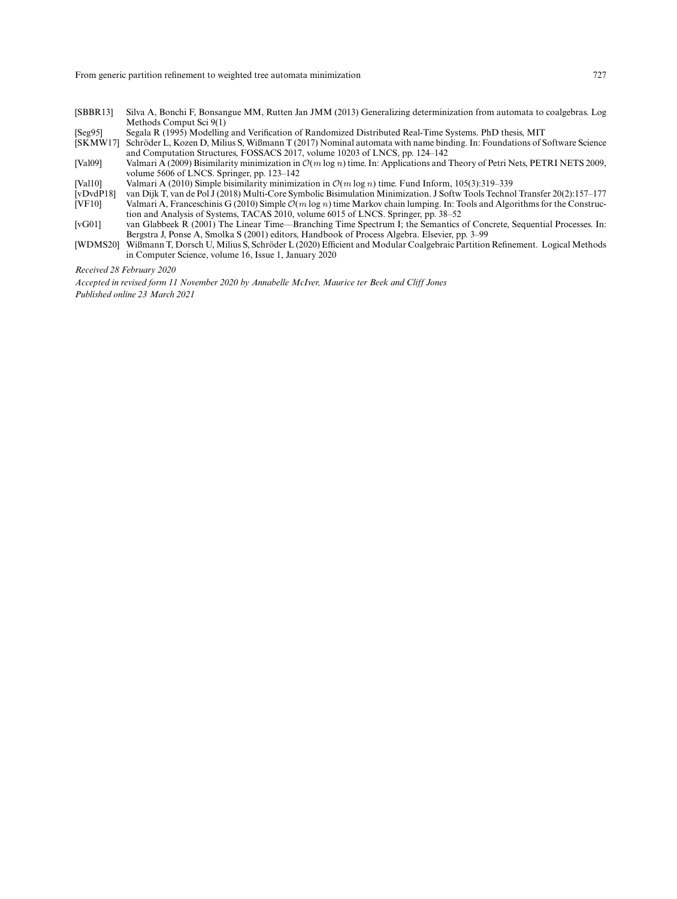[SBBR13] Silva A, Bonchi F, Bonsangue MM, Rutten Jan JMM (2013) Generalizing determinization from automata to coalgebras. Log Methods Comput Sci 9(1)

[Seg95] Segala R (1995) Modelling and Verification of Randomized Distributed Real-Time Systems. PhD thesis, MIT

[SKMW17] Schröder L, Kozen D, Milius S, Wißmann T (2017) Nominal automata with name binding. In: Foundations of Software Science and Computation Structures, FOSSACS 2017, volume 10203 of LNCS, pp. 124–142

[Val09] Valmari A (2009) Bisimilarity minimization in $\mathcal{O}(m \log n)$ time. In: Applications and Theory of Petri Nets, PETRI NETS 2009, volume 5606 of LNCS. Springer, pp. 123–142

[Val10] Valmari A (2010) Simple bisimilarity minimization in $\mathcal{O}(m \log n)$ time. Fund Inform, 105(3):319–339

[vDvdP18] van Dijk T, van de Pol J (2018) Multi-Core Symbolic Bisimulation Minimization. J Softw Tools Technol Transfer 20(2):157–177

[VF10] Valmari A, Franceschinis G (2010) Simple $\mathcal{O}(m \log n)$ time Markov chain lumping. In: Tools and Algorithms for the Construction and Analysis of Systems, TACAS 2010, volume 6015 of LNCS. Springer, pp. 38–52

[vG01] van Glabbeek R (2001) The Linear Time—Branching Time Spectrum I; the Semantics of Concrete, Sequential Processes. In: Bergstra J, Ponse A, Smolka S (2001) editors, Handbook of Process Algebra. Elsevier, pp. 3–99

[WDMS20] Wißmann T, Dorsch U, Milius S, Schröder L (2020) Efficient and Modular Coalgebraic Partition Refinement. Logical Methods in Computer Science, volume 16, Issue 1, January 2020

*Received 28 February 2020*

*Accepted in revised form 11 November 2020 by Annabelle McIver, Maurice ter Beek and Cliff Jones*

*Published online 23 March 2021*